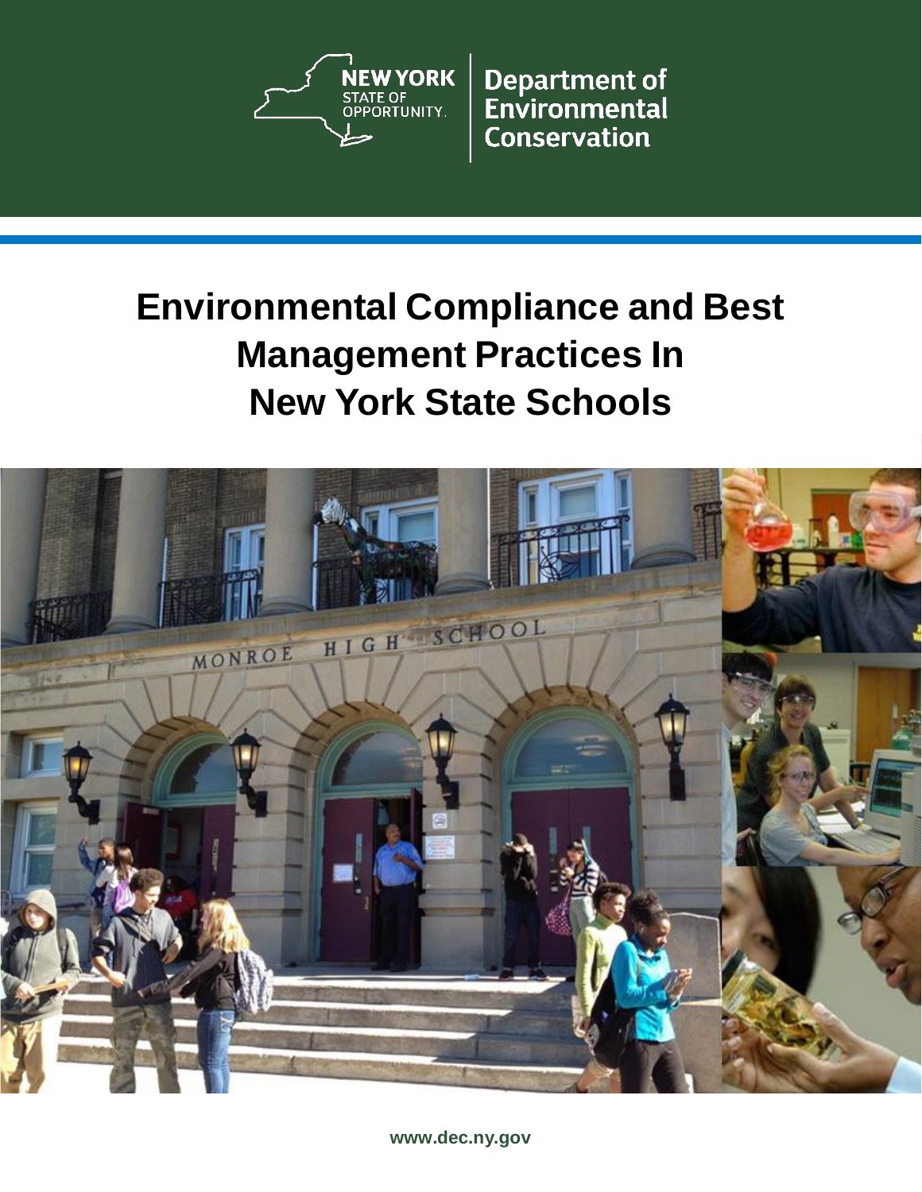NEW YORK STATE OF OPPORTUNITY. | Department of Environmental Conservation

# Environmental Compliance and Best Management Practices In New York State Schools

www.dec.ny.gov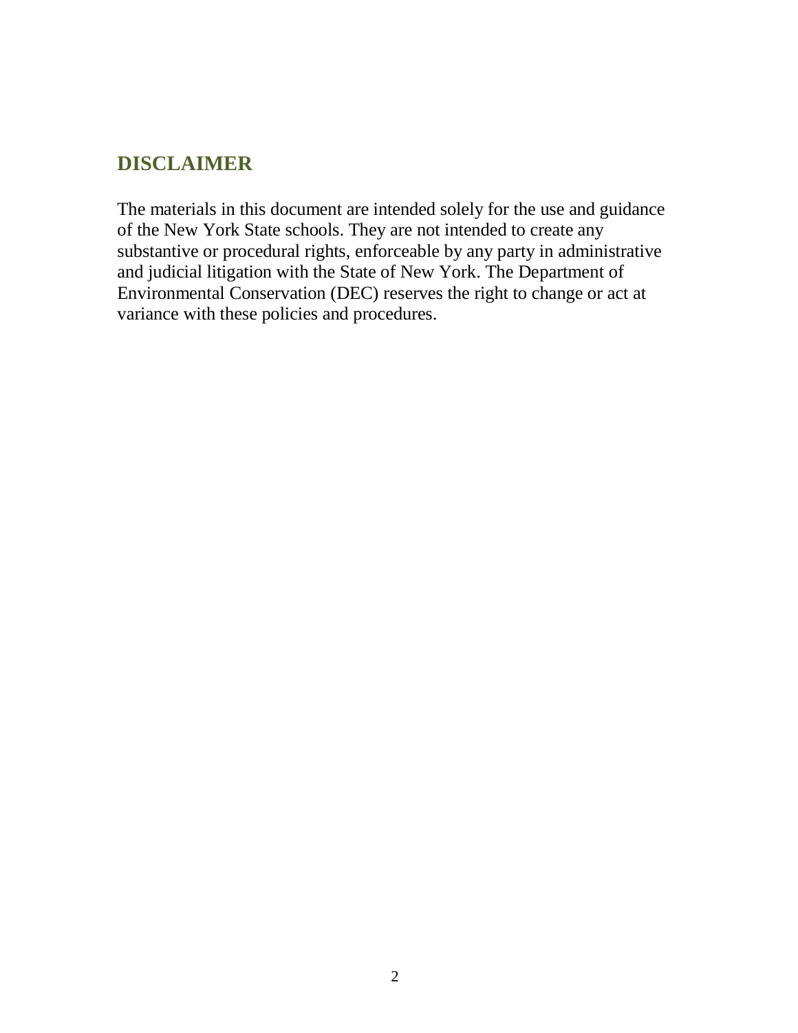## DISCLAIMER

The materials in this document are intended solely for the use and guidance of the New York State schools. They are not intended to create any substantive or procedural rights, enforceable by any party in administrative and judicial litigation with the State of New York. The Department of Environmental Conservation (DEC) reserves the right to change or act at variance with these policies and procedures.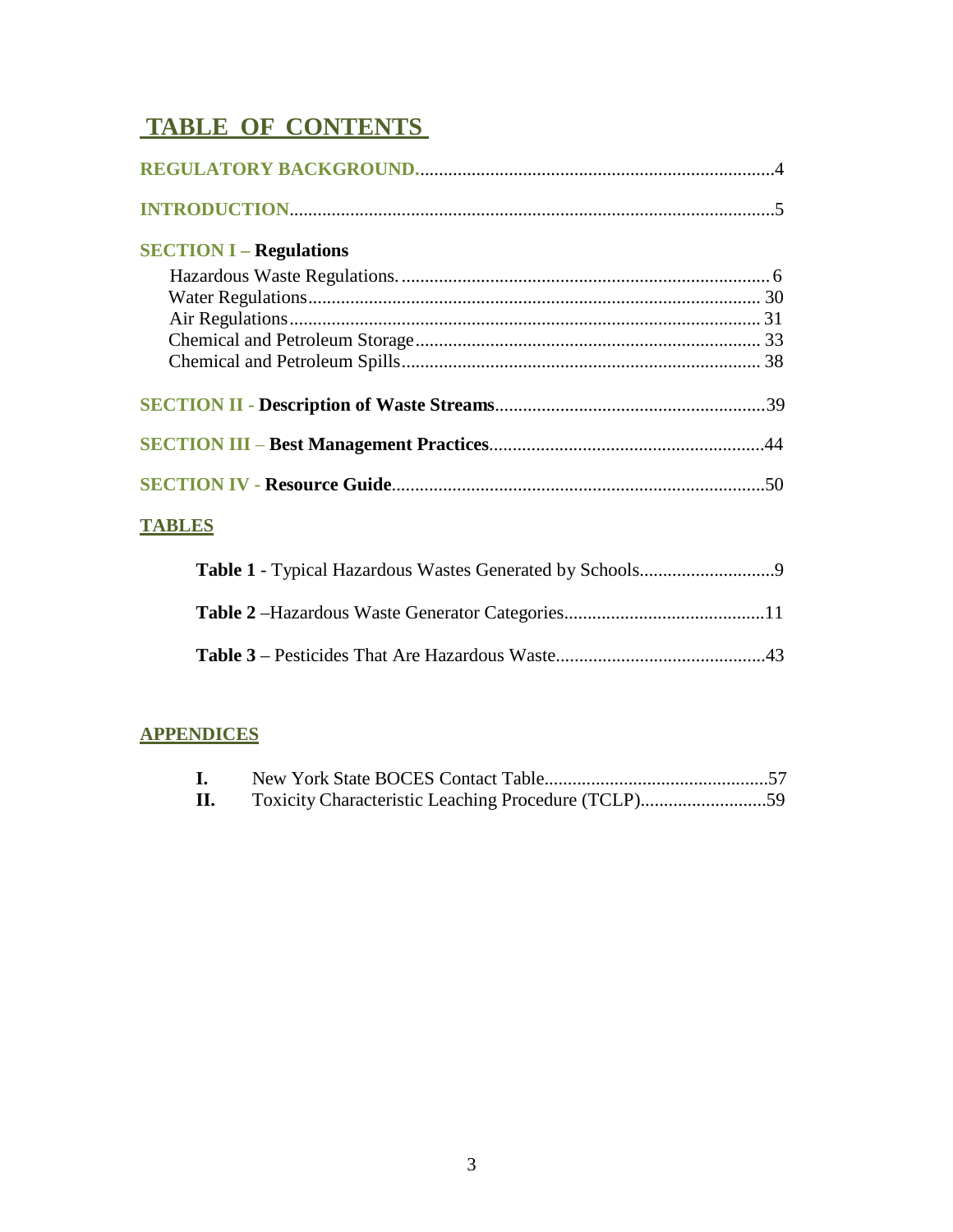# TABLE OF CONTENTS

**REGULATORY BACKGROUND.**............................................................................4

**INTRODUCTION**.......................................................................................................5

**SECTION I – Regulations**

Hazardous Waste Regulations. ............................................................................... 6
Water Regulations.................................................................................................. 30
Air Regulations....................................................................................................... 31
Chemical and Petroleum Storage.......................................................................... 33
Chemical and Petroleum Spills.............................................................................. 38

**SECTION II - Description of Waste Streams**..........................................................39

**SECTION III – Best Management Practices**...........................................................44

**SECTION IV - Resource Guide**................................................................................50

**TABLES**

**Table 1** - Typical Hazardous Wastes Generated by Schools.............................9

**Table 2** –Hazardous Waste Generator Categories...........................................11

**Table 3** – Pesticides That Are Hazardous Waste.............................................43

**APPENDICES**

**I.** New York State BOCES Contact Table................................................57
**II.** Toxicity Characteristic Leaching Procedure (TCLP)...........................59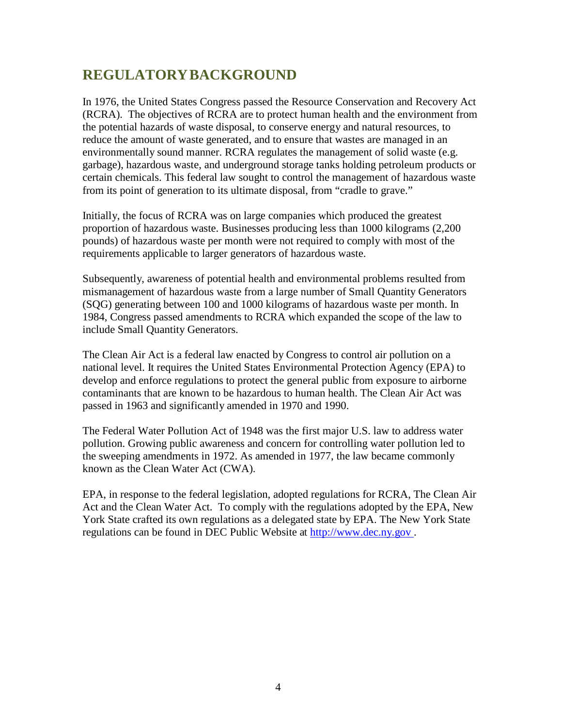## REGULATORY BACKGROUND

In 1976, the United States Congress passed the Resource Conservation and Recovery Act (RCRA). The objectives of RCRA are to protect human health and the environment from the potential hazards of waste disposal, to conserve energy and natural resources, to reduce the amount of waste generated, and to ensure that wastes are managed in an environmentally sound manner. RCRA regulates the management of solid waste (e.g. garbage), hazardous waste, and underground storage tanks holding petroleum products or certain chemicals. This federal law sought to control the management of hazardous waste from its point of generation to its ultimate disposal, from "cradle to grave."

Initially, the focus of RCRA was on large companies which produced the greatest proportion of hazardous waste. Businesses producing less than 1000 kilograms (2,200 pounds) of hazardous waste per month were not required to comply with most of the requirements applicable to larger generators of hazardous waste.

Subsequently, awareness of potential health and environmental problems resulted from mismanagement of hazardous waste from a large number of Small Quantity Generators (SQG) generating between 100 and 1000 kilograms of hazardous waste per month. In 1984, Congress passed amendments to RCRA which expanded the scope of the law to include Small Quantity Generators.

The Clean Air Act is a federal law enacted by Congress to control air pollution on a national level. It requires the United States Environmental Protection Agency (EPA) to develop and enforce regulations to protect the general public from exposure to airborne contaminants that are known to be hazardous to human health. The Clean Air Act was passed in 1963 and significantly amended in 1970 and 1990.

The Federal Water Pollution Act of 1948 was the first major U.S. law to address water pollution. Growing public awareness and concern for controlling water pollution led to the sweeping amendments in 1972. As amended in 1977, the law became commonly known as the Clean Water Act (CWA).

EPA, in response to the federal legislation, adopted regulations for RCRA, The Clean Air Act and the Clean Water Act. To comply with the regulations adopted by the EPA, New York State crafted its own regulations as a delegated state by EPA. The New York State regulations can be found in DEC Public Website at [http://www.dec.ny.gov](http://www.dec.ny.gov) .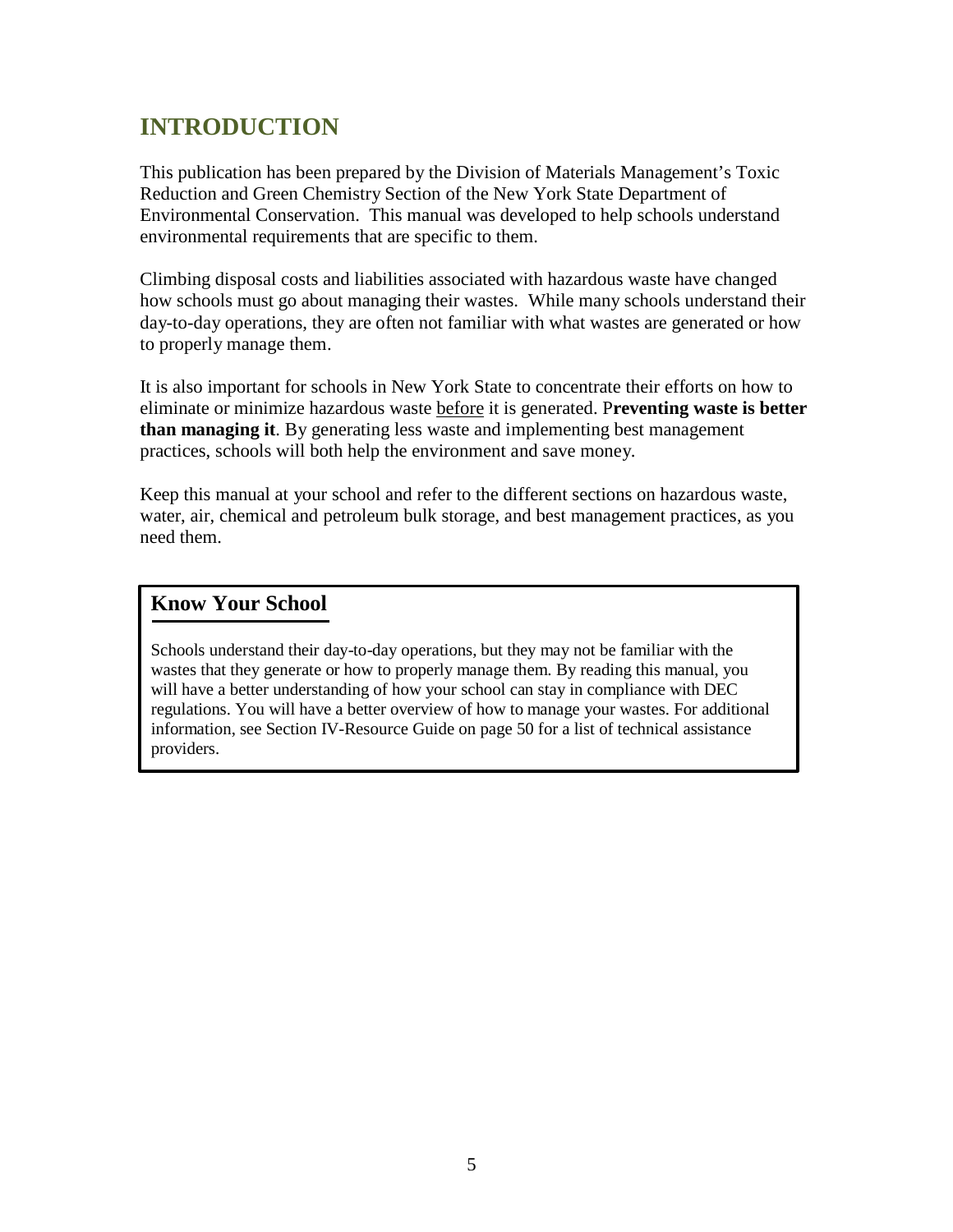# INTRODUCTION

This publication has been prepared by the Division of Materials Management's Toxic Reduction and Green Chemistry Section of the New York State Department of Environmental Conservation. This manual was developed to help schools understand environmental requirements that are specific to them.

Climbing disposal costs and liabilities associated with hazardous waste have changed how schools must go about managing their wastes. While many schools understand their day-to-day operations, they are often not familiar with what wastes are generated or how to properly manage them.

It is also important for schools in New York State to concentrate their efforts on how to eliminate or minimize hazardous waste before it is generated. **Preventing waste is better than managing it**. By generating less waste and implementing best management practices, schools will both help the environment and save money.

Keep this manual at your school and refer to the different sections on hazardous waste, water, air, chemical and petroleum bulk storage, and best management practices, as you need them.

## Know Your School

Schools understand their day-to-day operations, but they may not be familiar with the wastes that they generate or how to properly manage them. By reading this manual, you will have a better understanding of how your school can stay in compliance with DEC regulations. You will have a better overview of how to manage your wastes. For additional information, see Section IV-Resource Guide on page 50 for a list of technical assistance providers.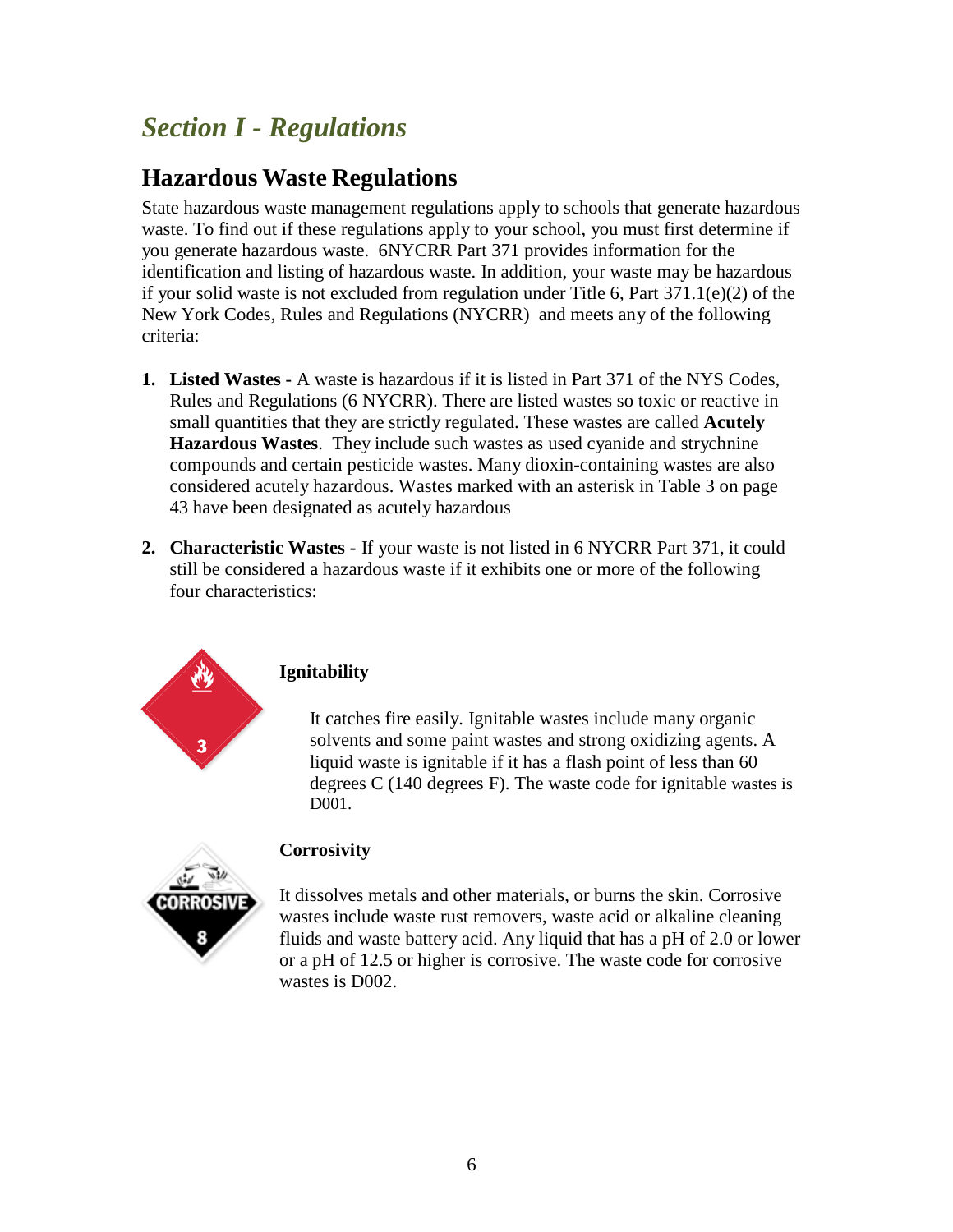# *Section I - Regulations*

## Hazardous Waste Regulations

State hazardous waste management regulations apply to schools that generate hazardous waste. To find out if these regulations apply to your school, you must first determine if you generate hazardous waste. 6NYCRR Part 371 provides information for the identification and listing of hazardous waste. In addition, your waste may be hazardous if your solid waste is not excluded from regulation under Title 6, Part 371.1(e)(2) of the New York Codes, Rules and Regulations (NYCRR) and meets any of the following criteria:

1. **Listed Wastes -** A waste is hazardous if it is listed in Part 371 of the NYS Codes, Rules and Regulations (6 NYCRR). There are listed wastes so toxic or reactive in small quantities that they are strictly regulated. These wastes are called **Acutely Hazardous Wastes**. They include such wastes as used cyanide and strychnine compounds and certain pesticide wastes. Many dioxin-containing wastes are also considered acutely hazardous. Wastes marked with an asterisk in Table 3 on page 43 have been designated as acutely hazardous

2. **Characteristic Wastes -** If your waste is not listed in 6 NYCRR Part 371, it could still be considered a hazardous waste if it exhibits one or more of the following four characteristics:

### Ignitability

It catches fire easily. Ignitable wastes include many organic solvents and some paint wastes and strong oxidizing agents. A liquid waste is ignitable if it has a flash point of less than 60 degrees C (140 degrees F). The waste code for ignitable wastes is D001.

### Corrosivity

It dissolves metals and other materials, or burns the skin. Corrosive wastes include waste rust removers, waste acid or alkaline cleaning fluids and waste battery acid. Any liquid that has a pH of 2.0 or lower or a pH of 12.5 or higher is corrosive. The waste code for corrosive wastes is D002.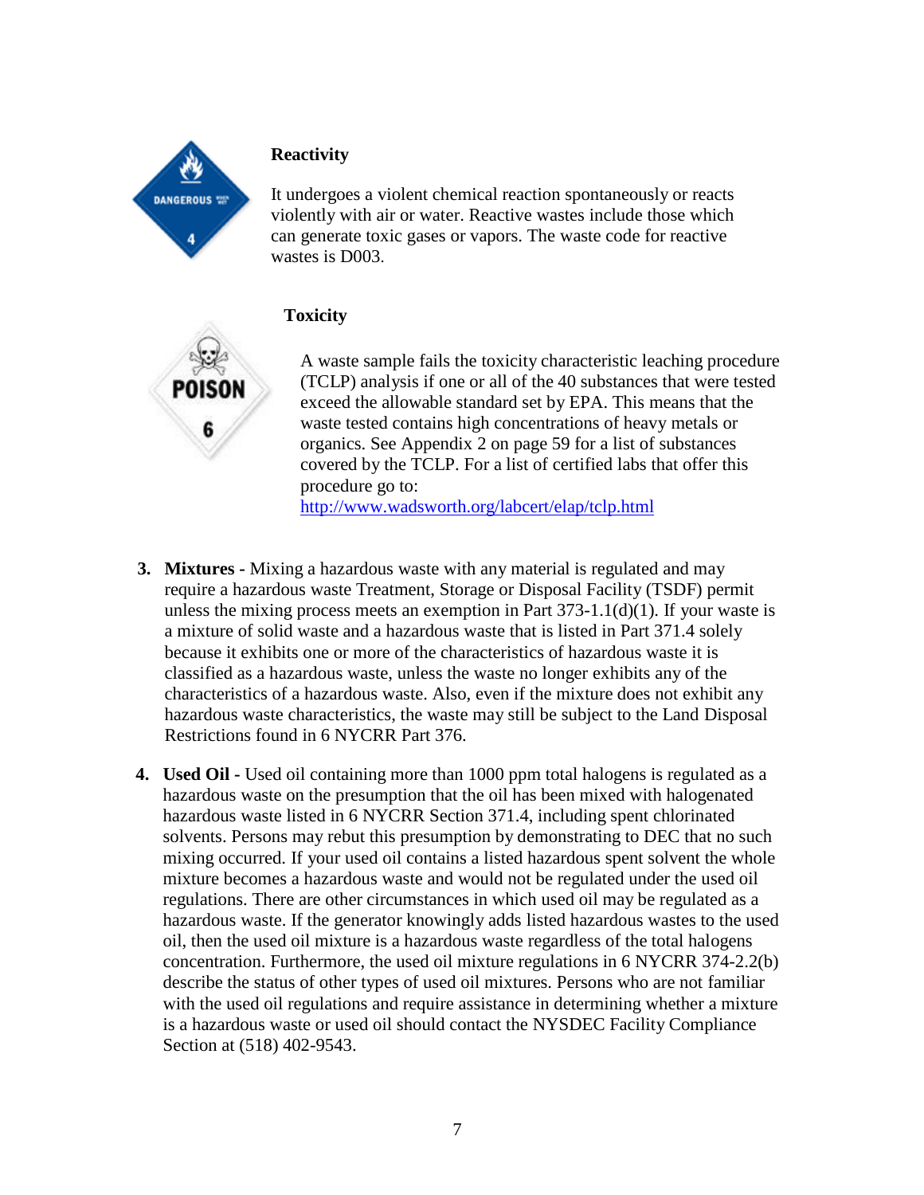**Reactivity**

It undergoes a violent chemical reaction spontaneously or reacts violently with air or water. Reactive wastes include those which can generate toxic gases or vapors. The waste code for reactive wastes is D003.

**Toxicity**

A waste sample fails the toxicity characteristic leaching procedure (TCLP) analysis if one or all of the 40 substances that were tested exceed the allowable standard set by EPA. This means that the waste tested contains high concentrations of heavy metals or organics. See Appendix 2 on page 59 for a list of substances covered by the TCLP. For a list of certified labs that offer this procedure go to: http://www.wadsworth.org/labcert/elap/tclp.html

3. **Mixtures -** Mixing a hazardous waste with any material is regulated and may require a hazardous waste Treatment, Storage or Disposal Facility (TSDF) permit unless the mixing process meets an exemption in Part 373-1.1(d)(1). If your waste is a mixture of solid waste and a hazardous waste that is listed in Part 371.4 solely because it exhibits one or more of the characteristics of hazardous waste it is classified as a hazardous waste, unless the waste no longer exhibits any of the characteristics of a hazardous waste. Also, even if the mixture does not exhibit any hazardous waste characteristics, the waste may still be subject to the Land Disposal Restrictions found in 6 NYCRR Part 376.

4. **Used Oil -** Used oil containing more than 1000 ppm total halogens is regulated as a hazardous waste on the presumption that the oil has been mixed with halogenated hazardous waste listed in 6 NYCRR Section 371.4, including spent chlorinated solvents. Persons may rebut this presumption by demonstrating to DEC that no such mixing occurred. If your used oil contains a listed hazardous spent solvent the whole mixture becomes a hazardous waste and would not be regulated under the used oil regulations. There are other circumstances in which used oil may be regulated as a hazardous waste. If the generator knowingly adds listed hazardous wastes to the used oil, then the used oil mixture is a hazardous waste regardless of the total halogens concentration. Furthermore, the used oil mixture regulations in 6 NYCRR 374-2.2(b) describe the status of other types of used oil mixtures. Persons who are not familiar with the used oil regulations and require assistance in determining whether a mixture is a hazardous waste or used oil should contact the NYSDEC Facility Compliance Section at (518) 402-9543.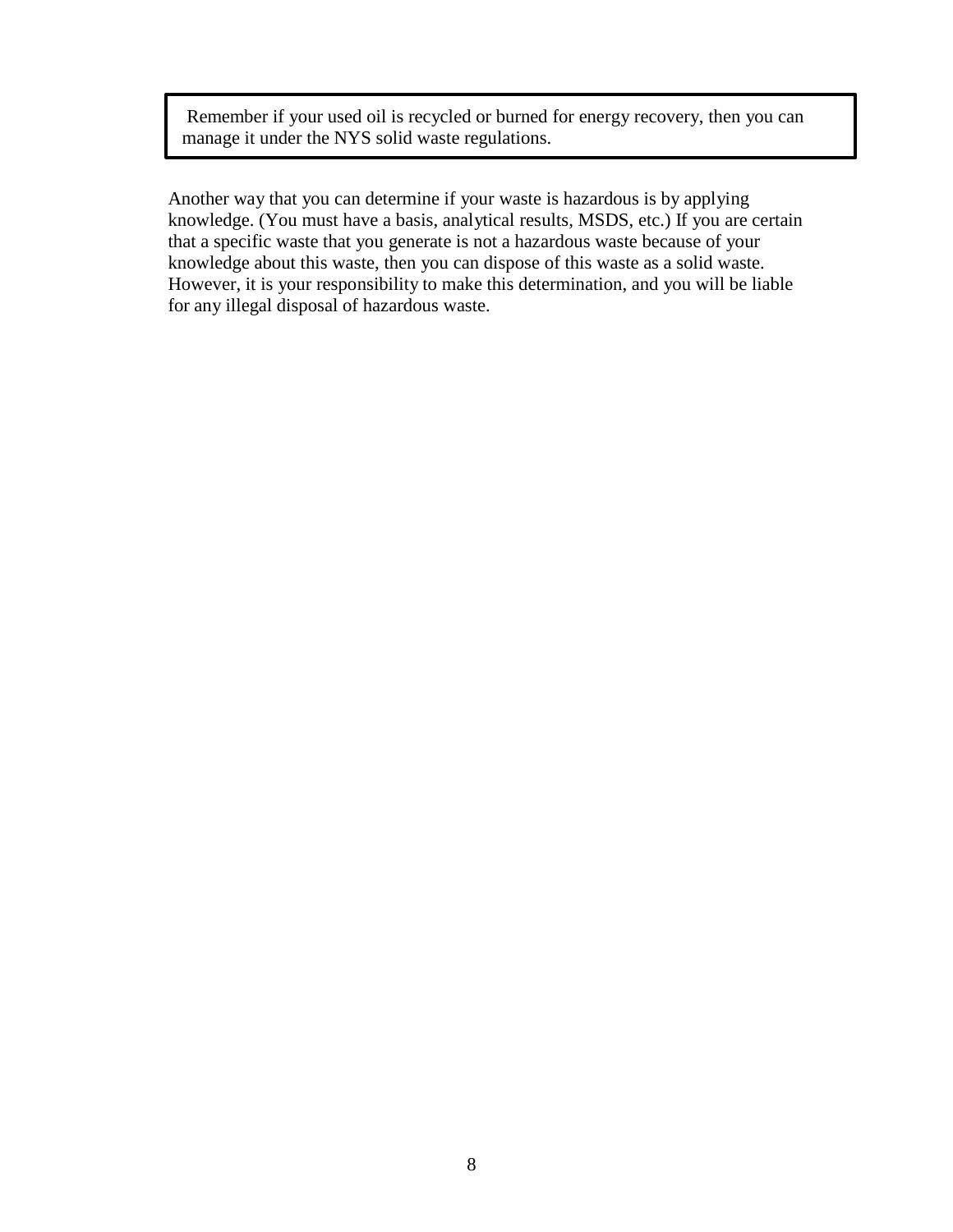> Remember if your used oil is recycled or burned for energy recovery, then you can manage it under the NYS solid waste regulations.

Another way that you can determine if your waste is hazardous is by applying knowledge. (You must have a basis, analytical results, MSDS, etc.) If you are certain that a specific waste that you generate is not a hazardous waste because of your knowledge about this waste, then you can dispose of this waste as a solid waste. However, it is your responsibility to make this determination, and you will be liable for any illegal disposal of hazardous waste.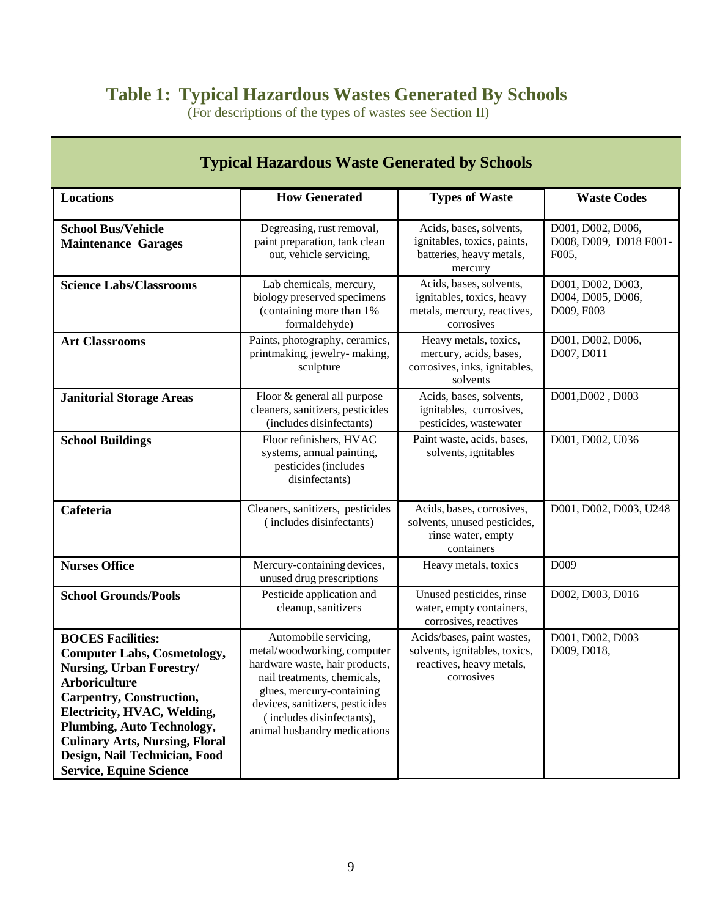# Table 1: Typical Hazardous Wastes Generated By Schools

(For descriptions of the types of wastes see Section II)

| Typical Hazardous Waste Generated by Schools | | | |
|---|---|---|---|
| **Locations** | **How Generated** | **Types of Waste** | **Waste Codes** |
| **School Bus/Vehicle Maintenance Garages** | Degreasing, rust removal, paint preparation, tank clean out, vehicle servicing, | Acids, bases, solvents, ignitables, toxics, paints, batteries, heavy metals, mercury | D001, D002, D006, D008, D009, D018 F001-F005, |
| **Science Labs/Classrooms** | Lab chemicals, mercury, biology preserved specimens (containing more than 1% formaldehyde) | Acids, bases, solvents, ignitables, toxics, heavy metals, mercury, reactives, corrosives | D001, D002, D003, D004, D005, D006, D009, F003 |
| **Art Classrooms** | Paints, photography, ceramics, printmaking, jewelry- making, sculpture | Heavy metals, toxics, mercury, acids, bases, corrosives, inks, ignitables, solvents | D001, D002, D006, D007, D011 |
| **Janitorial Storage Areas** | Floor & general all purpose cleaners, sanitizers, pesticides (includes disinfectants) | Acids, bases, solvents, ignitables, corrosives, pesticides, wastewater | D001,D002 , D003 |
| **School Buildings** | Floor refinishers, HVAC systems, annual painting, pesticides (includes disinfectants) | Paint waste, acids, bases, solvents, ignitables | D001, D002, U036 |
| **Cafeteria** | Cleaners, sanitizers, pesticides (includes disinfectants) | Acids, bases, corrosives, solvents, unused pesticides, rinse water, empty containers | D001, D002, D003, U248 |
| **Nurses Office** | Mercury-containing devices, unused drug prescriptions | Heavy metals, toxics | D009 |
| **School Grounds/Pools** | Pesticide application and cleanup, sanitizers | Unused pesticides, rinse water, empty containers, corrosives, reactives | D002, D003, D016 |
| **BOCES Facilities: Computer Labs, Cosmetology, Nursing, Urban Forestry/ Arboriculture Carpentry, Construction, Electricity, HVAC, Welding, Plumbing, Auto Technology, Culinary Arts, Nursing, Floral Design, Nail Technician, Food Service, Equine Science** | Automobile servicing, metal/woodworking, computer hardware waste, hair products, nail treatments, chemicals, glues, mercury-containing devices, sanitizers, pesticides (includes disinfectants), animal husbandry medications | Acids/bases, paint wastes, solvents, ignitables, toxics, reactives, heavy metals, corrosives | D001, D002, D003 D009, D018, |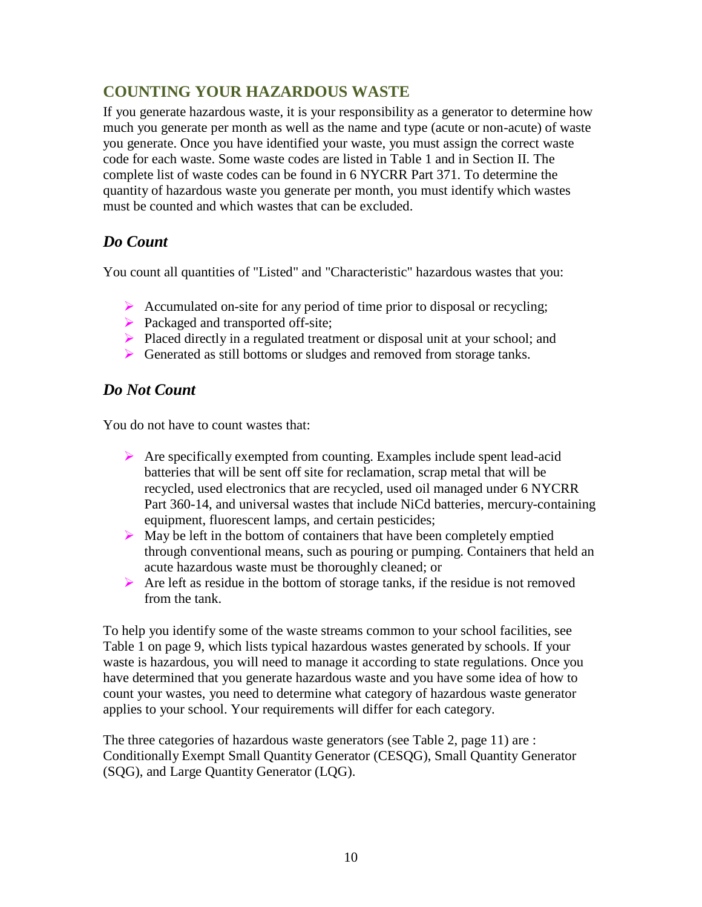## COUNTING YOUR HAZARDOUS WASTE

If you generate hazardous waste, it is your responsibility as a generator to determine how much you generate per month as well as the name and type (acute or non-acute) of waste you generate. Once you have identified your waste, you must assign the correct waste code for each waste. Some waste codes are listed in Table 1 and in Section II. The complete list of waste codes can be found in 6 NYCRR Part 371. To determine the quantity of hazardous waste you generate per month, you must identify which wastes must be counted and which wastes that can be excluded.

### *Do Count*

You count all quantities of "Listed" and "Characteristic" hazardous wastes that you:

- Accumulated on-site for any period of time prior to disposal or recycling;
- Packaged and transported off-site;
- Placed directly in a regulated treatment or disposal unit at your school; and
- Generated as still bottoms or sludges and removed from storage tanks.

### *Do Not Count*

You do not have to count wastes that:

- Are specifically exempted from counting. Examples include spent lead-acid batteries that will be sent off site for reclamation, scrap metal that will be recycled, used electronics that are recycled, used oil managed under 6 NYCRR Part 360-14, and universal wastes that include NiCd batteries, mercury-containing equipment, fluorescent lamps, and certain pesticides;
- May be left in the bottom of containers that have been completely emptied through conventional means, such as pouring or pumping. Containers that held an acute hazardous waste must be thoroughly cleaned; or
- Are left as residue in the bottom of storage tanks, if the residue is not removed from the tank.

To help you identify some of the waste streams common to your school facilities, see Table 1 on page 9, which lists typical hazardous wastes generated by schools. If your waste is hazardous, you will need to manage it according to state regulations. Once you have determined that you generate hazardous waste and you have some idea of how to count your wastes, you need to determine what category of hazardous waste generator applies to your school. Your requirements will differ for each category.

The three categories of hazardous waste generators (see Table 2, page 11) are : Conditionally Exempt Small Quantity Generator (CESQG), Small Quantity Generator (SQG), and Large Quantity Generator (LQG).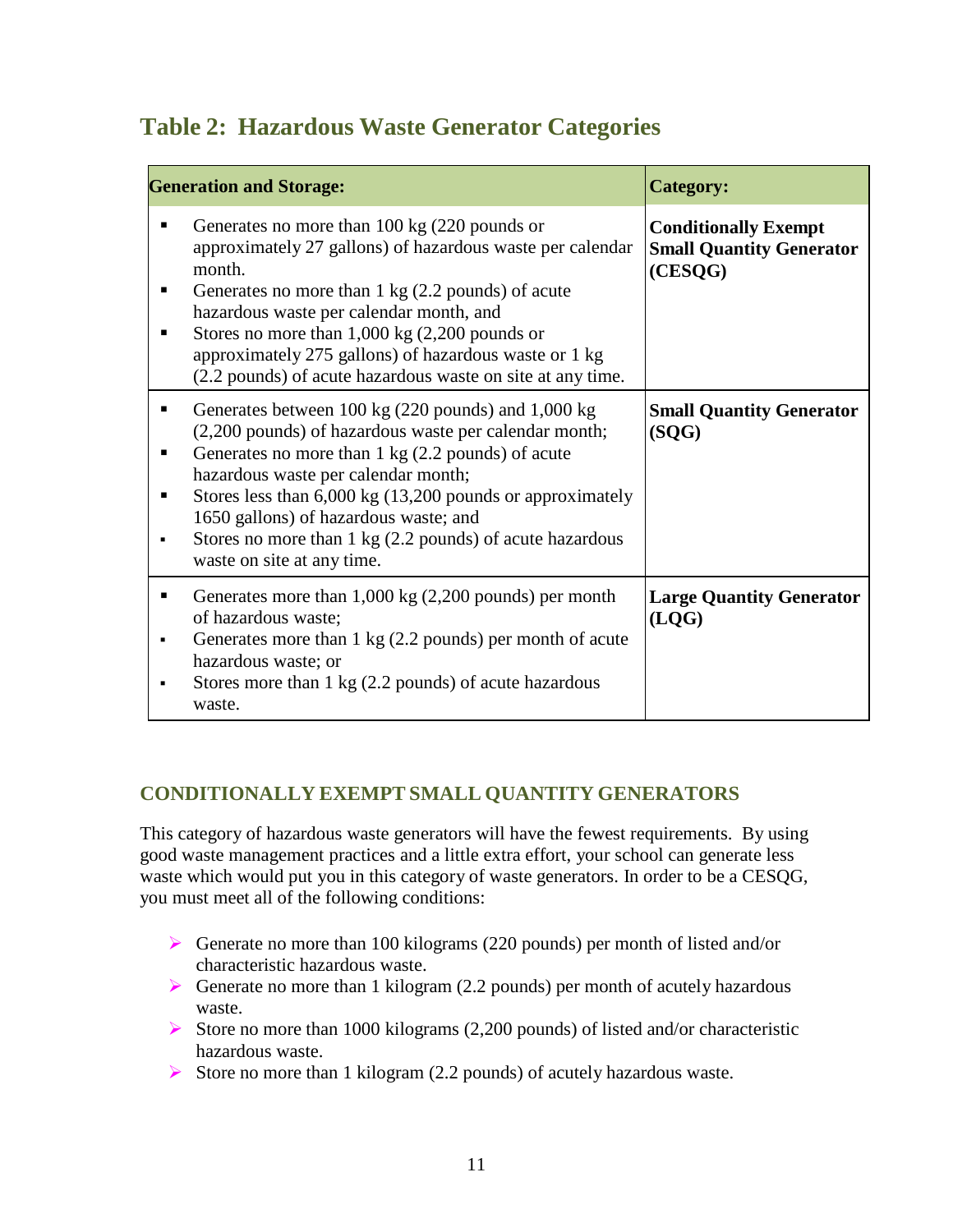## Table 2: Hazardous Waste Generator Categories

| Generation and Storage: | Category: |
|---|---|
| ▪ Generates no more than 100 kg (220 pounds or approximately 27 gallons) of hazardous waste per calendar month.<br>▪ Generates no more than 1 kg (2.2 pounds) of acute hazardous waste per calendar month, and<br>▪ Stores no more than 1,000 kg (2,200 pounds or approximately 275 gallons) of hazardous waste or 1 kg (2.2 pounds) of acute hazardous waste on site at any time. | **Conditionally Exempt Small Quantity Generator (CESQG)** |
| ▪ Generates between 100 kg (220 pounds) and 1,000 kg (2,200 pounds) of hazardous waste per calendar month;<br>▪ Generates no more than 1 kg (2.2 pounds) of acute hazardous waste per calendar month;<br>▪ Stores less than 6,000 kg (13,200 pounds or approximately 1650 gallons) of hazardous waste; and<br>▪ Stores no more than 1 kg (2.2 pounds) of acute hazardous waste on site at any time. | **Small Quantity Generator (SQG)** |
| ▪ Generates more than 1,000 kg (2,200 pounds) per month of hazardous waste;<br>▪ Generates more than 1 kg (2.2 pounds) per month of acute hazardous waste; or<br>▪ Stores more than 1 kg (2.2 pounds) of acute hazardous waste. | **Large Quantity Generator (LQG)** |

### CONDITIONALLY EXEMPT SMALL QUANTITY GENERATORS

This category of hazardous waste generators will have the fewest requirements. By using good waste management practices and a little extra effort, your school can generate less waste which would put you in this category of waste generators. In order to be a CESQG, you must meet all of the following conditions:

- Generate no more than 100 kilograms (220 pounds) per month of listed and/or characteristic hazardous waste.
- Generate no more than 1 kilogram (2.2 pounds) per month of acutely hazardous waste.
- Store no more than 1000 kilograms (2,200 pounds) of listed and/or characteristic hazardous waste.
- Store no more than 1 kilogram (2.2 pounds) of acutely hazardous waste.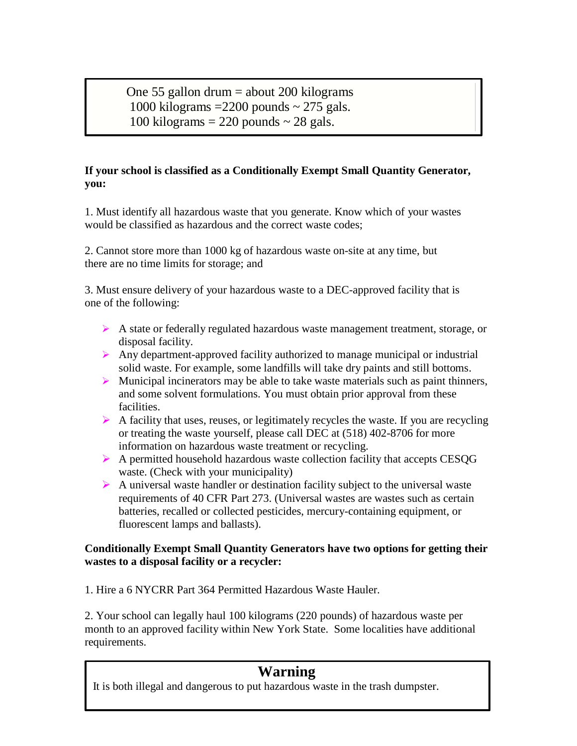One 55 gallon drum = about 200 kilograms
1000 kilograms =2200 pounds ~ 275 gals.
100 kilograms = 220 pounds ~ 28 gals.

**If your school is classified as a Conditionally Exempt Small Quantity Generator, you:**

1. Must identify all hazardous waste that you generate. Know which of your wastes would be classified as hazardous and the correct waste codes;

2. Cannot store more than 1000 kg of hazardous waste on-site at any time, but there are no time limits for storage; and

3. Must ensure delivery of your hazardous waste to a DEC-approved facility that is one of the following:

- A state or federally regulated hazardous waste management treatment, storage, or disposal facility.
- Any department-approved facility authorized to manage municipal or industrial solid waste. For example, some landfills will take dry paints and still bottoms.
- Municipal incinerators may be able to take waste materials such as paint thinners, and some solvent formulations. You must obtain prior approval from these facilities.
- A facility that uses, reuses, or legitimately recycles the waste. If you are recycling or treating the waste yourself, please call DEC at (518) 402-8706 for more information on hazardous waste treatment or recycling.
- A permitted household hazardous waste collection facility that accepts CESQG waste. (Check with your municipality)
- A universal waste handler or destination facility subject to the universal waste requirements of 40 CFR Part 273. (Universal wastes are wastes such as certain batteries, recalled or collected pesticides, mercury-containing equipment, or fluorescent lamps and ballasts).

**Conditionally Exempt Small Quantity Generators have two options for getting their wastes to a disposal facility or a recycler:**

1. Hire a 6 NYCRR Part 364 Permitted Hazardous Waste Hauler.

2. Your school can legally haul 100 kilograms (220 pounds) of hazardous waste per month to an approved facility within New York State. Some localities have additional requirements.

## Warning

It is both illegal and dangerous to put hazardous waste in the trash dumpster.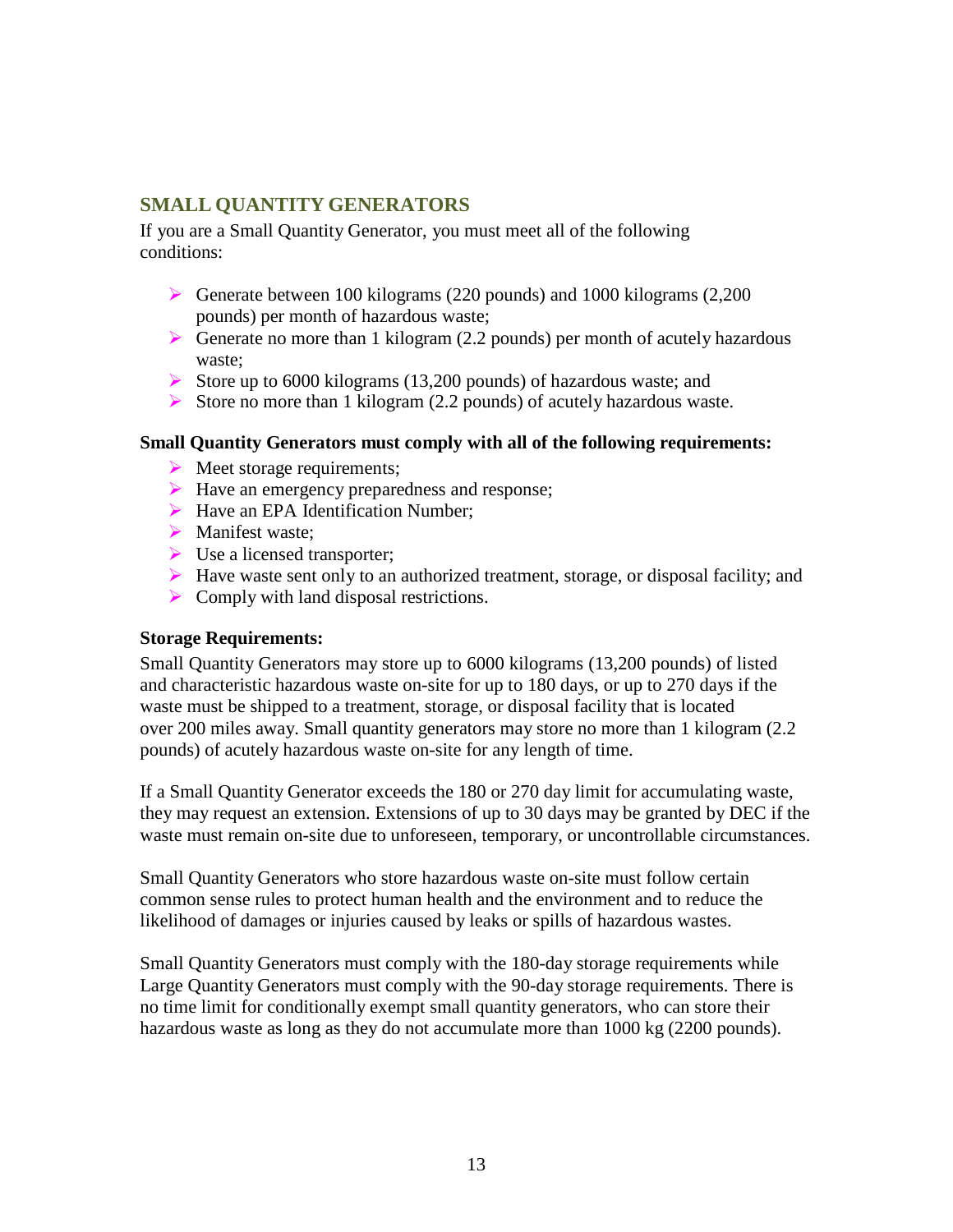## SMALL QUANTITY GENERATORS

If you are a Small Quantity Generator, you must meet all of the following conditions:

- Generate between 100 kilograms (220 pounds) and 1000 kilograms (2,200 pounds) per month of hazardous waste;
- Generate no more than 1 kilogram (2.2 pounds) per month of acutely hazardous waste;
- Store up to 6000 kilograms (13,200 pounds) of hazardous waste; and
- Store no more than 1 kilogram (2.2 pounds) of acutely hazardous waste.

**Small Quantity Generators must comply with all of the following requirements:**

- Meet storage requirements;
- Have an emergency preparedness and response;
- Have an EPA Identification Number;
- Manifest waste;
- Use a licensed transporter;
- Have waste sent only to an authorized treatment, storage, or disposal facility; and
- Comply with land disposal restrictions.

**Storage Requirements:**

Small Quantity Generators may store up to 6000 kilograms (13,200 pounds) of listed and characteristic hazardous waste on-site for up to 180 days, or up to 270 days if the waste must be shipped to a treatment, storage, or disposal facility that is located over 200 miles away. Small quantity generators may store no more than 1 kilogram (2.2 pounds) of acutely hazardous waste on-site for any length of time.

If a Small Quantity Generator exceeds the 180 or 270 day limit for accumulating waste, they may request an extension. Extensions of up to 30 days may be granted by DEC if the waste must remain on-site due to unforeseen, temporary, or uncontrollable circumstances.

Small Quantity Generators who store hazardous waste on-site must follow certain common sense rules to protect human health and the environment and to reduce the likelihood of damages or injuries caused by leaks or spills of hazardous wastes.

Small Quantity Generators must comply with the 180-day storage requirements while Large Quantity Generators must comply with the 90-day storage requirements. There is no time limit for conditionally exempt small quantity generators, who can store their hazardous waste as long as they do not accumulate more than 1000 kg (2200 pounds).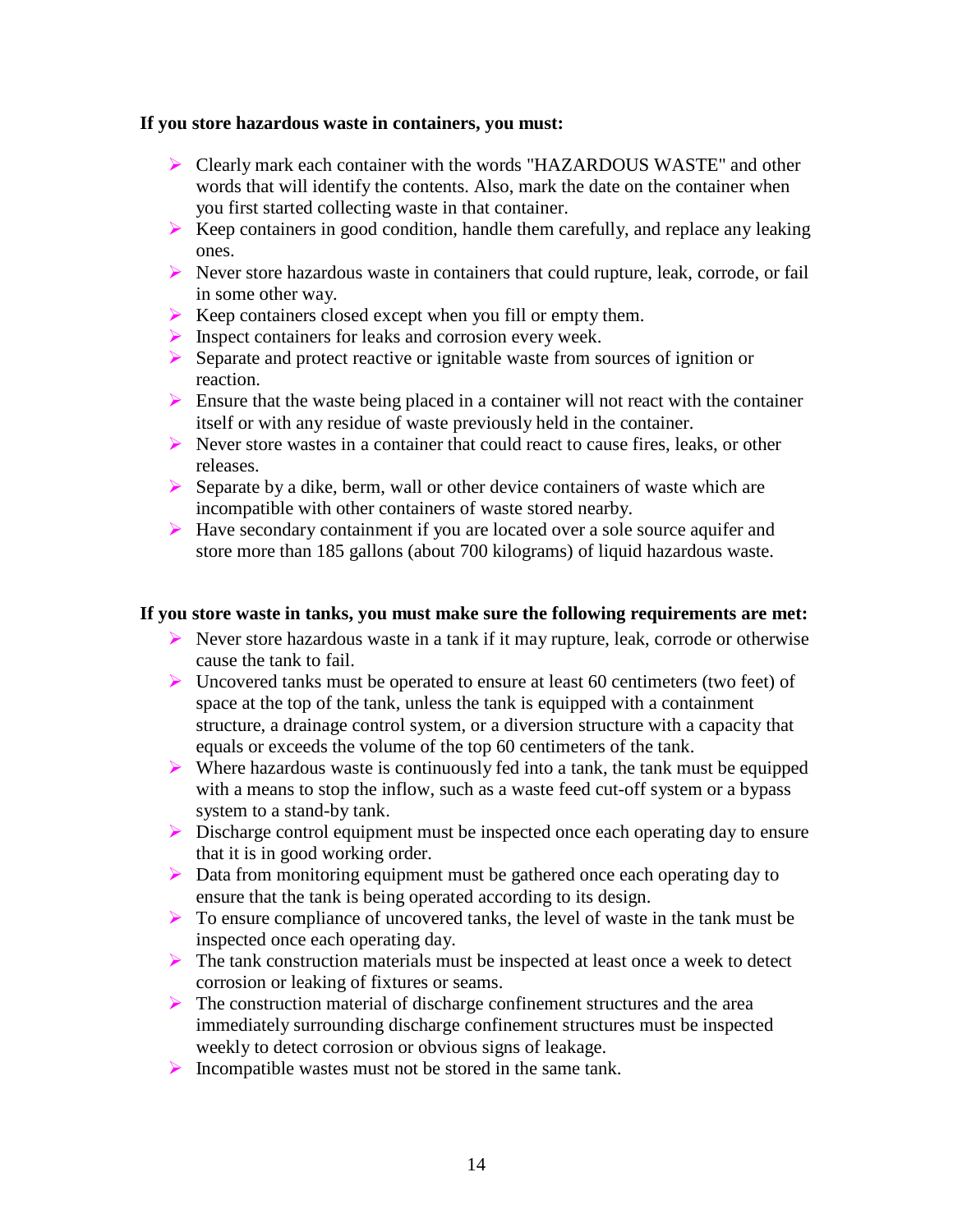**If you store hazardous waste in containers, you must:**

- Clearly mark each container with the words "HAZARDOUS WASTE" and other words that will identify the contents. Also, mark the date on the container when you first started collecting waste in that container.
- Keep containers in good condition, handle them carefully, and replace any leaking ones.
- Never store hazardous waste in containers that could rupture, leak, corrode, or fail in some other way.
- Keep containers closed except when you fill or empty them.
- Inspect containers for leaks and corrosion every week.
- Separate and protect reactive or ignitable waste from sources of ignition or reaction.
- Ensure that the waste being placed in a container will not react with the container itself or with any residue of waste previously held in the container.
- Never store wastes in a container that could react to cause fires, leaks, or other releases.
- Separate by a dike, berm, wall or other device containers of waste which are incompatible with other containers of waste stored nearby.
- Have secondary containment if you are located over a sole source aquifer and store more than 185 gallons (about 700 kilograms) of liquid hazardous waste.

**If you store waste in tanks, you must make sure the following requirements are met:**

- Never store hazardous waste in a tank if it may rupture, leak, corrode or otherwise cause the tank to fail.
- Uncovered tanks must be operated to ensure at least 60 centimeters (two feet) of space at the top of the tank, unless the tank is equipped with a containment structure, a drainage control system, or a diversion structure with a capacity that equals or exceeds the volume of the top 60 centimeters of the tank.
- Where hazardous waste is continuously fed into a tank, the tank must be equipped with a means to stop the inflow, such as a waste feed cut-off system or a bypass system to a stand-by tank.
- Discharge control equipment must be inspected once each operating day to ensure that it is in good working order.
- Data from monitoring equipment must be gathered once each operating day to ensure that the tank is being operated according to its design.
- To ensure compliance of uncovered tanks, the level of waste in the tank must be inspected once each operating day.
- The tank construction materials must be inspected at least once a week to detect corrosion or leaking of fixtures or seams.
- The construction material of discharge confinement structures and the area immediately surrounding discharge confinement structures must be inspected weekly to detect corrosion or obvious signs of leakage.
- Incompatible wastes must not be stored in the same tank.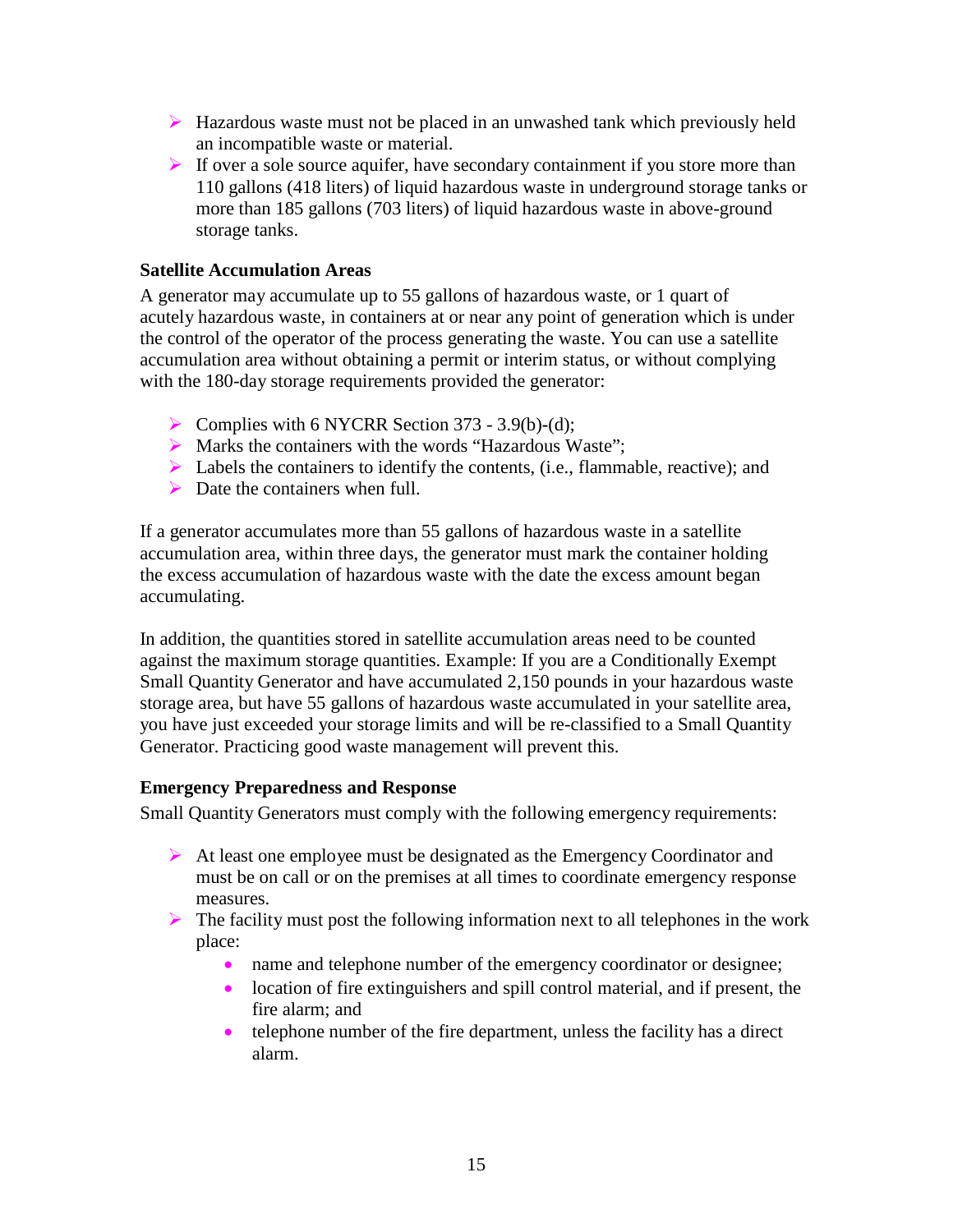- Hazardous waste must not be placed in an unwashed tank which previously held an incompatible waste or material.
- If over a sole source aquifer, have secondary containment if you store more than 110 gallons (418 liters) of liquid hazardous waste in underground storage tanks or more than 185 gallons (703 liters) of liquid hazardous waste in above-ground storage tanks.

**Satellite Accumulation Areas**

A generator may accumulate up to 55 gallons of hazardous waste, or 1 quart of acutely hazardous waste, in containers at or near any point of generation which is under the control of the operator of the process generating the waste. You can use a satellite accumulation area without obtaining a permit or interim status, or without complying with the 180-day storage requirements provided the generator:

- Complies with 6 NYCRR Section 373 - 3.9(b)-(d);
- Marks the containers with the words "Hazardous Waste";
- Labels the containers to identify the contents, (i.e., flammable, reactive); and
- Date the containers when full.

If a generator accumulates more than 55 gallons of hazardous waste in a satellite accumulation area, within three days, the generator must mark the container holding the excess accumulation of hazardous waste with the date the excess amount began accumulating.

In addition, the quantities stored in satellite accumulation areas need to be counted against the maximum storage quantities. Example: If you are a Conditionally Exempt Small Quantity Generator and have accumulated 2,150 pounds in your hazardous waste storage area, but have 55 gallons of hazardous waste accumulated in your satellite area, you have just exceeded your storage limits and will be re-classified to a Small Quantity Generator. Practicing good waste management will prevent this.

**Emergency Preparedness and Response**

Small Quantity Generators must comply with the following emergency requirements:

- At least one employee must be designated as the Emergency Coordinator and must be on call or on the premises at all times to coordinate emergency response measures.
- The facility must post the following information next to all telephones in the work place:
  - name and telephone number of the emergency coordinator or designee;
  - location of fire extinguishers and spill control material, and if present, the fire alarm; and
  - telephone number of the fire department, unless the facility has a direct alarm.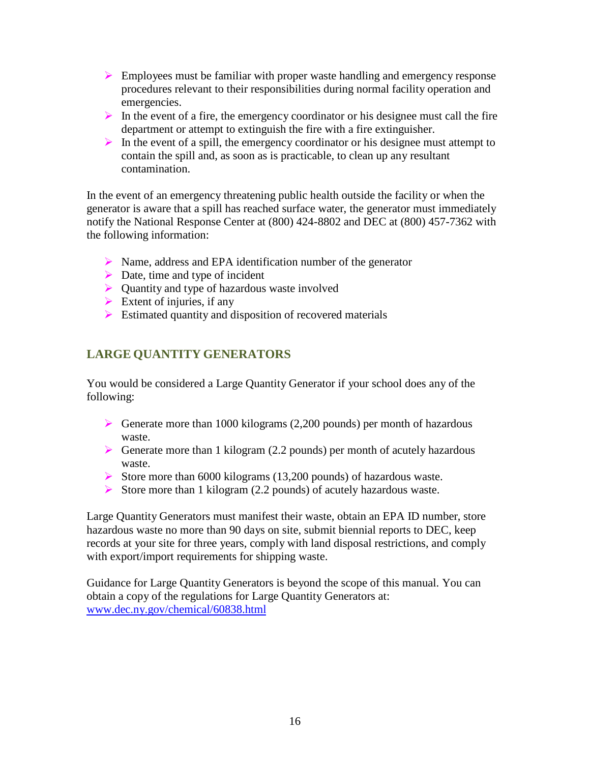- Employees must be familiar with proper waste handling and emergency response procedures relevant to their responsibilities during normal facility operation and emergencies.
- In the event of a fire, the emergency coordinator or his designee must call the fire department or attempt to extinguish the fire with a fire extinguisher.
- In the event of a spill, the emergency coordinator or his designee must attempt to contain the spill and, as soon as is practicable, to clean up any resultant contamination.

In the event of an emergency threatening public health outside the facility or when the generator is aware that a spill has reached surface water, the generator must immediately notify the National Response Center at (800) 424-8802 and DEC at (800) 457-7362 with the following information:

- Name, address and EPA identification number of the generator
- Date, time and type of incident
- Quantity and type of hazardous waste involved
- Extent of injuries, if any
- Estimated quantity and disposition of recovered materials

## LARGE QUANTITY GENERATORS

You would be considered a Large Quantity Generator if your school does any of the following:

- Generate more than 1000 kilograms (2,200 pounds) per month of hazardous waste.
- Generate more than 1 kilogram (2.2 pounds) per month of acutely hazardous waste.
- Store more than 6000 kilograms (13,200 pounds) of hazardous waste.
- Store more than 1 kilogram (2.2 pounds) of acutely hazardous waste.

Large Quantity Generators must manifest their waste, obtain an EPA ID number, store hazardous waste no more than 90 days on site, submit biennial reports to DEC, keep records at your site for three years, comply with land disposal restrictions, and comply with export/import requirements for shipping waste.

Guidance for Large Quantity Generators is beyond the scope of this manual. You can obtain a copy of the regulations for Large Quantity Generators at: [www.dec.ny.gov/chemical/60838.html](www.dec.ny.gov/chemical/60838.html)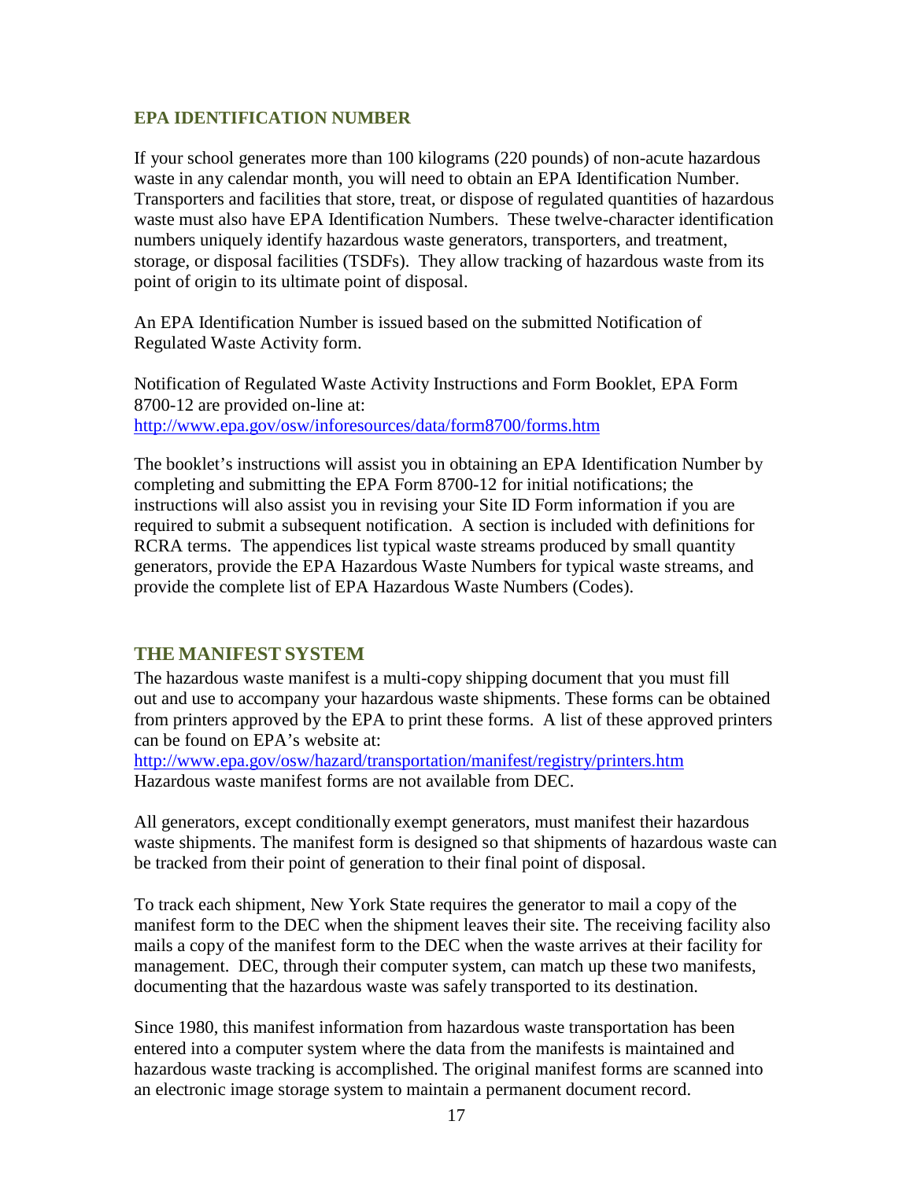## EPA IDENTIFICATION NUMBER

If your school generates more than 100 kilograms (220 pounds) of non-acute hazardous waste in any calendar month, you will need to obtain an EPA Identification Number. Transporters and facilities that store, treat, or dispose of regulated quantities of hazardous waste must also have EPA Identification Numbers. These twelve-character identification numbers uniquely identify hazardous waste generators, transporters, and treatment, storage, or disposal facilities (TSDFs). They allow tracking of hazardous waste from its point of origin to its ultimate point of disposal.

An EPA Identification Number is issued based on the submitted Notification of Regulated Waste Activity form.

Notification of Regulated Waste Activity Instructions and Form Booklet, EPA Form 8700-12 are provided on-line at:
http://www.epa.gov/osw/inforesources/data/form8700/forms.htm

The booklet's instructions will assist you in obtaining an EPA Identification Number by completing and submitting the EPA Form 8700-12 for initial notifications; the instructions will also assist you in revising your Site ID Form information if you are required to submit a subsequent notification. A section is included with definitions for RCRA terms. The appendices list typical waste streams produced by small quantity generators, provide the EPA Hazardous Waste Numbers for typical waste streams, and provide the complete list of EPA Hazardous Waste Numbers (Codes).

## THE MANIFEST SYSTEM

The hazardous waste manifest is a multi-copy shipping document that you must fill out and use to accompany your hazardous waste shipments. These forms can be obtained from printers approved by the EPA to print these forms. A list of these approved printers can be found on EPA's website at:
http://www.epa.gov/osw/hazard/transportation/manifest/registry/printers.htm
Hazardous waste manifest forms are not available from DEC.

All generators, except conditionally exempt generators, must manifest their hazardous waste shipments. The manifest form is designed so that shipments of hazardous waste can be tracked from their point of generation to their final point of disposal.

To track each shipment, New York State requires the generator to mail a copy of the manifest form to the DEC when the shipment leaves their site. The receiving facility also mails a copy of the manifest form to the DEC when the waste arrives at their facility for management. DEC, through their computer system, can match up these two manifests, documenting that the hazardous waste was safely transported to its destination.

Since 1980, this manifest information from hazardous waste transportation has been entered into a computer system where the data from the manifests is maintained and hazardous waste tracking is accomplished. The original manifest forms are scanned into an electronic image storage system to maintain a permanent document record.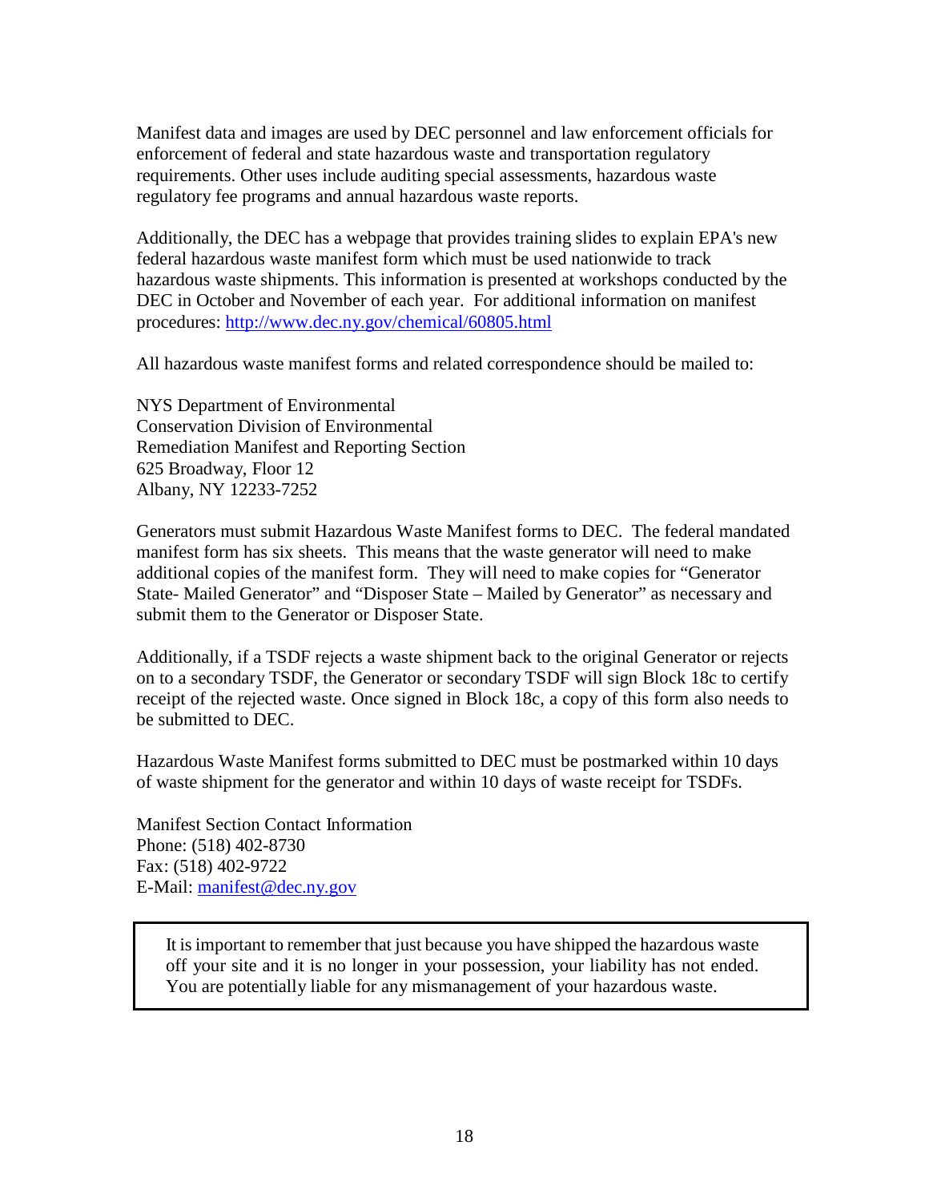Manifest data and images are used by DEC personnel and law enforcement officials for enforcement of federal and state hazardous waste and transportation regulatory requirements. Other uses include auditing special assessments, hazardous waste regulatory fee programs and annual hazardous waste reports.

Additionally, the DEC has a webpage that provides training slides to explain EPA's new federal hazardous waste manifest form which must be used nationwide to track hazardous waste shipments. This information is presented at workshops conducted by the DEC in October and November of each year. For additional information on manifest procedures: [http://www.dec.ny.gov/chemical/60805.html](http://www.dec.ny.gov/chemical/60805.html)

All hazardous waste manifest forms and related correspondence should be mailed to:

NYS Department of Environmental  
Conservation Division of Environmental  
Remediation Manifest and Reporting Section  
625 Broadway, Floor 12  
Albany, NY 12233-7252

Generators must submit Hazardous Waste Manifest forms to DEC. The federal mandated manifest form has six sheets. This means that the waste generator will need to make additional copies of the manifest form. They will need to make copies for "Generator State- Mailed Generator" and "Disposer State – Mailed by Generator" as necessary and submit them to the Generator or Disposer State.

Additionally, if a TSDF rejects a waste shipment back to the original Generator or rejects on to a secondary TSDF, the Generator or secondary TSDF will sign Block 18c to certify receipt of the rejected waste. Once signed in Block 18c, a copy of this form also needs to be submitted to DEC.

Hazardous Waste Manifest forms submitted to DEC must be postmarked within 10 days of waste shipment for the generator and within 10 days of waste receipt for TSDFs.

Manifest Section Contact Information  
Phone: (518) 402-8730  
Fax: (518) 402-9722  
E-Mail: [manifest@dec.ny.gov](mailto:manifest@dec.ny.gov)

> It is important to remember that just because you have shipped the hazardous waste off your site and it is no longer in your possession, your liability has not ended. You are potentially liable for any mismanagement of your hazardous waste.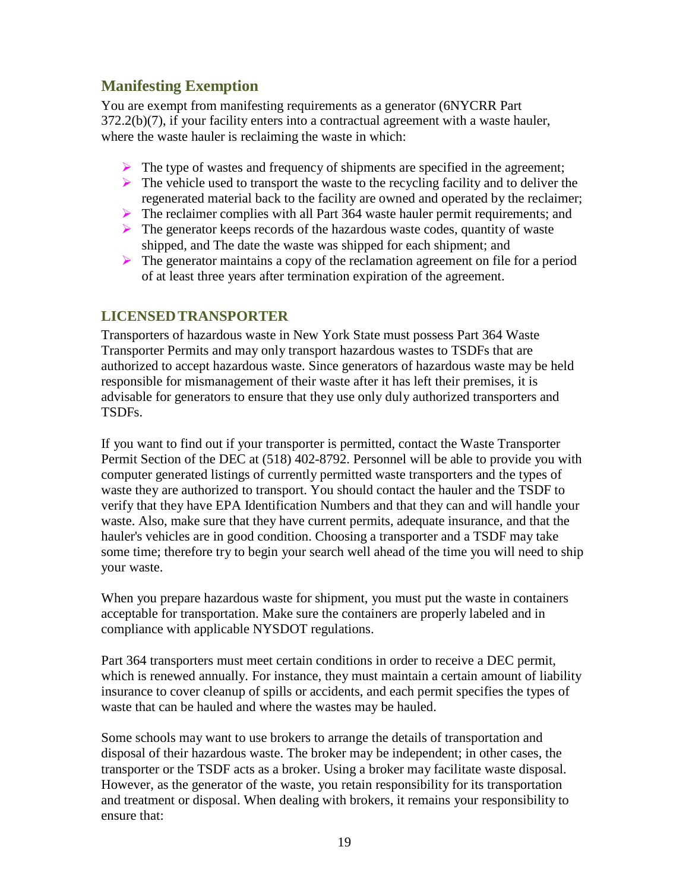## Manifesting Exemption

You are exempt from manifesting requirements as a generator (6NYCRR Part 372.2(b)(7), if your facility enters into a contractual agreement with a waste hauler, where the waste hauler is reclaiming the waste in which:

- The type of wastes and frequency of shipments are specified in the agreement;
- The vehicle used to transport the waste to the recycling facility and to deliver the regenerated material back to the facility are owned and operated by the reclaimer;
- The reclaimer complies with all Part 364 waste hauler permit requirements; and
- The generator keeps records of the hazardous waste codes, quantity of waste shipped, and The date the waste was shipped for each shipment; and
- The generator maintains a copy of the reclamation agreement on file for a period of at least three years after termination expiration of the agreement.

### LICENSED TRANSPORTER

Transporters of hazardous waste in New York State must possess Part 364 Waste Transporter Permits and may only transport hazardous wastes to TSDFs that are authorized to accept hazardous waste. Since generators of hazardous waste may be held responsible for mismanagement of their waste after it has left their premises, it is advisable for generators to ensure that they use only duly authorized transporters and TSDFs.

If you want to find out if your transporter is permitted, contact the Waste Transporter Permit Section of the DEC at (518) 402-8792. Personnel will be able to provide you with computer generated listings of currently permitted waste transporters and the types of waste they are authorized to transport. You should contact the hauler and the TSDF to verify that they have EPA Identification Numbers and that they can and will handle your waste. Also, make sure that they have current permits, adequate insurance, and that the hauler's vehicles are in good condition. Choosing a transporter and a TSDF may take some time; therefore try to begin your search well ahead of the time you will need to ship your waste.

When you prepare hazardous waste for shipment, you must put the waste in containers acceptable for transportation. Make sure the containers are properly labeled and in compliance with applicable NYSDOT regulations.

Part 364 transporters must meet certain conditions in order to receive a DEC permit, which is renewed annually. For instance, they must maintain a certain amount of liability insurance to cover cleanup of spills or accidents, and each permit specifies the types of waste that can be hauled and where the wastes may be hauled.

Some schools may want to use brokers to arrange the details of transportation and disposal of their hazardous waste. The broker may be independent; in other cases, the transporter or the TSDF acts as a broker. Using a broker may facilitate waste disposal. However, as the generator of the waste, you retain responsibility for its transportation and treatment or disposal. When dealing with brokers, it remains your responsibility to ensure that: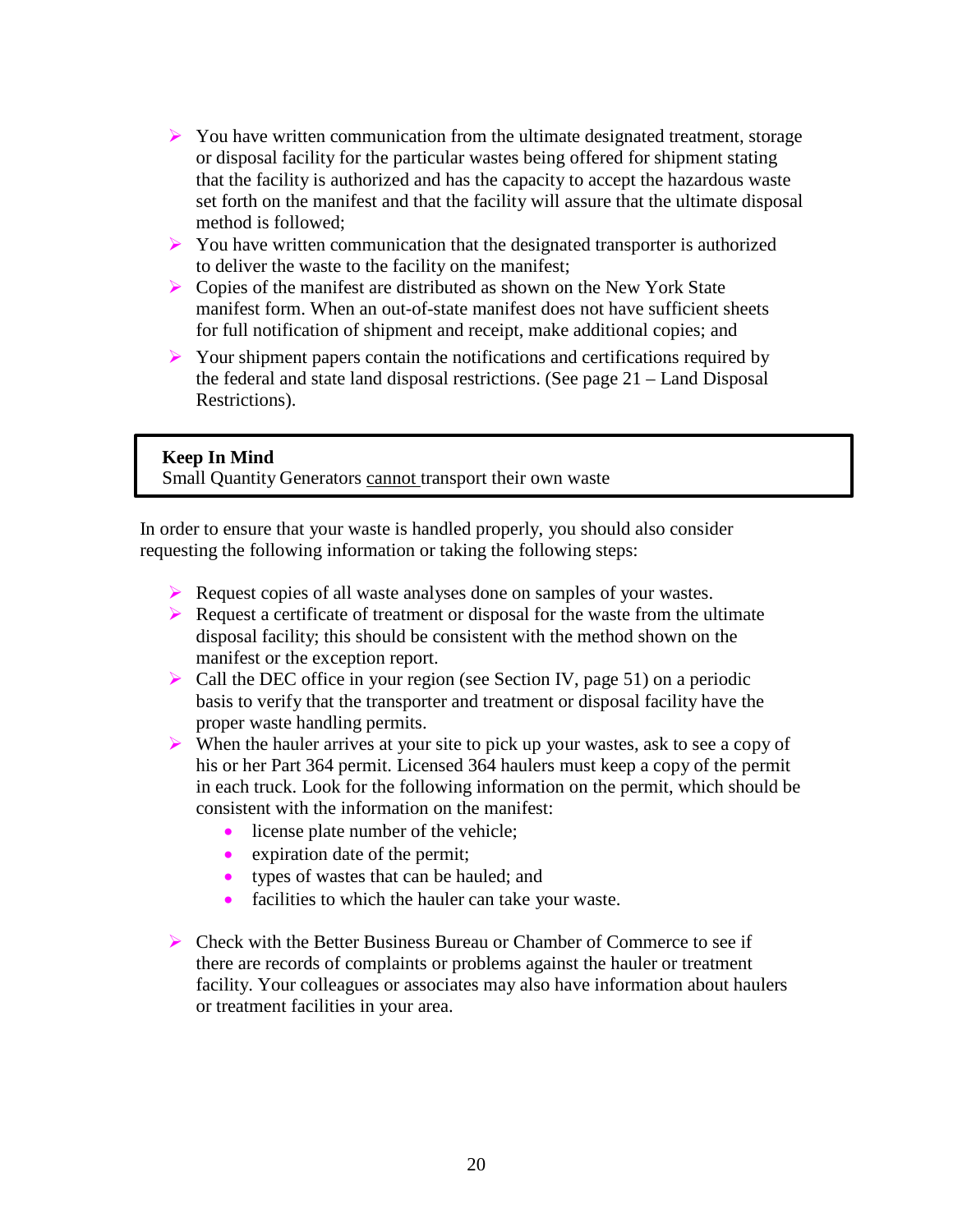- You have written communication from the ultimate designated treatment, storage or disposal facility for the particular wastes being offered for shipment stating that the facility is authorized and has the capacity to accept the hazardous waste set forth on the manifest and that the facility will assure that the ultimate disposal method is followed;
- You have written communication that the designated transporter is authorized to deliver the waste to the facility on the manifest;
- Copies of the manifest are distributed as shown on the New York State manifest form. When an out-of-state manifest does not have sufficient sheets for full notification of shipment and receipt, make additional copies; and
- Your shipment papers contain the notifications and certifications required by the federal and state land disposal restrictions. (See page 21 – Land Disposal Restrictions).

> **Keep In Mind**
> Small Quantity Generators cannot transport their own waste

In order to ensure that your waste is handled properly, you should also consider requesting the following information or taking the following steps:

- Request copies of all waste analyses done on samples of your wastes.
- Request a certificate of treatment or disposal for the waste from the ultimate disposal facility; this should be consistent with the method shown on the manifest or the exception report.
- Call the DEC office in your region (see Section IV, page 51) on a periodic basis to verify that the transporter and treatment or disposal facility have the proper waste handling permits.
- When the hauler arrives at your site to pick up your wastes, ask to see a copy of his or her Part 364 permit. Licensed 364 haulers must keep a copy of the permit in each truck. Look for the following information on the permit, which should be consistent with the information on the manifest:
  - license plate number of the vehicle;
  - expiration date of the permit;
  - types of wastes that can be hauled; and
  - facilities to which the hauler can take your waste.
- Check with the Better Business Bureau or Chamber of Commerce to see if there are records of complaints or problems against the hauler or treatment facility. Your colleagues or associates may also have information about haulers or treatment facilities in your area.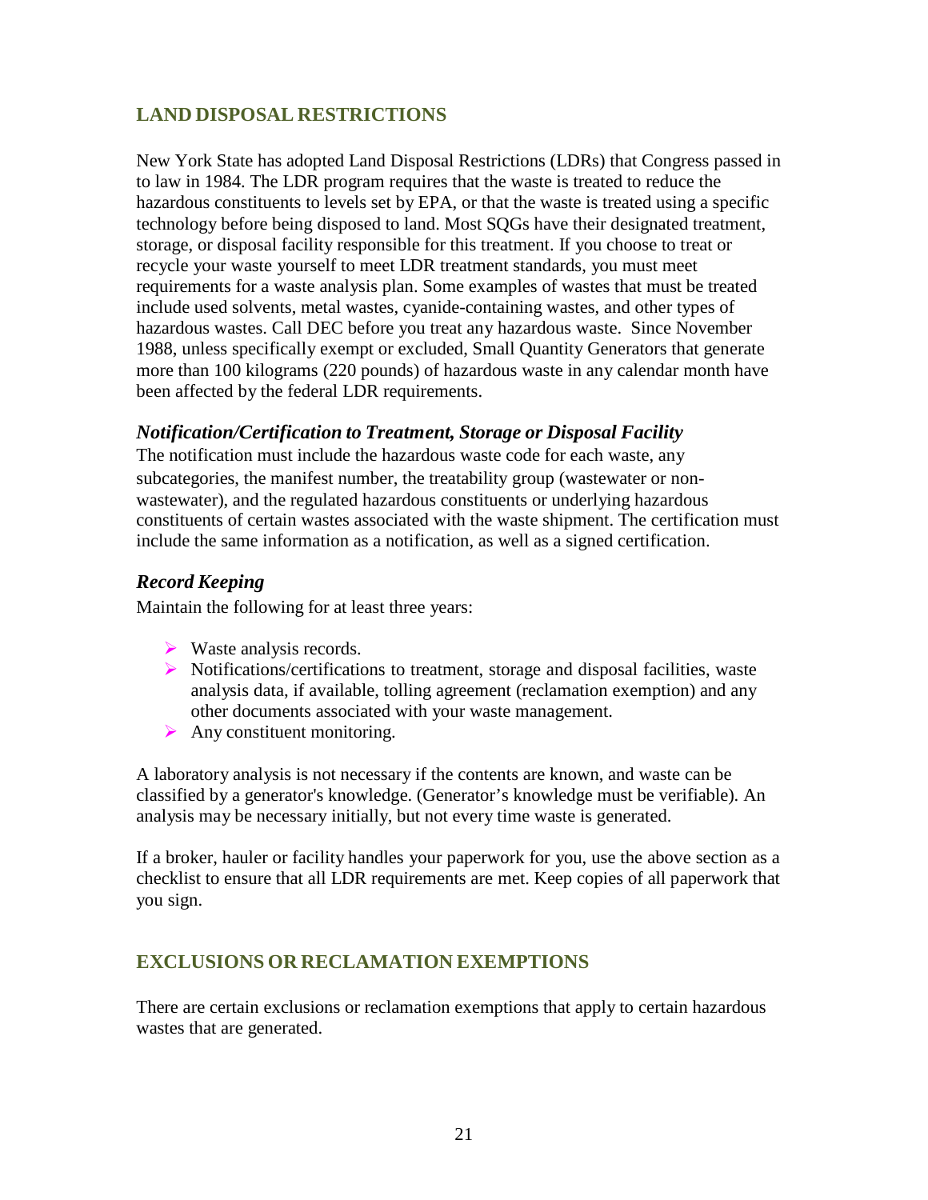## LAND DISPOSAL RESTRICTIONS

New York State has adopted Land Disposal Restrictions (LDRs) that Congress passed in to law in 1984. The LDR program requires that the waste is treated to reduce the hazardous constituents to levels set by EPA, or that the waste is treated using a specific technology before being disposed to land. Most SQGs have their designated treatment, storage, or disposal facility responsible for this treatment. If you choose to treat or recycle your waste yourself to meet LDR treatment standards, you must meet requirements for a waste analysis plan. Some examples of wastes that must be treated include used solvents, metal wastes, cyanide-containing wastes, and other types of hazardous wastes. Call DEC before you treat any hazardous waste. Since November 1988, unless specifically exempt or excluded, Small Quantity Generators that generate more than 100 kilograms (220 pounds) of hazardous waste in any calendar month have been affected by the federal LDR requirements.

### *Notification/Certification to Treatment, Storage or Disposal Facility*

The notification must include the hazardous waste code for each waste, any subcategories, the manifest number, the treatability group (wastewater or non-wastewater), and the regulated hazardous constituents or underlying hazardous constituents of certain wastes associated with the waste shipment. The certification must include the same information as a notification, as well as a signed certification.

### *Record Keeping*

Maintain the following for at least three years:

- Waste analysis records.
- Notifications/certifications to treatment, storage and disposal facilities, waste analysis data, if available, tolling agreement (reclamation exemption) and any other documents associated with your waste management.
- Any constituent monitoring.

A laboratory analysis is not necessary if the contents are known, and waste can be classified by a generator's knowledge. (Generator's knowledge must be verifiable). An analysis may be necessary initially, but not every time waste is generated.

If a broker, hauler or facility handles your paperwork for you, use the above section as a checklist to ensure that all LDR requirements are met. Keep copies of all paperwork that you sign.

## EXCLUSIONS OR RECLAMATION EXEMPTIONS

There are certain exclusions or reclamation exemptions that apply to certain hazardous wastes that are generated.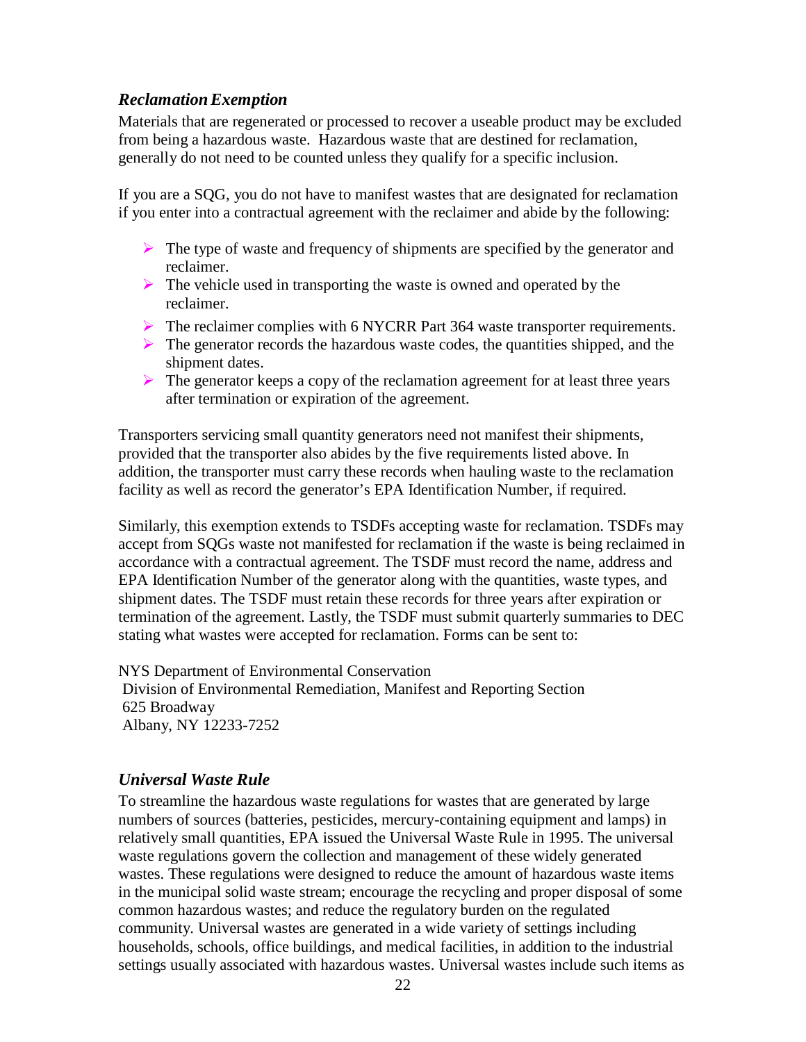### *Reclamation Exemption*

Materials that are regenerated or processed to recover a useable product may be excluded from being a hazardous waste. Hazardous waste that are destined for reclamation, generally do not need to be counted unless they qualify for a specific inclusion.

If you are a SQG, you do not have to manifest wastes that are designated for reclamation if you enter into a contractual agreement with the reclaimer and abide by the following:

- The type of waste and frequency of shipments are specified by the generator and reclaimer.
- The vehicle used in transporting the waste is owned and operated by the reclaimer.
- The reclaimer complies with 6 NYCRR Part 364 waste transporter requirements.
- The generator records the hazardous waste codes, the quantities shipped, and the shipment dates.
- The generator keeps a copy of the reclamation agreement for at least three years after termination or expiration of the agreement.

Transporters servicing small quantity generators need not manifest their shipments, provided that the transporter also abides by the five requirements listed above. In addition, the transporter must carry these records when hauling waste to the reclamation facility as well as record the generator's EPA Identification Number, if required.

Similarly, this exemption extends to TSDFs accepting waste for reclamation. TSDFs may accept from SQGs waste not manifested for reclamation if the waste is being reclaimed in accordance with a contractual agreement. The TSDF must record the name, address and EPA Identification Number of the generator along with the quantities, waste types, and shipment dates. The TSDF must retain these records for three years after expiration or termination of the agreement. Lastly, the TSDF must submit quarterly summaries to DEC stating what wastes were accepted for reclamation. Forms can be sent to:

NYS Department of Environmental Conservation
Division of Environmental Remediation, Manifest and Reporting Section
625 Broadway
Albany, NY 12233-7252

### *Universal Waste Rule*

To streamline the hazardous waste regulations for wastes that are generated by large numbers of sources (batteries, pesticides, mercury-containing equipment and lamps) in relatively small quantities, EPA issued the Universal Waste Rule in 1995. The universal waste regulations govern the collection and management of these widely generated wastes. These regulations were designed to reduce the amount of hazardous waste items in the municipal solid waste stream; encourage the recycling and proper disposal of some common hazardous wastes; and reduce the regulatory burden on the regulated community. Universal wastes are generated in a wide variety of settings including households, schools, office buildings, and medical facilities, in addition to the industrial settings usually associated with hazardous wastes. Universal wastes include such items as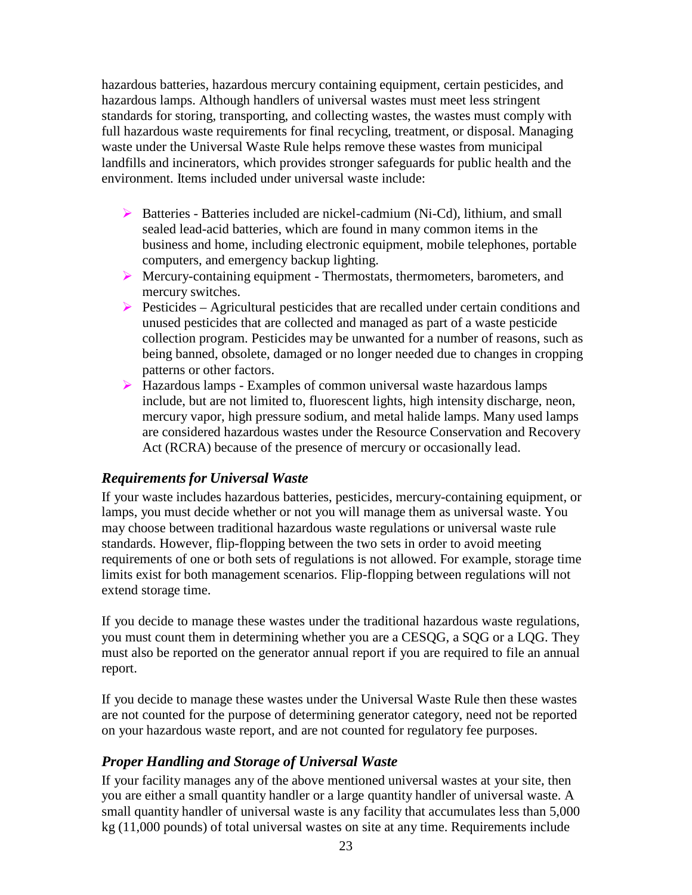hazardous batteries, hazardous mercury containing equipment, certain pesticides, and hazardous lamps. Although handlers of universal wastes must meet less stringent standards for storing, transporting, and collecting wastes, the wastes must comply with full hazardous waste requirements for final recycling, treatment, or disposal. Managing waste under the Universal Waste Rule helps remove these wastes from municipal landfills and incinerators, which provides stronger safeguards for public health and the environment. Items included under universal waste include:

- Batteries - Batteries included are nickel-cadmium (Ni-Cd), lithium, and small sealed lead-acid batteries, which are found in many common items in the business and home, including electronic equipment, mobile telephones, portable computers, and emergency backup lighting.
- Mercury-containing equipment - Thermostats, thermometers, barometers, and mercury switches.
- Pesticides – Agricultural pesticides that are recalled under certain conditions and unused pesticides that are collected and managed as part of a waste pesticide collection program. Pesticides may be unwanted for a number of reasons, such as being banned, obsolete, damaged or no longer needed due to changes in cropping patterns or other factors.
- Hazardous lamps - Examples of common universal waste hazardous lamps include, but are not limited to, fluorescent lights, high intensity discharge, neon, mercury vapor, high pressure sodium, and metal halide lamps. Many used lamps are considered hazardous wastes under the Resource Conservation and Recovery Act (RCRA) because of the presence of mercury or occasionally lead.

### *Requirements for Universal Waste*

If your waste includes hazardous batteries, pesticides, mercury-containing equipment, or lamps, you must decide whether or not you will manage them as universal waste. You may choose between traditional hazardous waste regulations or universal waste rule standards. However, flip-flopping between the two sets in order to avoid meeting requirements of one or both sets of regulations is not allowed. For example, storage time limits exist for both management scenarios. Flip-flopping between regulations will not extend storage time.

If you decide to manage these wastes under the traditional hazardous waste regulations, you must count them in determining whether you are a CESQG, a SQG or a LQG. They must also be reported on the generator annual report if you are required to file an annual report.

If you decide to manage these wastes under the Universal Waste Rule then these wastes are not counted for the purpose of determining generator category, need not be reported on your hazardous waste report, and are not counted for regulatory fee purposes.

### *Proper Handling and Storage of Universal Waste*

If your facility manages any of the above mentioned universal wastes at your site, then you are either a small quantity handler or a large quantity handler of universal waste. A small quantity handler of universal waste is any facility that accumulates less than 5,000 kg (11,000 pounds) of total universal wastes on site at any time. Requirements include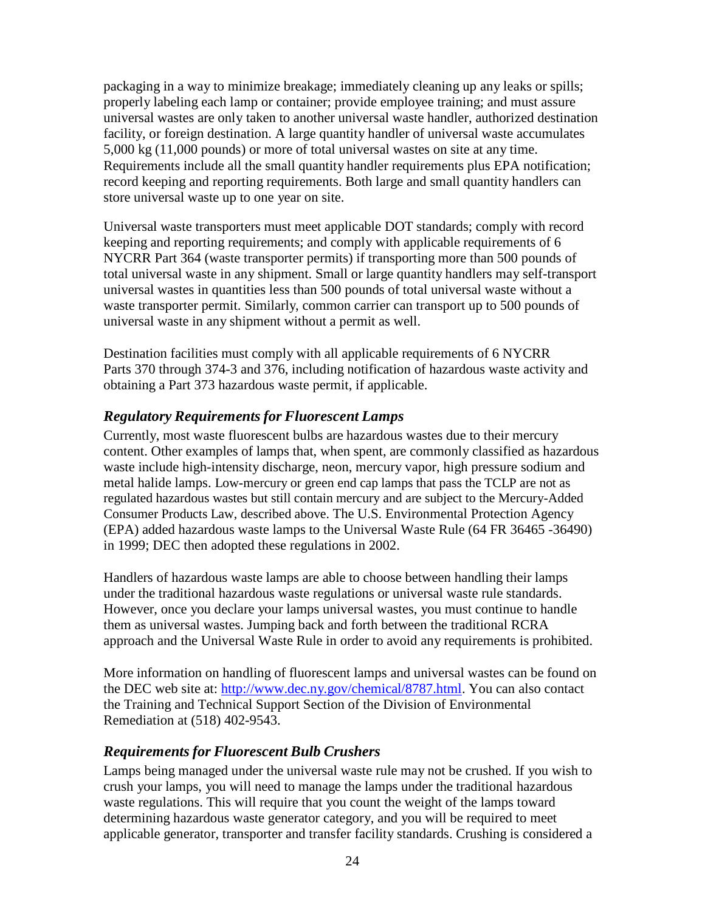packaging in a way to minimize breakage; immediately cleaning up any leaks or spills; properly labeling each lamp or container; provide employee training; and must assure universal wastes are only taken to another universal waste handler, authorized destination facility, or foreign destination. A large quantity handler of universal waste accumulates 5,000 kg (11,000 pounds) or more of total universal wastes on site at any time. Requirements include all the small quantity handler requirements plus EPA notification; record keeping and reporting requirements. Both large and small quantity handlers can store universal waste up to one year on site.

Universal waste transporters must meet applicable DOT standards; comply with record keeping and reporting requirements; and comply with applicable requirements of 6 NYCRR Part 364 (waste transporter permits) if transporting more than 500 pounds of total universal waste in any shipment. Small or large quantity handlers may self-transport universal wastes in quantities less than 500 pounds of total universal waste without a waste transporter permit. Similarly, common carrier can transport up to 500 pounds of universal waste in any shipment without a permit as well.

Destination facilities must comply with all applicable requirements of 6 NYCRR Parts 370 through 374-3 and 376, including notification of hazardous waste activity and obtaining a Part 373 hazardous waste permit, if applicable.

### *Regulatory Requirements for Fluorescent Lamps*

Currently, most waste fluorescent bulbs are hazardous wastes due to their mercury content. Other examples of lamps that, when spent, are commonly classified as hazardous waste include high-intensity discharge, neon, mercury vapor, high pressure sodium and metal halide lamps. Low-mercury or green end cap lamps that pass the TCLP are not as regulated hazardous wastes but still contain mercury and are subject to the Mercury-Added Consumer Products Law, described above. The U.S. Environmental Protection Agency (EPA) added hazardous waste lamps to the Universal Waste Rule (64 FR 36465 -36490) in 1999; DEC then adopted these regulations in 2002.

Handlers of hazardous waste lamps are able to choose between handling their lamps under the traditional hazardous waste regulations or universal waste rule standards. However, once you declare your lamps universal wastes, you must continue to handle them as universal wastes. Jumping back and forth between the traditional RCRA approach and the Universal Waste Rule in order to avoid any requirements is prohibited.

More information on handling of fluorescent lamps and universal wastes can be found on the DEC web site at: http://www.dec.ny.gov/chemical/8787.html. You can also contact the Training and Technical Support Section of the Division of Environmental Remediation at (518) 402-9543.

### *Requirements for Fluorescent Bulb Crushers*

Lamps being managed under the universal waste rule may not be crushed. If you wish to crush your lamps, you will need to manage the lamps under the traditional hazardous waste regulations. This will require that you count the weight of the lamps toward determining hazardous waste generator category, and you will be required to meet applicable generator, transporter and transfer facility standards. Crushing is considered a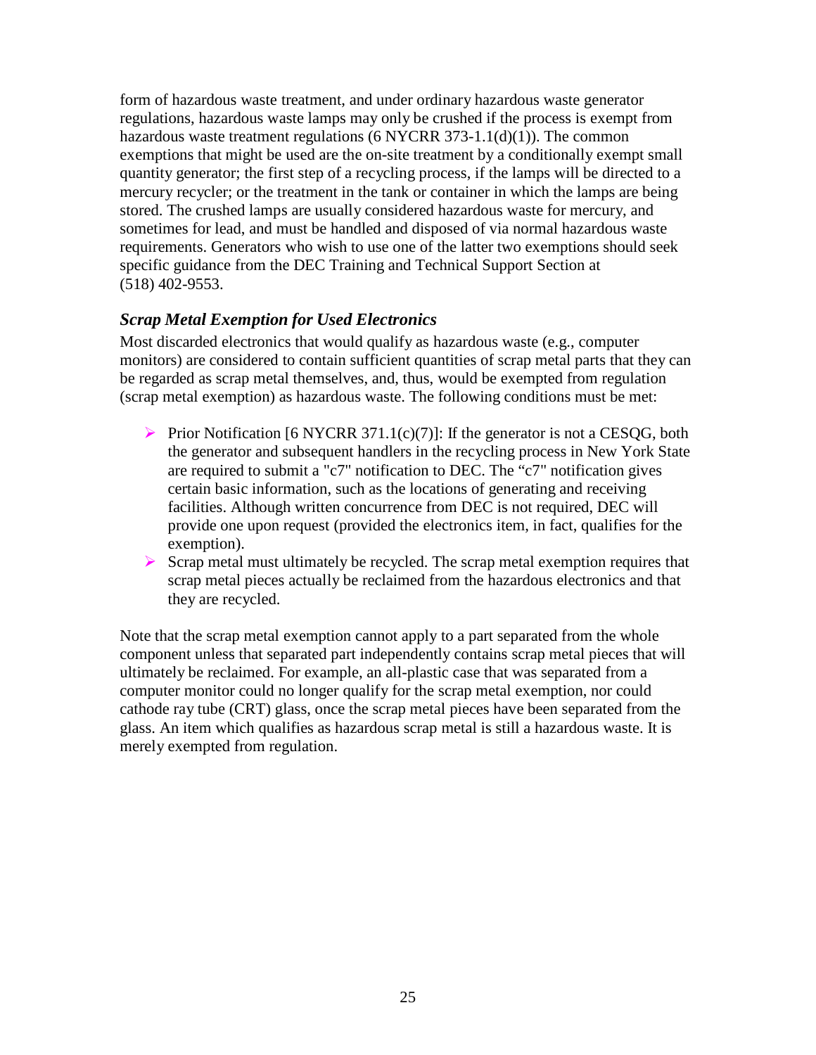form of hazardous waste treatment, and under ordinary hazardous waste generator regulations, hazardous waste lamps may only be crushed if the process is exempt from hazardous waste treatment regulations (6 NYCRR 373-1.1(d)(1)). The common exemptions that might be used are the on-site treatment by a conditionally exempt small quantity generator; the first step of a recycling process, if the lamps will be directed to a mercury recycler; or the treatment in the tank or container in which the lamps are being stored. The crushed lamps are usually considered hazardous waste for mercury, and sometimes for lead, and must be handled and disposed of via normal hazardous waste requirements. Generators who wish to use one of the latter two exemptions should seek specific guidance from the DEC Training and Technical Support Section at (518) 402-9553.

### *Scrap Metal Exemption for Used Electronics*

Most discarded electronics that would qualify as hazardous waste (e.g., computer monitors) are considered to contain sufficient quantities of scrap metal parts that they can be regarded as scrap metal themselves, and, thus, would be exempted from regulation (scrap metal exemption) as hazardous waste. The following conditions must be met:

- Prior Notification [6 NYCRR 371.1(c)(7)]: If the generator is not a CESQG, both the generator and subsequent handlers in the recycling process in New York State are required to submit a "c7" notification to DEC. The "c7" notification gives certain basic information, such as the locations of generating and receiving facilities. Although written concurrence from DEC is not required, DEC will provide one upon request (provided the electronics item, in fact, qualifies for the exemption).
- Scrap metal must ultimately be recycled. The scrap metal exemption requires that scrap metal pieces actually be reclaimed from the hazardous electronics and that they are recycled.

Note that the scrap metal exemption cannot apply to a part separated from the whole component unless that separated part independently contains scrap metal pieces that will ultimately be reclaimed. For example, an all-plastic case that was separated from a computer monitor could no longer qualify for the scrap metal exemption, nor could cathode ray tube (CRT) glass, once the scrap metal pieces have been separated from the glass. An item which qualifies as hazardous scrap metal is still a hazardous waste. It is merely exempted from regulation.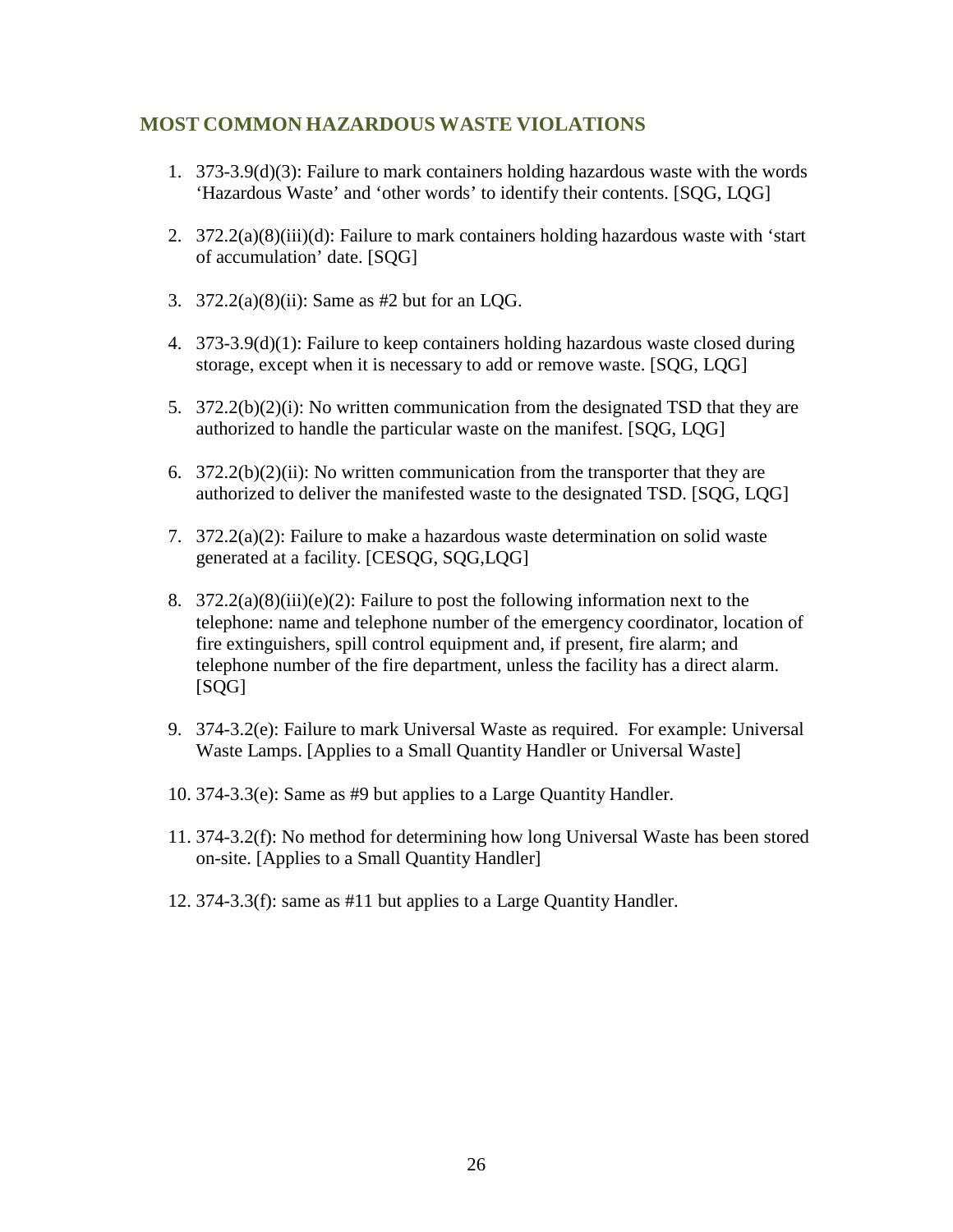## MOST COMMON HAZARDOUS WASTE VIOLATIONS

1. 373-3.9(d)(3): Failure to mark containers holding hazardous waste with the words 'Hazardous Waste' and 'other words' to identify their contents. [SQG, LQG]

2. 372.2(a)(8)(iii)(d): Failure to mark containers holding hazardous waste with 'start of accumulation' date. [SQG]

3. 372.2(a)(8)(ii): Same as #2 but for an LQG.

4. 373-3.9(d)(1): Failure to keep containers holding hazardous waste closed during storage, except when it is necessary to add or remove waste. [SQG, LQG]

5. 372.2(b)(2)(i): No written communication from the designated TSD that they are authorized to handle the particular waste on the manifest. [SQG, LQG]

6. 372.2(b)(2)(ii): No written communication from the transporter that they are authorized to deliver the manifested waste to the designated TSD. [SQG, LQG]

7. 372.2(a)(2): Failure to make a hazardous waste determination on solid waste generated at a facility. [CESQG, SQG,LQG]

8. 372.2(a)(8)(iii)(e)(2): Failure to post the following information next to the telephone: name and telephone number of the emergency coordinator, location of fire extinguishers, spill control equipment and, if present, fire alarm; and telephone number of the fire department, unless the facility has a direct alarm. [SQG]

9. 374-3.2(e): Failure to mark Universal Waste as required. For example: Universal Waste Lamps. [Applies to a Small Quantity Handler or Universal Waste]

10. 374-3.3(e): Same as #9 but applies to a Large Quantity Handler.

11. 374-3.2(f): No method for determining how long Universal Waste has been stored on-site. [Applies to a Small Quantity Handler]

12. 374-3.3(f): same as #11 but applies to a Large Quantity Handler.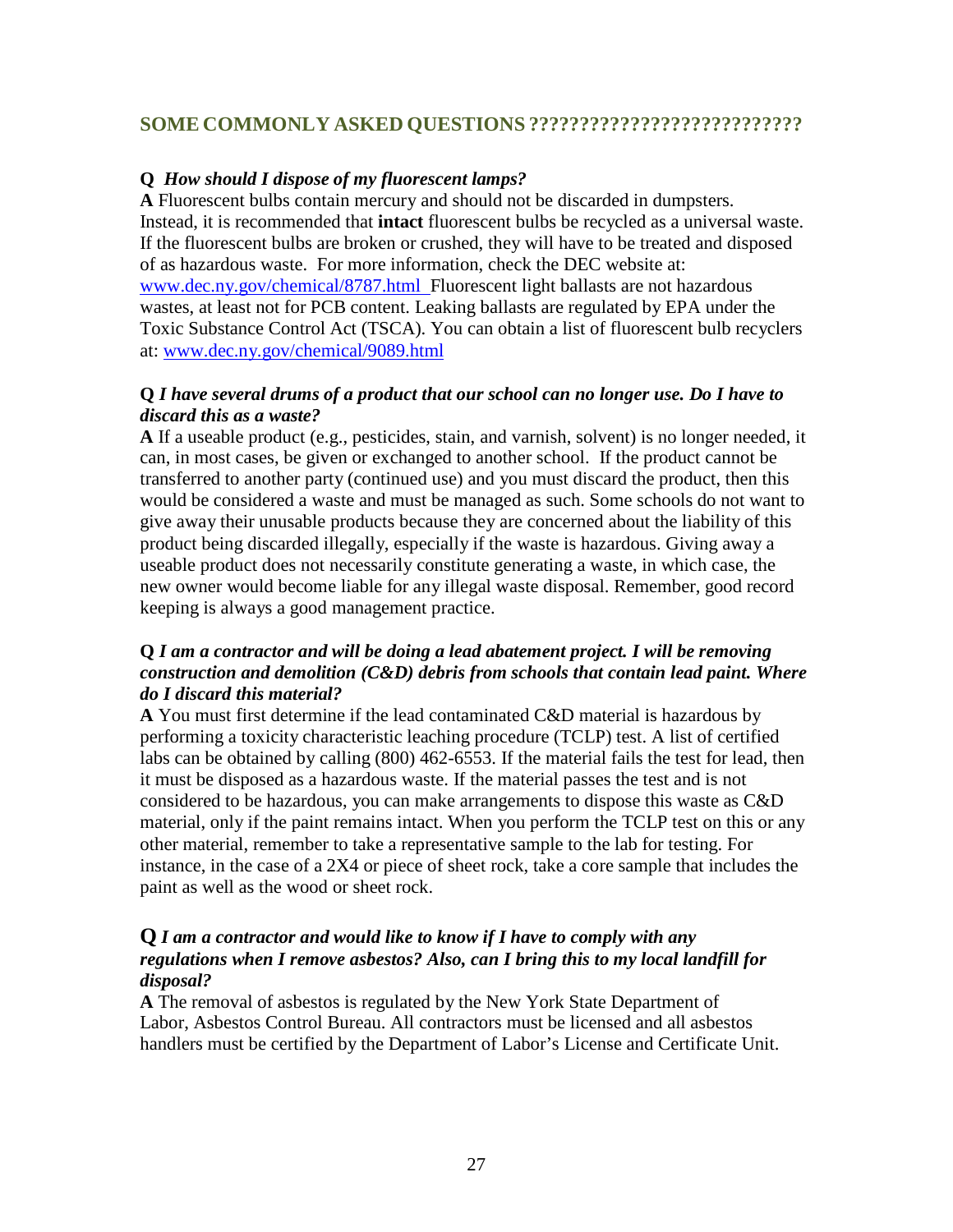## SOME COMMONLY ASKED QUESTIONS ???????????????????????????

**Q** ***How should I dispose of my fluorescent lamps?***

**A** Fluorescent bulbs contain mercury and should not be discarded in dumpsters. Instead, it is recommended that **intact** fluorescent bulbs be recycled as a universal waste. If the fluorescent bulbs are broken or crushed, they will have to be treated and disposed of as hazardous waste. For more information, check the DEC website at: www.dec.ny.gov/chemical/8787.html Fluorescent light ballasts are not hazardous wastes, at least not for PCB content. Leaking ballasts are regulated by EPA under the Toxic Substance Control Act (TSCA). You can obtain a list of fluorescent bulb recyclers at: www.dec.ny.gov/chemical/9089.html

**Q** ***I have several drums of a product that our school can no longer use. Do I have to discard this as a waste?***

**A** If a useable product (e.g., pesticides, stain, and varnish, solvent) is no longer needed, it can, in most cases, be given or exchanged to another school. If the product cannot be transferred to another party (continued use) and you must discard the product, then this would be considered a waste and must be managed as such. Some schools do not want to give away their unusable products because they are concerned about the liability of this product being discarded illegally, especially if the waste is hazardous. Giving away a useable product does not necessarily constitute generating a waste, in which case, the new owner would become liable for any illegal waste disposal. Remember, good record keeping is always a good management practice.

**Q** ***I am a contractor and will be doing a lead abatement project. I will be removing construction and demolition (C&D) debris from schools that contain lead paint. Where do I discard this material?***

**A** You must first determine if the lead contaminated C&D material is hazardous by performing a toxicity characteristic leaching procedure (TCLP) test. A list of certified labs can be obtained by calling (800) 462-6553. If the material fails the test for lead, then it must be disposed as a hazardous waste. If the material passes the test and is not considered to be hazardous, you can make arrangements to dispose this waste as C&D material, only if the paint remains intact. When you perform the TCLP test on this or any other material, remember to take a representative sample to the lab for testing. For instance, in the case of a 2X4 or piece of sheet rock, take a core sample that includes the paint as well as the wood or sheet rock.

**Q** ***I am a contractor and would like to know if I have to comply with any regulations when I remove asbestos? Also, can I bring this to my local landfill for disposal?***

**A** The removal of asbestos is regulated by the New York State Department of Labor, Asbestos Control Bureau. All contractors must be licensed and all asbestos handlers must be certified by the Department of Labor's License and Certificate Unit.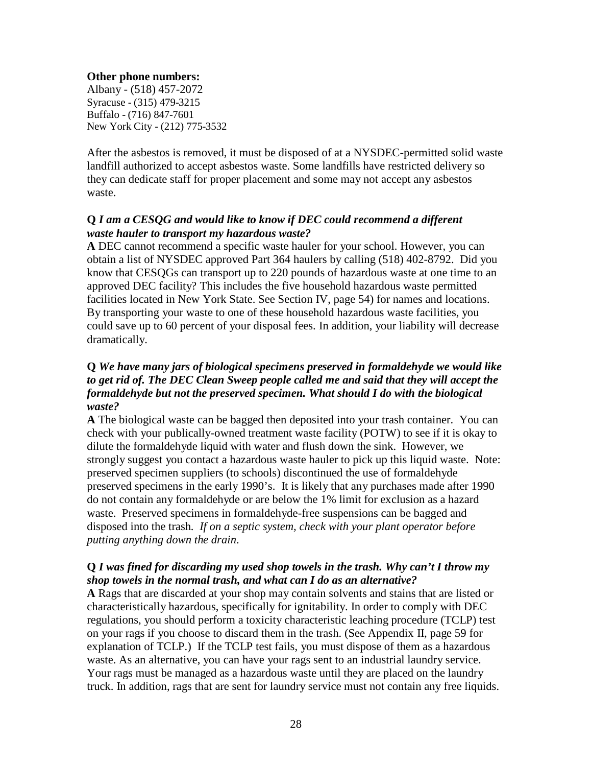**Other phone numbers:**
Albany - (518) 457-2072
Syracuse - (315) 479-3215
Buffalo - (716) 847-7601
New York City - (212) 775-3532

After the asbestos is removed, it must be disposed of at a NYSDEC-permitted solid waste landfill authorized to accept asbestos waste. Some landfills have restricted delivery so they can dedicate staff for proper placement and some may not accept any asbestos waste.

**Q** ***I am a CESQG and would like to know if DEC could recommend a different waste hauler to transport my hazardous waste?***

**A** DEC cannot recommend a specific waste hauler for your school. However, you can obtain a list of NYSDEC approved Part 364 haulers by calling (518) 402-8792. Did you know that CESQGs can transport up to 220 pounds of hazardous waste at one time to an approved DEC facility? This includes the five household hazardous waste permitted facilities located in New York State. See Section IV, page 54) for names and locations. By transporting your waste to one of these household hazardous waste facilities, you could save up to 60 percent of your disposal fees. In addition, your liability will decrease dramatically.

**Q** ***We have many jars of biological specimens preserved in formaldehyde we would like to get rid of. The DEC Clean Sweep people called me and said that they will accept the formaldehyde but not the preserved specimen. What should I do with the biological waste?***

**A** The biological waste can be bagged then deposited into your trash container. You can check with your publically-owned treatment waste facility (POTW) to see if it is okay to dilute the formaldehyde liquid with water and flush down the sink. However, we strongly suggest you contact a hazardous waste hauler to pick up this liquid waste. Note: preserved specimen suppliers (to schools) discontinued the use of formaldehyde preserved specimens in the early 1990's. It is likely that any purchases made after 1990 do not contain any formaldehyde or are below the 1% limit for exclusion as a hazard waste. Preserved specimens in formaldehyde-free suspensions can be bagged and disposed into the trash. *If on a septic system, check with your plant operator before putting anything down the drain*.

**Q** ***I was fined for discarding my used shop towels in the trash. Why can't I throw my shop towels in the normal trash, and what can I do as an alternative?***

**A** Rags that are discarded at your shop may contain solvents and stains that are listed or characteristically hazardous, specifically for ignitability. In order to comply with DEC regulations, you should perform a toxicity characteristic leaching procedure (TCLP) test on your rags if you choose to discard them in the trash. (See Appendix II, page 59 for explanation of TCLP.) If the TCLP test fails, you must dispose of them as a hazardous waste. As an alternative, you can have your rags sent to an industrial laundry service. Your rags must be managed as a hazardous waste until they are placed on the laundry truck. In addition, rags that are sent for laundry service must not contain any free liquids.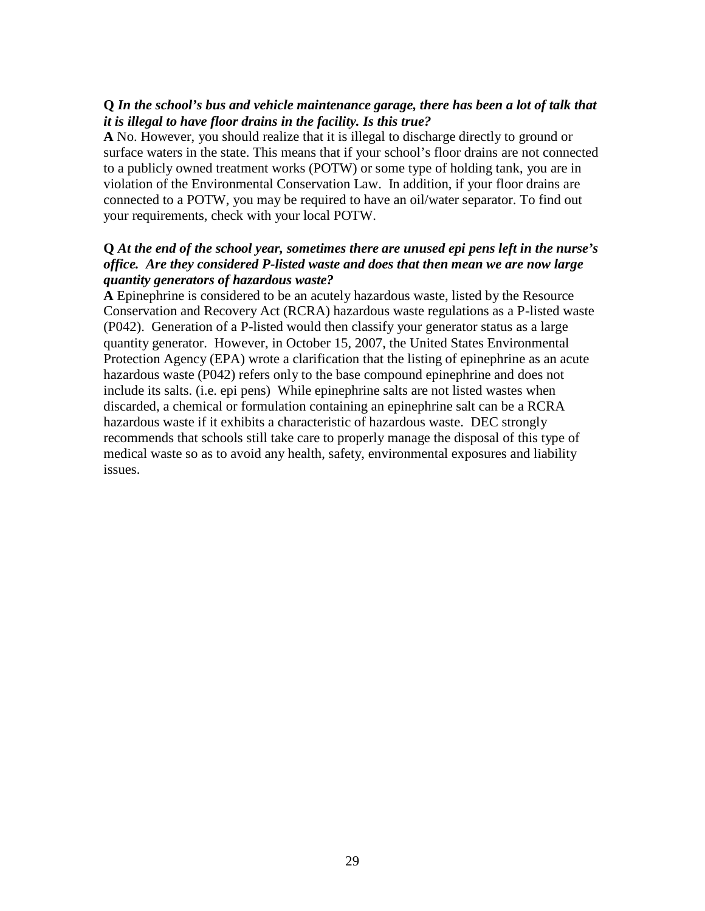**Q** ***In the school's bus and vehicle maintenance garage, there has been a lot of talk that it is illegal to have floor drains in the facility. Is this true?***
**A** No. However, you should realize that it is illegal to discharge directly to ground or surface waters in the state. This means that if your school's floor drains are not connected to a publicly owned treatment works (POTW) or some type of holding tank, you are in violation of the Environmental Conservation Law. In addition, if your floor drains are connected to a POTW, you may be required to have an oil/water separator. To find out your requirements, check with your local POTW.

**Q** ***At the end of the school year, sometimes there are unused epi pens left in the nurse's office. Are they considered P-listed waste and does that then mean we are now large quantity generators of hazardous waste?***
**A** Epinephrine is considered to be an acutely hazardous waste, listed by the Resource Conservation and Recovery Act (RCRA) hazardous waste regulations as a P-listed waste (P042). Generation of a P-listed would then classify your generator status as a large quantity generator. However, in October 15, 2007, the United States Environmental Protection Agency (EPA) wrote a clarification that the listing of epinephrine as an acute hazardous waste (P042) refers only to the base compound epinephrine and does not include its salts. (i.e. epi pens) While epinephrine salts are not listed wastes when discarded, a chemical or formulation containing an epinephrine salt can be a RCRA hazardous waste if it exhibits a characteristic of hazardous waste. DEC strongly recommends that schools still take care to properly manage the disposal of this type of medical waste so as to avoid any health, safety, environmental exposures and liability issues.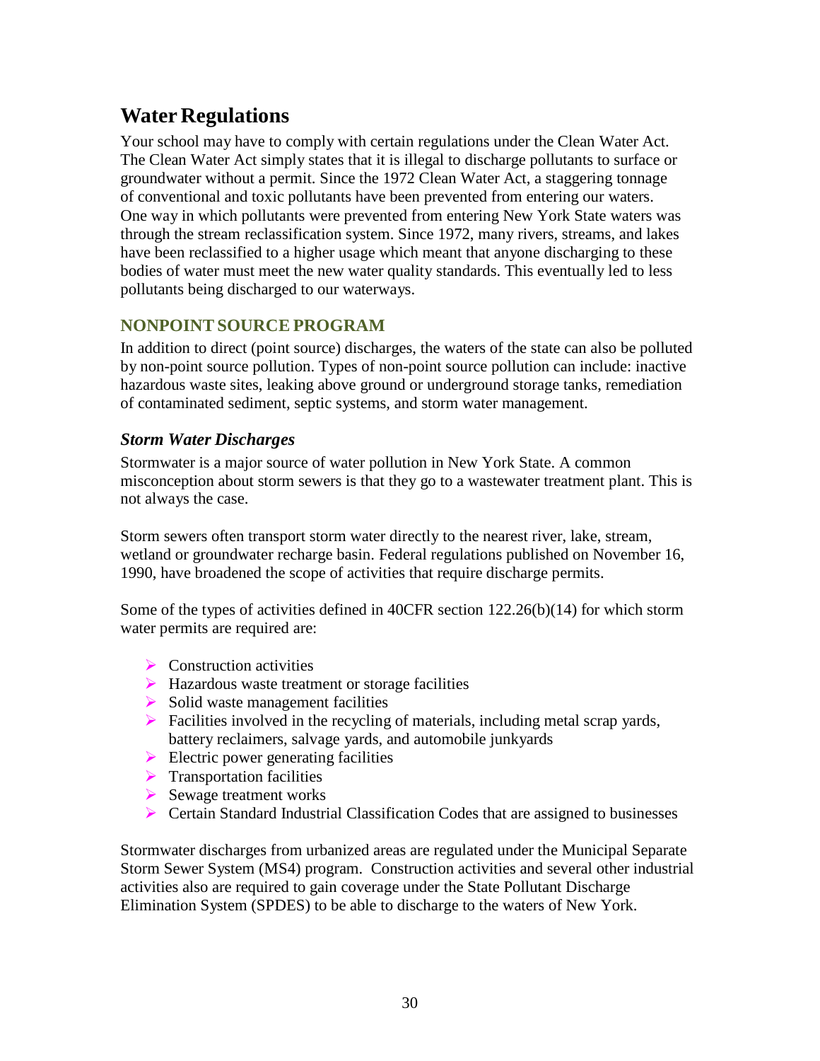# Water Regulations

Your school may have to comply with certain regulations under the Clean Water Act. The Clean Water Act simply states that it is illegal to discharge pollutants to surface or groundwater without a permit. Since the 1972 Clean Water Act, a staggering tonnage of conventional and toxic pollutants have been prevented from entering our waters. One way in which pollutants were prevented from entering New York State waters was through the stream reclassification system. Since 1972, many rivers, streams, and lakes have been reclassified to a higher usage which meant that anyone discharging to these bodies of water must meet the new water quality standards. This eventually led to less pollutants being discharged to our waterways.

## NONPOINT SOURCE PROGRAM

In addition to direct (point source) discharges, the waters of the state can also be polluted by non-point source pollution. Types of non-point source pollution can include: inactive hazardous waste sites, leaking above ground or underground storage tanks, remediation of contaminated sediment, septic systems, and storm water management.

### *Storm Water Discharges*

Stormwater is a major source of water pollution in New York State. A common misconception about storm sewers is that they go to a wastewater treatment plant. This is not always the case.

Storm sewers often transport storm water directly to the nearest river, lake, stream, wetland or groundwater recharge basin. Federal regulations published on November 16, 1990, have broadened the scope of activities that require discharge permits.

Some of the types of activities defined in 40CFR section 122.26(b)(14) for which storm water permits are required are:

- Construction activities
- Hazardous waste treatment or storage facilities
- Solid waste management facilities
- Facilities involved in the recycling of materials, including metal scrap yards, battery reclaimers, salvage yards, and automobile junkyards
- Electric power generating facilities
- Transportation facilities
- Sewage treatment works
- Certain Standard Industrial Classification Codes that are assigned to businesses

Stormwater discharges from urbanized areas are regulated under the Municipal Separate Storm Sewer System (MS4) program. Construction activities and several other industrial activities also are required to gain coverage under the State Pollutant Discharge Elimination System (SPDES) to be able to discharge to the waters of New York.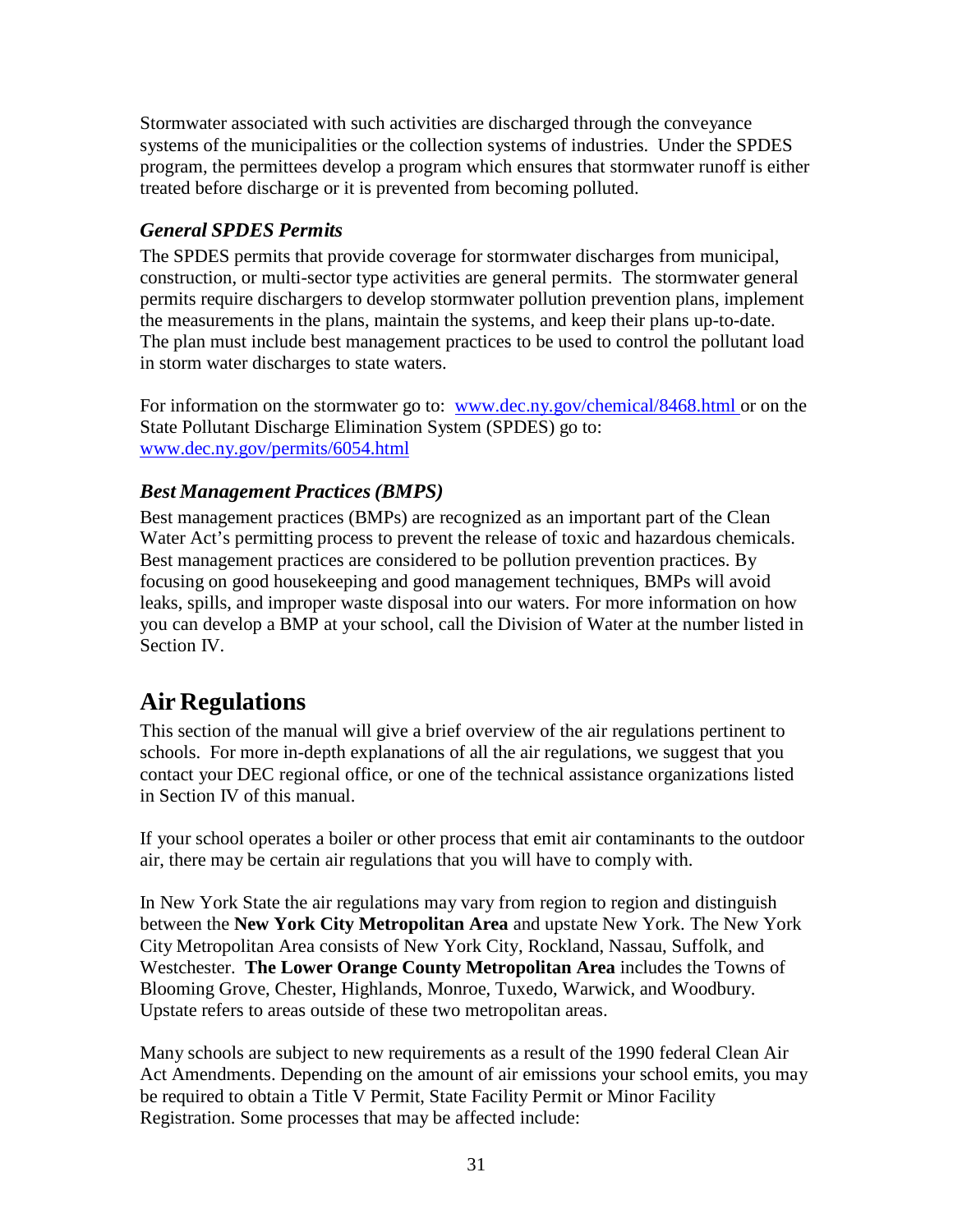Stormwater associated with such activities are discharged through the conveyance systems of the municipalities or the collection systems of industries. Under the SPDES program, the permittees develop a program which ensures that stormwater runoff is either treated before discharge or it is prevented from becoming polluted.

### *General SPDES Permits*

The SPDES permits that provide coverage for stormwater discharges from municipal, construction, or multi-sector type activities are general permits. The stormwater general permits require dischargers to develop stormwater pollution prevention plans, implement the measurements in the plans, maintain the systems, and keep their plans up-to-date. The plan must include best management practices to be used to control the pollutant load in storm water discharges to state waters.

For information on the stormwater go to: [www.dec.ny.gov/chemical/8468.html](www.dec.ny.gov/chemical/8468.html) or on the State Pollutant Discharge Elimination System (SPDES) go to: [www.dec.ny.gov/permits/6054.html](www.dec.ny.gov/permits/6054.html)

### *Best Management Practices (BMPS)*

Best management practices (BMPs) are recognized as an important part of the Clean Water Act's permitting process to prevent the release of toxic and hazardous chemicals. Best management practices are considered to be pollution prevention practices. By focusing on good housekeeping and good management techniques, BMPs will avoid leaks, spills, and improper waste disposal into our waters. For more information on how you can develop a BMP at your school, call the Division of Water at the number listed in Section IV.

## Air Regulations

This section of the manual will give a brief overview of the air regulations pertinent to schools. For more in-depth explanations of all the air regulations, we suggest that you contact your DEC regional office, or one of the technical assistance organizations listed in Section IV of this manual.

If your school operates a boiler or other process that emit air contaminants to the outdoor air, there may be certain air regulations that you will have to comply with.

In New York State the air regulations may vary from region to region and distinguish between the **New York City Metropolitan Area** and upstate New York. The New York City Metropolitan Area consists of New York City, Rockland, Nassau, Suffolk, and Westchester. **The Lower Orange County Metropolitan Area** includes the Towns of Blooming Grove, Chester, Highlands, Monroe, Tuxedo, Warwick, and Woodbury. Upstate refers to areas outside of these two metropolitan areas.

Many schools are subject to new requirements as a result of the 1990 federal Clean Air Act Amendments. Depending on the amount of air emissions your school emits, you may be required to obtain a Title V Permit, State Facility Permit or Minor Facility Registration. Some processes that may be affected include: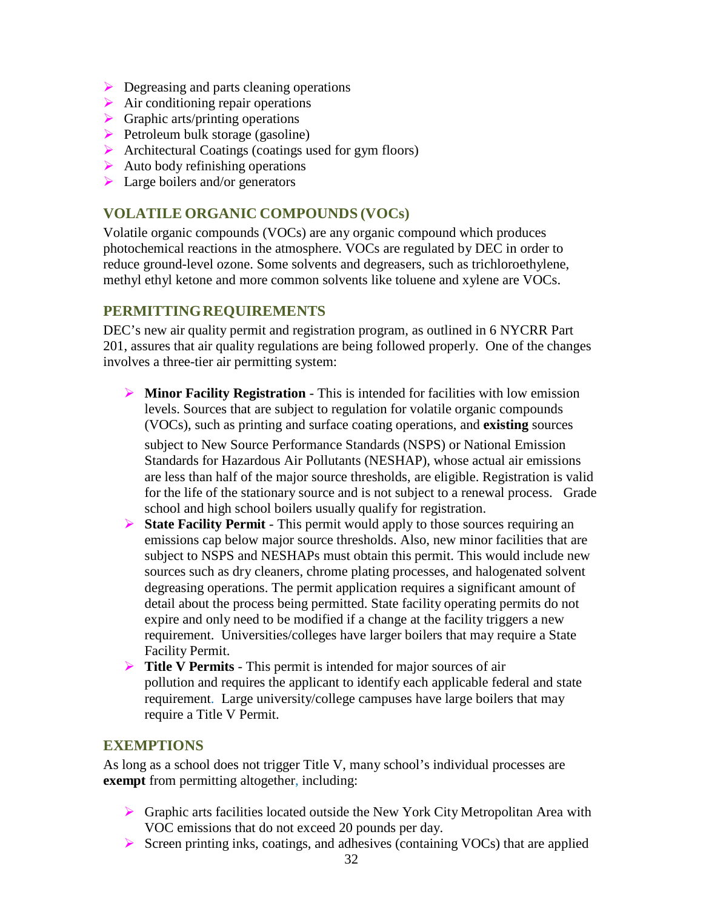- Degreasing and parts cleaning operations
- Air conditioning repair operations
- Graphic arts/printing operations
- Petroleum bulk storage (gasoline)
- Architectural Coatings (coatings used for gym floors)
- Auto body refinishing operations
- Large boilers and/or generators

## VOLATILE ORGANIC COMPOUNDS (VOCs)

Volatile organic compounds (VOCs) are any organic compound which produces photochemical reactions in the atmosphere. VOCs are regulated by DEC in order to reduce ground-level ozone. Some solvents and degreasers, such as trichloroethylene, methyl ethyl ketone and more common solvents like toluene and xylene are VOCs.

## PERMITTING REQUIREMENTS

DEC's new air quality permit and registration program, as outlined in 6 NYCRR Part 201, assures that air quality regulations are being followed properly. One of the changes involves a three-tier air permitting system:

- **Minor Facility Registration** - This is intended for facilities with low emission levels. Sources that are subject to regulation for volatile organic compounds (VOCs), such as printing and surface coating operations, and **existing** sources subject to New Source Performance Standards (NSPS) or National Emission Standards for Hazardous Air Pollutants (NESHAP), whose actual air emissions are less than half of the major source thresholds, are eligible. Registration is valid for the life of the stationary source and is not subject to a renewal process. Grade school and high school boilers usually qualify for registration.
- **State Facility Permit** - This permit would apply to those sources requiring an emissions cap below major source thresholds. Also, new minor facilities that are subject to NSPS and NESHAPs must obtain this permit. This would include new sources such as dry cleaners, chrome plating processes, and halogenated solvent degreasing operations. The permit application requires a significant amount of detail about the process being permitted. State facility operating permits do not expire and only need to be modified if a change at the facility triggers a new requirement. Universities/colleges have larger boilers that may require a State Facility Permit.
- **Title V Permits** - This permit is intended for major sources of air pollution and requires the applicant to identify each applicable federal and state requirement. Large university/college campuses have large boilers that may require a Title V Permit.

## EXEMPTIONS

As long as a school does not trigger Title V, many school's individual processes are **exempt** from permitting altogether, including:

- Graphic arts facilities located outside the New York City Metropolitan Area with VOC emissions that do not exceed 20 pounds per day.
- Screen printing inks, coatings, and adhesives (containing VOCs) that are applied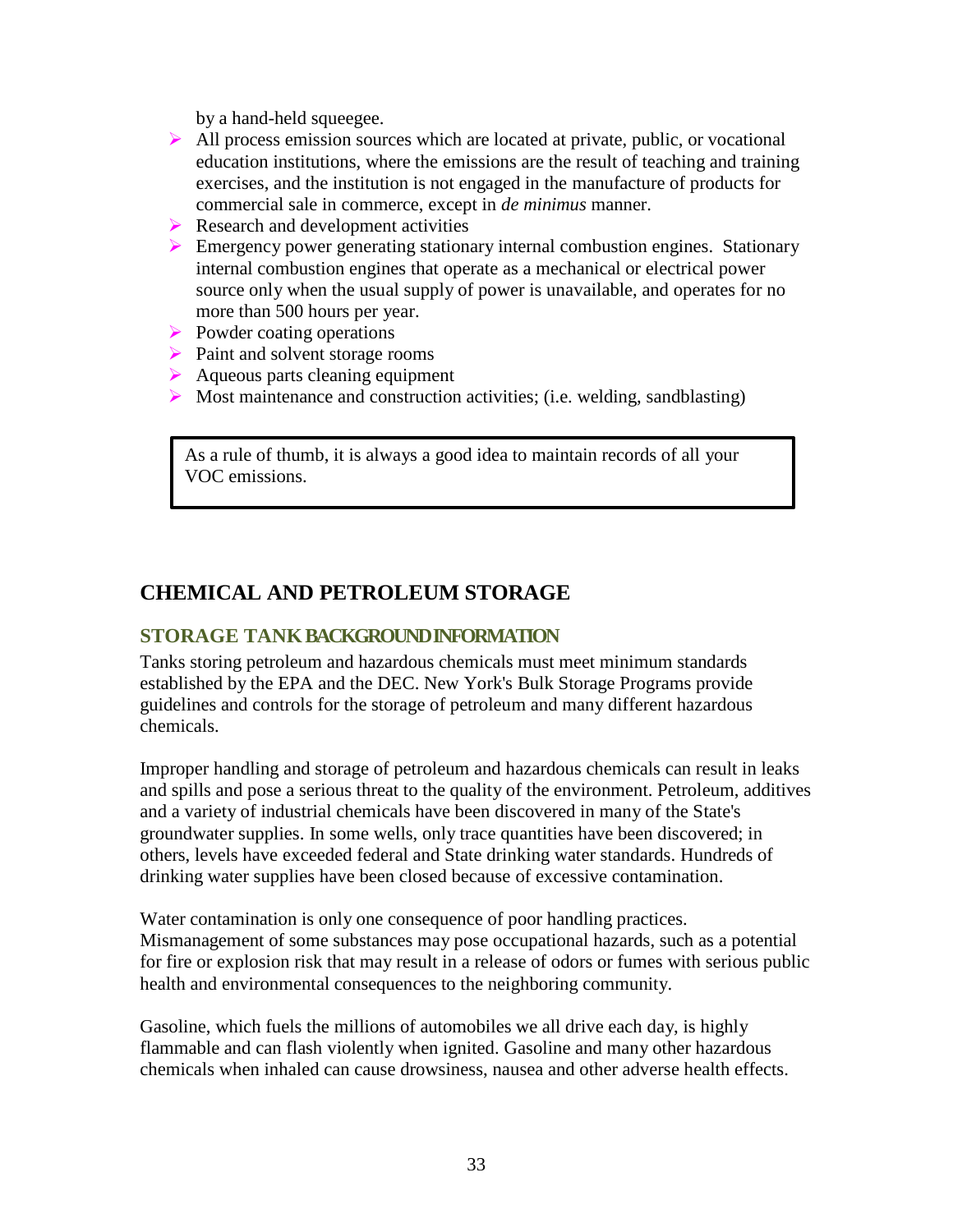by a hand-held squeegee.

- All process emission sources which are located at private, public, or vocational education institutions, where the emissions are the result of teaching and training exercises, and the institution is not engaged in the manufacture of products for commercial sale in commerce, except in *de minimus* manner.
- Research and development activities
- Emergency power generating stationary internal combustion engines. Stationary internal combustion engines that operate as a mechanical or electrical power source only when the usual supply of power is unavailable, and operates for no more than 500 hours per year.
- Powder coating operations
- Paint and solvent storage rooms
- Aqueous parts cleaning equipment
- Most maintenance and construction activities; (i.e. welding, sandblasting)

> As a rule of thumb, it is always a good idea to maintain records of all your VOC emissions.

## CHEMICAL AND PETROLEUM STORAGE

### STORAGE TANK BACKGROUND INFORMATION

Tanks storing petroleum and hazardous chemicals must meet minimum standards established by the EPA and the DEC. New York's Bulk Storage Programs provide guidelines and controls for the storage of petroleum and many different hazardous chemicals.

Improper handling and storage of petroleum and hazardous chemicals can result in leaks and spills and pose a serious threat to the quality of the environment. Petroleum, additives and a variety of industrial chemicals have been discovered in many of the State's groundwater supplies. In some wells, only trace quantities have been discovered; in others, levels have exceeded federal and State drinking water standards. Hundreds of drinking water supplies have been closed because of excessive contamination.

Water contamination is only one consequence of poor handling practices. Mismanagement of some substances may pose occupational hazards, such as a potential for fire or explosion risk that may result in a release of odors or fumes with serious public health and environmental consequences to the neighboring community.

Gasoline, which fuels the millions of automobiles we all drive each day, is highly flammable and can flash violently when ignited. Gasoline and many other hazardous chemicals when inhaled can cause drowsiness, nausea and other adverse health effects.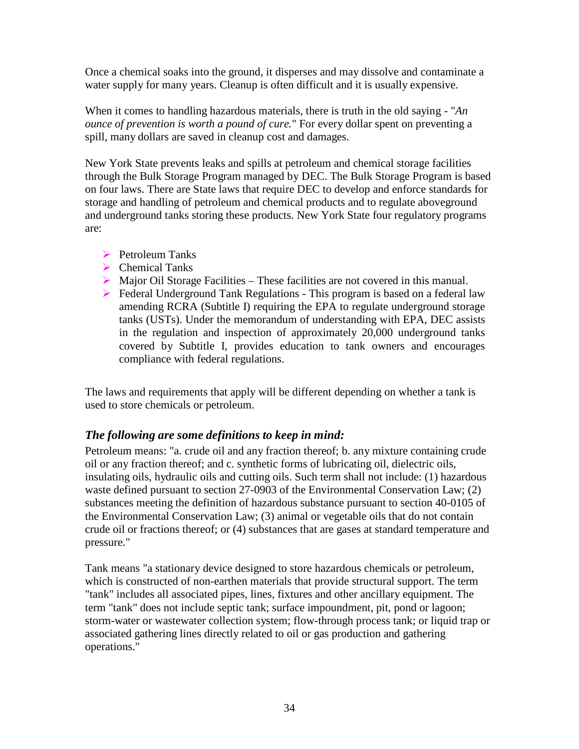Once a chemical soaks into the ground, it disperses and may dissolve and contaminate a water supply for many years. Cleanup is often difficult and it is usually expensive.

When it comes to handling hazardous materials, there is truth in the old saying - "*An ounce of prevention is worth a pound of cure.*" For every dollar spent on preventing a spill, many dollars are saved in cleanup cost and damages.

New York State prevents leaks and spills at petroleum and chemical storage facilities through the Bulk Storage Program managed by DEC. The Bulk Storage Program is based on four laws. There are State laws that require DEC to develop and enforce standards for storage and handling of petroleum and chemical products and to regulate aboveground and underground tanks storing these products. New York State four regulatory programs are:

- Petroleum Tanks
- Chemical Tanks
- Major Oil Storage Facilities – These facilities are not covered in this manual.
- Federal Underground Tank Regulations - This program is based on a federal law amending RCRA (Subtitle I) requiring the EPA to regulate underground storage tanks (USTs). Under the memorandum of understanding with EPA, DEC assists in the regulation and inspection of approximately 20,000 underground tanks covered by Subtitle I, provides education to tank owners and encourages compliance with federal regulations.

The laws and requirements that apply will be different depending on whether a tank is used to store chemicals or petroleum.

### *The following are some definitions to keep in mind:*

Petroleum means: "a. crude oil and any fraction thereof; b. any mixture containing crude oil or any fraction thereof; and c. synthetic forms of lubricating oil, dielectric oils, insulating oils, hydraulic oils and cutting oils. Such term shall not include: (1) hazardous waste defined pursuant to section 27-0903 of the Environmental Conservation Law; (2) substances meeting the definition of hazardous substance pursuant to section 40-0105 of the Environmental Conservation Law; (3) animal or vegetable oils that do not contain crude oil or fractions thereof; or (4) substances that are gases at standard temperature and pressure."

Tank means "a stationary device designed to store hazardous chemicals or petroleum, which is constructed of non-earthen materials that provide structural support. The term "tank" includes all associated pipes, lines, fixtures and other ancillary equipment. The term "tank" does not include septic tank; surface impoundment, pit, pond or lagoon; storm-water or wastewater collection system; flow-through process tank; or liquid trap or associated gathering lines directly related to oil or gas production and gathering operations."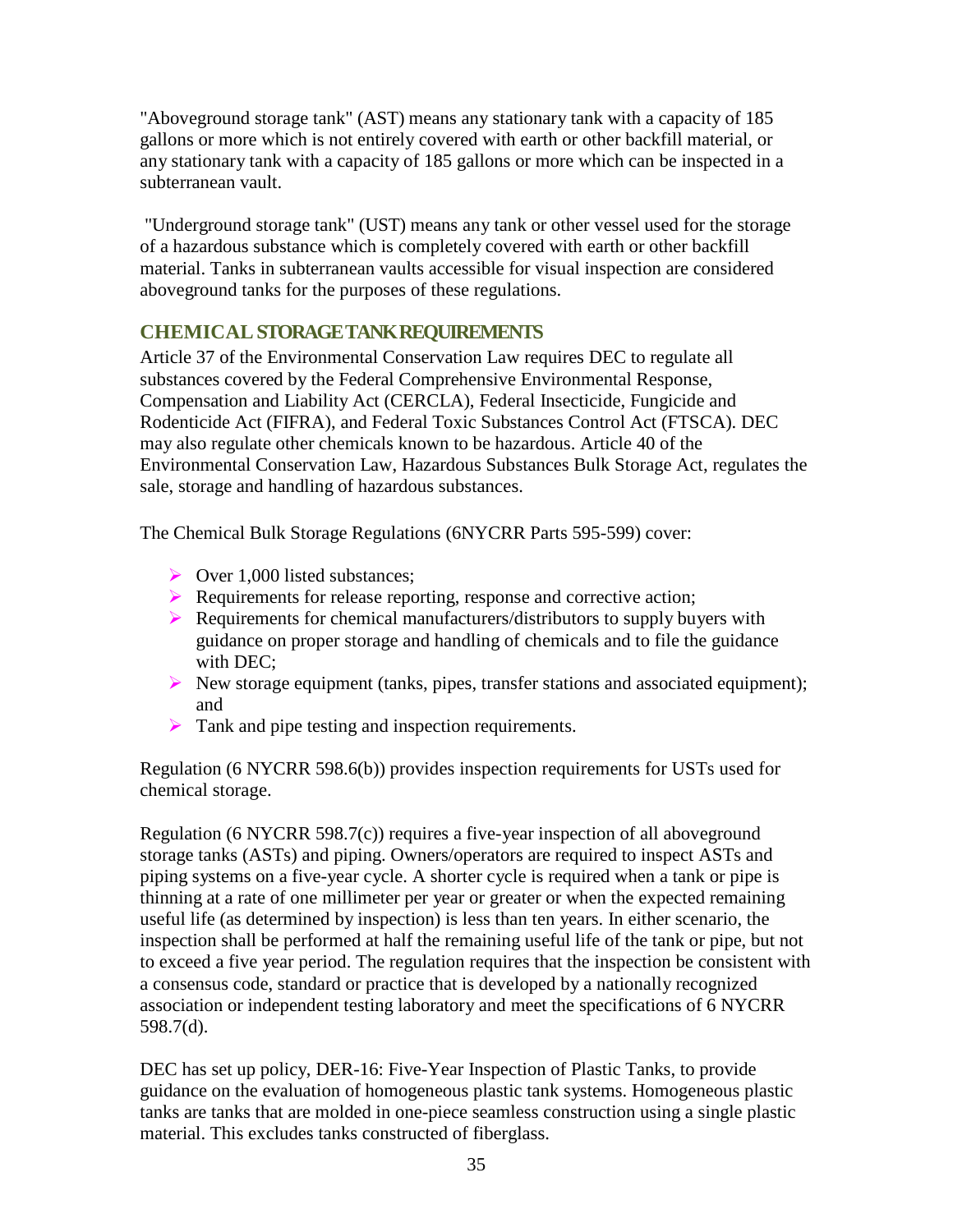"Aboveground storage tank" (AST) means any stationary tank with a capacity of 185 gallons or more which is not entirely covered with earth or other backfill material, or any stationary tank with a capacity of 185 gallons or more which can be inspected in a subterranean vault.

"Underground storage tank" (UST) means any tank or other vessel used for the storage of a hazardous substance which is completely covered with earth or other backfill material. Tanks in subterranean vaults accessible for visual inspection are considered aboveground tanks for the purposes of these regulations.

## CHEMICAL STORAGE TANK REQUIREMENTS

Article 37 of the Environmental Conservation Law requires DEC to regulate all substances covered by the Federal Comprehensive Environmental Response, Compensation and Liability Act (CERCLA), Federal Insecticide, Fungicide and Rodenticide Act (FIFRA), and Federal Toxic Substances Control Act (FTSCA). DEC may also regulate other chemicals known to be hazardous. Article 40 of the Environmental Conservation Law, Hazardous Substances Bulk Storage Act, regulates the sale, storage and handling of hazardous substances.

The Chemical Bulk Storage Regulations (6NYCRR Parts 595-599) cover:

- Over 1,000 listed substances;
- Requirements for release reporting, response and corrective action;
- Requirements for chemical manufacturers/distributors to supply buyers with guidance on proper storage and handling of chemicals and to file the guidance with DEC;
- New storage equipment (tanks, pipes, transfer stations and associated equipment); and
- Tank and pipe testing and inspection requirements.

Regulation (6 NYCRR 598.6(b)) provides inspection requirements for USTs used for chemical storage.

Regulation (6 NYCRR 598.7(c)) requires a five-year inspection of all aboveground storage tanks (ASTs) and piping. Owners/operators are required to inspect ASTs and piping systems on a five-year cycle. A shorter cycle is required when a tank or pipe is thinning at a rate of one millimeter per year or greater or when the expected remaining useful life (as determined by inspection) is less than ten years. In either scenario, the inspection shall be performed at half the remaining useful life of the tank or pipe, but not to exceed a five year period. The regulation requires that the inspection be consistent with a consensus code, standard or practice that is developed by a nationally recognized association or independent testing laboratory and meet the specifications of 6 NYCRR 598.7(d).

DEC has set up policy, DER-16: Five-Year Inspection of Plastic Tanks, to provide guidance on the evaluation of homogeneous plastic tank systems. Homogeneous plastic tanks are tanks that are molded in one-piece seamless construction using a single plastic material. This excludes tanks constructed of fiberglass.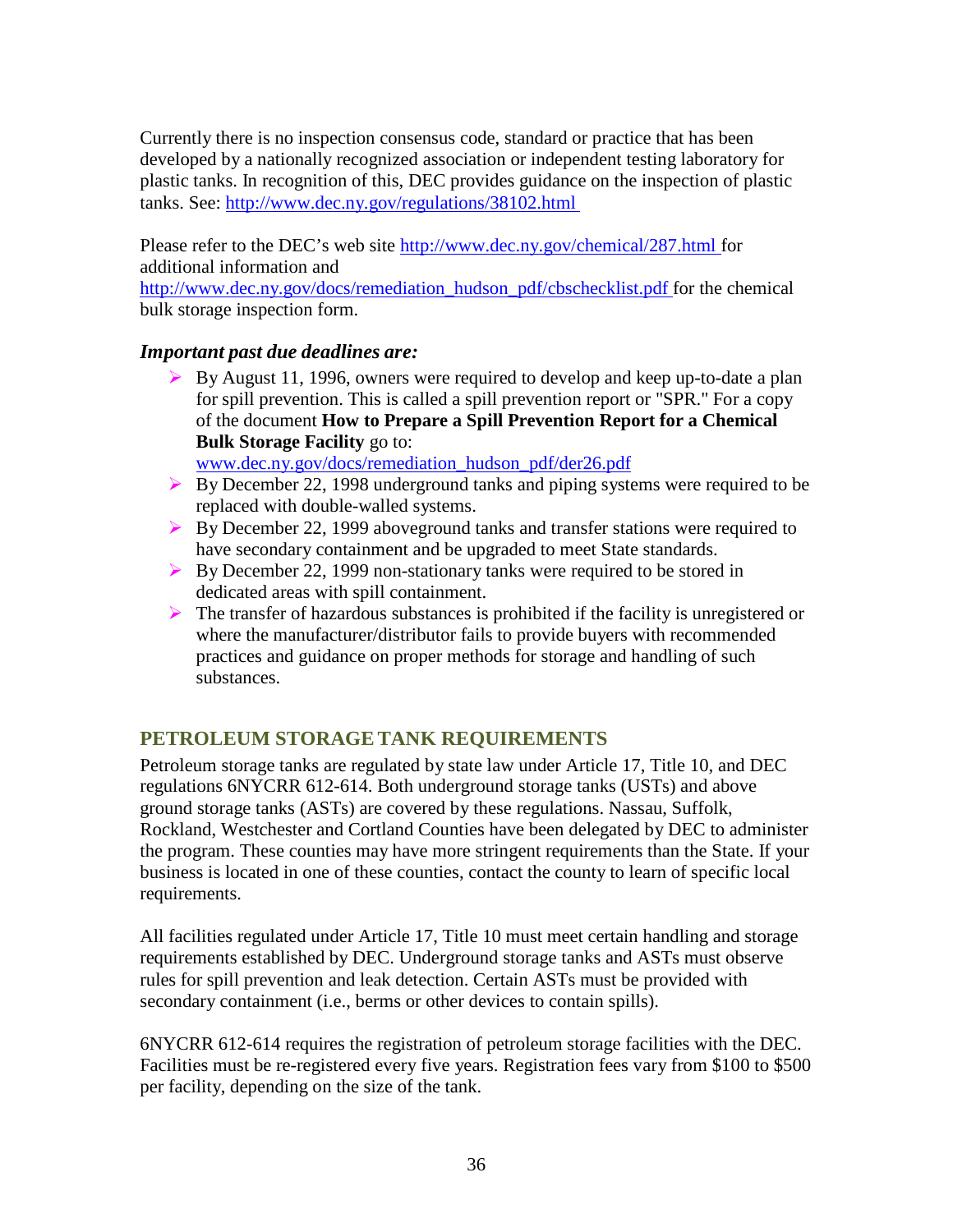Currently there is no inspection consensus code, standard or practice that has been developed by a nationally recognized association or independent testing laboratory for plastic tanks. In recognition of this, DEC provides guidance on the inspection of plastic tanks. See: http://www.dec.ny.gov/regulations/38102.html

Please refer to the DEC's web site http://www.dec.ny.gov/chemical/287.html for additional information and http://www.dec.ny.gov/docs/remediation_hudson_pdf/cbschecklist.pdf for the chemical bulk storage inspection form.

### *Important past due deadlines are:*

- By August 11, 1996, owners were required to develop and keep up-to-date a plan for spill prevention. This is called a spill prevention report or "SPR." For a copy of the document **How to Prepare a Spill Prevention Report for a Chemical Bulk Storage Facility** go to: www.dec.ny.gov/docs/remediation_hudson_pdf/der26.pdf
- By December 22, 1998 underground tanks and piping systems were required to be replaced with double-walled systems.
- By December 22, 1999 aboveground tanks and transfer stations were required to have secondary containment and be upgraded to meet State standards.
- By December 22, 1999 non-stationary tanks were required to be stored in dedicated areas with spill containment.
- The transfer of hazardous substances is prohibited if the facility is unregistered or where the manufacturer/distributor fails to provide buyers with recommended practices and guidance on proper methods for storage and handling of such substances.

## PETROLEUM STORAGE TANK REQUIREMENTS

Petroleum storage tanks are regulated by state law under Article 17, Title 10, and DEC regulations 6NYCRR 612-614. Both underground storage tanks (USTs) and above ground storage tanks (ASTs) are covered by these regulations. Nassau, Suffolk, Rockland, Westchester and Cortland Counties have been delegated by DEC to administer the program. These counties may have more stringent requirements than the State. If your business is located in one of these counties, contact the county to learn of specific local requirements.

All facilities regulated under Article 17, Title 10 must meet certain handling and storage requirements established by DEC. Underground storage tanks and ASTs must observe rules for spill prevention and leak detection. Certain ASTs must be provided with secondary containment (i.e., berms or other devices to contain spills).

6NYCRR 612-614 requires the registration of petroleum storage facilities with the DEC. Facilities must be re-registered every five years. Registration fees vary from $100 to $500 per facility, depending on the size of the tank.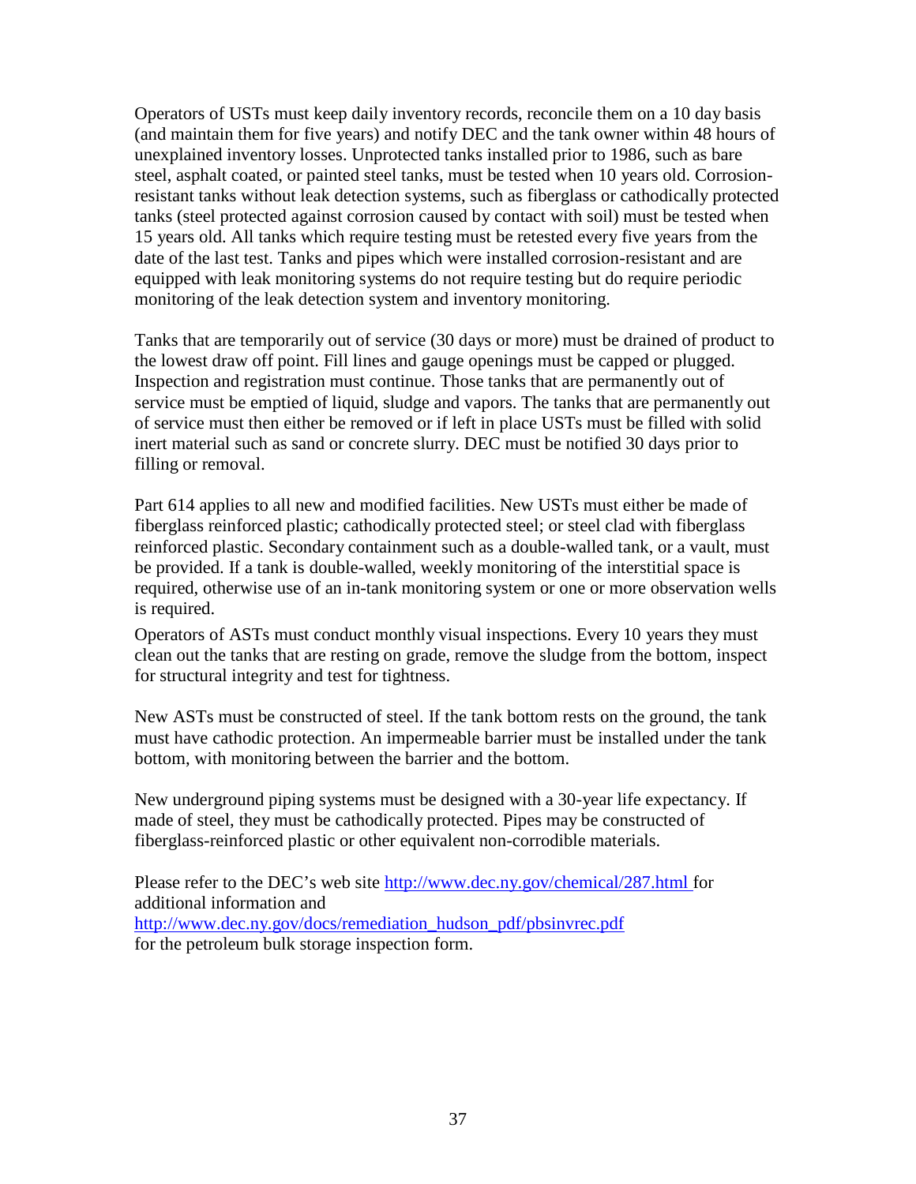Operators of USTs must keep daily inventory records, reconcile them on a 10 day basis (and maintain them for five years) and notify DEC and the tank owner within 48 hours of unexplained inventory losses. Unprotected tanks installed prior to 1986, such as bare steel, asphalt coated, or painted steel tanks, must be tested when 10 years old. Corrosion-resistant tanks without leak detection systems, such as fiberglass or cathodically protected tanks (steel protected against corrosion caused by contact with soil) must be tested when 15 years old. All tanks which require testing must be retested every five years from the date of the last test. Tanks and pipes which were installed corrosion-resistant and are equipped with leak monitoring systems do not require testing but do require periodic monitoring of the leak detection system and inventory monitoring.

Tanks that are temporarily out of service (30 days or more) must be drained of product to the lowest draw off point. Fill lines and gauge openings must be capped or plugged. Inspection and registration must continue. Those tanks that are permanently out of service must be emptied of liquid, sludge and vapors. The tanks that are permanently out of service must then either be removed or if left in place USTs must be filled with solid inert material such as sand or concrete slurry. DEC must be notified 30 days prior to filling or removal.

Part 614 applies to all new and modified facilities. New USTs must either be made of fiberglass reinforced plastic; cathodically protected steel; or steel clad with fiberglass reinforced plastic. Secondary containment such as a double-walled tank, or a vault, must be provided. If a tank is double-walled, weekly monitoring of the interstitial space is required, otherwise use of an in-tank monitoring system or one or more observation wells is required.

Operators of ASTs must conduct monthly visual inspections. Every 10 years they must clean out the tanks that are resting on grade, remove the sludge from the bottom, inspect for structural integrity and test for tightness.

New ASTs must be constructed of steel. If the tank bottom rests on the ground, the tank must have cathodic protection. An impermeable barrier must be installed under the tank bottom, with monitoring between the barrier and the bottom.

New underground piping systems must be designed with a 30-year life expectancy. If made of steel, they must be cathodically protected. Pipes may be constructed of fiberglass-reinforced plastic or other equivalent non-corrodible materials.

Please refer to the DEC's web site http://www.dec.ny.gov/chemical/287.html for additional information and http://www.dec.ny.gov/docs/remediation_hudson_pdf/pbsinvrec.pdf for the petroleum bulk storage inspection form.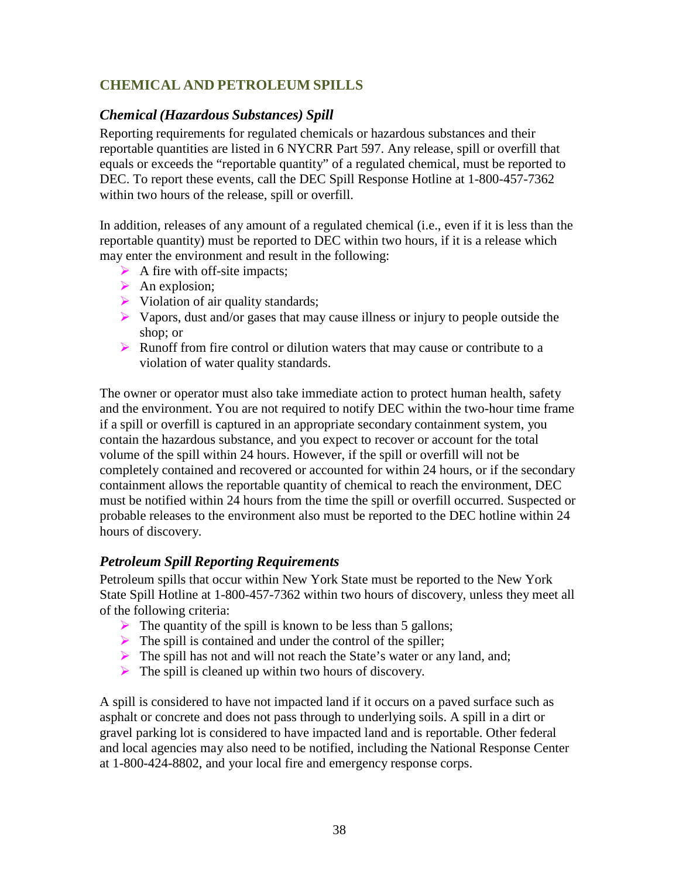## CHEMICAL AND PETROLEUM SPILLS

### *Chemical (Hazardous Substances) Spill*

Reporting requirements for regulated chemicals or hazardous substances and their reportable quantities are listed in 6 NYCRR Part 597. Any release, spill or overfill that equals or exceeds the "reportable quantity" of a regulated chemical, must be reported to DEC. To report these events, call the DEC Spill Response Hotline at 1-800-457-7362 within two hours of the release, spill or overfill.

In addition, releases of any amount of a regulated chemical (i.e., even if it is less than the reportable quantity) must be reported to DEC within two hours, if it is a release which may enter the environment and result in the following:

- A fire with off-site impacts;
- An explosion;
- Violation of air quality standards;
- Vapors, dust and/or gases that may cause illness or injury to people outside the shop; or
- Runoff from fire control or dilution waters that may cause or contribute to a violation of water quality standards.

The owner or operator must also take immediate action to protect human health, safety and the environment. You are not required to notify DEC within the two-hour time frame if a spill or overfill is captured in an appropriate secondary containment system, you contain the hazardous substance, and you expect to recover or account for the total volume of the spill within 24 hours. However, if the spill or overfill will not be completely contained and recovered or accounted for within 24 hours, or if the secondary containment allows the reportable quantity of chemical to reach the environment, DEC must be notified within 24 hours from the time the spill or overfill occurred. Suspected or probable releases to the environment also must be reported to the DEC hotline within 24 hours of discovery.

### *Petroleum Spill Reporting Requirements*

Petroleum spills that occur within New York State must be reported to the New York State Spill Hotline at 1-800-457-7362 within two hours of discovery, unless they meet all of the following criteria:

- The quantity of the spill is known to be less than 5 gallons;
- The spill is contained and under the control of the spiller;
- The spill has not and will not reach the State's water or any land, and;
- The spill is cleaned up within two hours of discovery.

A spill is considered to have not impacted land if it occurs on a paved surface such as asphalt or concrete and does not pass through to underlying soils. A spill in a dirt or gravel parking lot is considered to have impacted land and is reportable. Other federal and local agencies may also need to be notified, including the National Response Center at 1-800-424-8802, and your local fire and emergency response corps.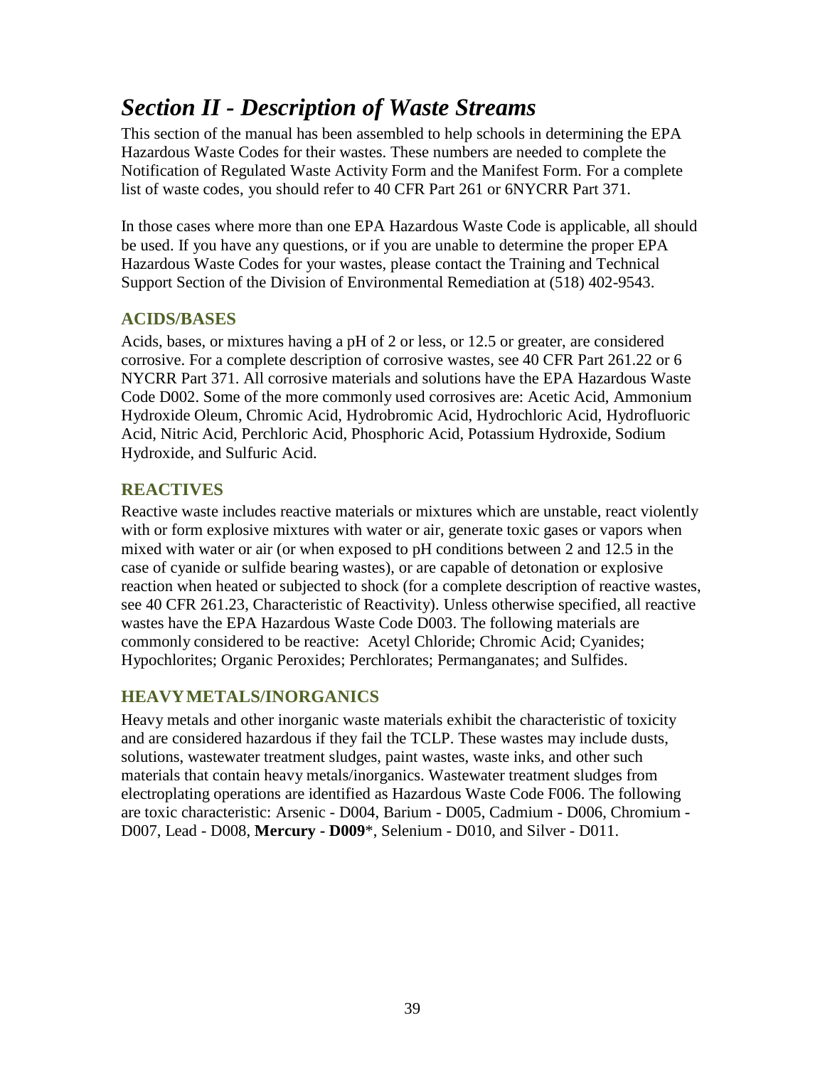# *Section II - Description of Waste Streams*

This section of the manual has been assembled to help schools in determining the EPA Hazardous Waste Codes for their wastes. These numbers are needed to complete the Notification of Regulated Waste Activity Form and the Manifest Form. For a complete list of waste codes, you should refer to 40 CFR Part 261 or 6NYCRR Part 371.

In those cases where more than one EPA Hazardous Waste Code is applicable, all should be used. If you have any questions, or if you are unable to determine the proper EPA Hazardous Waste Codes for your wastes, please contact the Training and Technical Support Section of the Division of Environmental Remediation at (518) 402-9543.

## ACIDS/BASES

Acids, bases, or mixtures having a pH of 2 or less, or 12.5 or greater, are considered corrosive. For a complete description of corrosive wastes, see 40 CFR Part 261.22 or 6 NYCRR Part 371. All corrosive materials and solutions have the EPA Hazardous Waste Code D002. Some of the more commonly used corrosives are: Acetic Acid, Ammonium Hydroxide Oleum, Chromic Acid, Hydrobromic Acid, Hydrochloric Acid, Hydrofluoric Acid, Nitric Acid, Perchloric Acid, Phosphoric Acid, Potassium Hydroxide, Sodium Hydroxide, and Sulfuric Acid.

## REACTIVES

Reactive waste includes reactive materials or mixtures which are unstable, react violently with or form explosive mixtures with water or air, generate toxic gases or vapors when mixed with water or air (or when exposed to pH conditions between 2 and 12.5 in the case of cyanide or sulfide bearing wastes), or are capable of detonation or explosive reaction when heated or subjected to shock (for a complete description of reactive wastes, see 40 CFR 261.23, Characteristic of Reactivity). Unless otherwise specified, all reactive wastes have the EPA Hazardous Waste Code D003. The following materials are commonly considered to be reactive: Acetyl Chloride; Chromic Acid; Cyanides; Hypochlorites; Organic Peroxides; Perchlorates; Permanganates; and Sulfides.

## HEAVY METALS/INORGANICS

Heavy metals and other inorganic waste materials exhibit the characteristic of toxicity and are considered hazardous if they fail the TCLP. These wastes may include dusts, solutions, wastewater treatment sludges, paint wastes, waste inks, and other such materials that contain heavy metals/inorganics. Wastewater treatment sludges from electroplating operations are identified as Hazardous Waste Code F006. The following are toxic characteristic: Arsenic - D004, Barium - D005, Cadmium - D006, Chromium - D007, Lead - D008, **Mercury - D009***, Selenium - D010, and Silver - D011.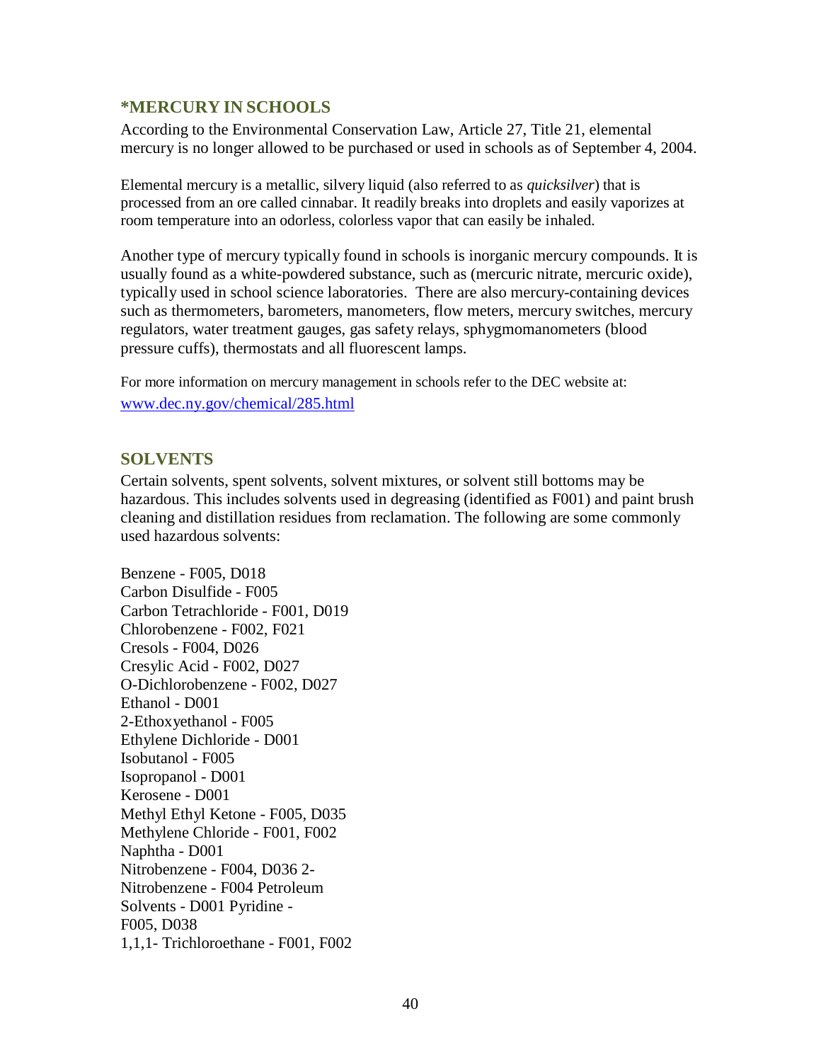## *MERCURY IN SCHOOLS

According to the Environmental Conservation Law, Article 27, Title 21, elemental mercury is no longer allowed to be purchased or used in schools as of September 4, 2004.

Elemental mercury is a metallic, silvery liquid (also referred to as *quicksilver*) that is processed from an ore called cinnabar. It readily breaks into droplets and easily vaporizes at room temperature into an odorless, colorless vapor that can easily be inhaled.

Another type of mercury typically found in schools is inorganic mercury compounds. It is usually found as a white-powdered substance, such as (mercuric nitrate, mercuric oxide), typically used in school science laboratories. There are also mercury-containing devices such as thermometers, barometers, manometers, flow meters, mercury switches, mercury regulators, water treatment gauges, gas safety relays, sphygmomanometers (blood pressure cuffs), thermostats and all fluorescent lamps.

For more information on mercury management in schools refer to the DEC website at: [www.dec.ny.gov/chemical/285.html](http://www.dec.ny.gov/chemical/285.html)

## SOLVENTS

Certain solvents, spent solvents, solvent mixtures, or solvent still bottoms may be hazardous. This includes solvents used in degreasing (identified as F001) and paint brush cleaning and distillation residues from reclamation. The following are some commonly used hazardous solvents:

Benzene - F005, D018
Carbon Disulfide - F005
Carbon Tetrachloride - F001, D019
Chlorobenzene - F002, F021
Cresols - F004, D026
Cresylic Acid - F002, D027
O-Dichlorobenzene - F002, D027
Ethanol - D001
2-Ethoxyethanol - F005
Ethylene Dichloride - D001
Isobutanol - F005
Isopropanol - D001
Kerosene - D001
Methyl Ethyl Ketone - F005, D035
Methylene Chloride - F001, F002
Naphtha - D001
Nitrobenzene - F004, D036
2-Nitrobenzene - F004
Petroleum Solvents - D001
Pyridine - F005, D038
1,1,1- Trichloroethane - F001, F002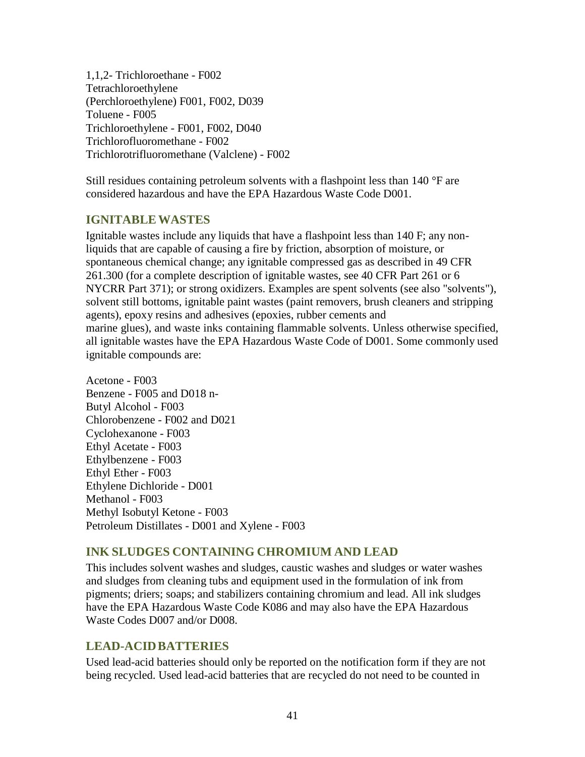1,1,2- Trichloroethane - F002  
Tetrachloroethylene  
(Perchloroethylene) F001, F002, D039  
Toluene - F005  
Trichloroethylene - F001, F002, D040  
Trichlorofluoromethane - F002  
Trichlorotrifluoromethane (Valclene) - F002

Still residues containing petroleum solvents with a flashpoint less than 140 °F are considered hazardous and have the EPA Hazardous Waste Code D001.

## IGNITABLE WASTES

Ignitable wastes include any liquids that have a flashpoint less than 140 F; any non-liquids that are capable of causing a fire by friction, absorption of moisture, or spontaneous chemical change; any ignitable compressed gas as described in 49 CFR 261.300 (for a complete description of ignitable wastes, see 40 CFR Part 261 or 6 NYCRR Part 371); or strong oxidizers. Examples are spent solvents (see also "solvents"), solvent still bottoms, ignitable paint wastes (paint removers, brush cleaners and stripping agents), epoxy resins and adhesives (epoxies, rubber cements and marine glues), and waste inks containing flammable solvents. Unless otherwise specified, all ignitable wastes have the EPA Hazardous Waste Code of D001. Some commonly used ignitable compounds are:

Acetone - F003  
Benzene - F005 and D018 n-  
Butyl Alcohol - F003  
Chlorobenzene - F002 and D021  
Cyclohexanone - F003  
Ethyl Acetate - F003  
Ethylbenzene - F003  
Ethyl Ether - F003  
Ethylene Dichloride - D001  
Methanol - F003  
Methyl Isobutyl Ketone - F003  
Petroleum Distillates - D001 and Xylene - F003

## INK SLUDGES CONTAINING CHROMIUM AND LEAD

This includes solvent washes and sludges, caustic washes and sludges or water washes and sludges from cleaning tubs and equipment used in the formulation of ink from pigments; driers; soaps; and stabilizers containing chromium and lead. All ink sludges have the EPA Hazardous Waste Code K086 and may also have the EPA Hazardous Waste Codes D007 and/or D008.

## LEAD-ACID BATTERIES

Used lead-acid batteries should only be reported on the notification form if they are not being recycled. Used lead-acid batteries that are recycled do not need to be counted in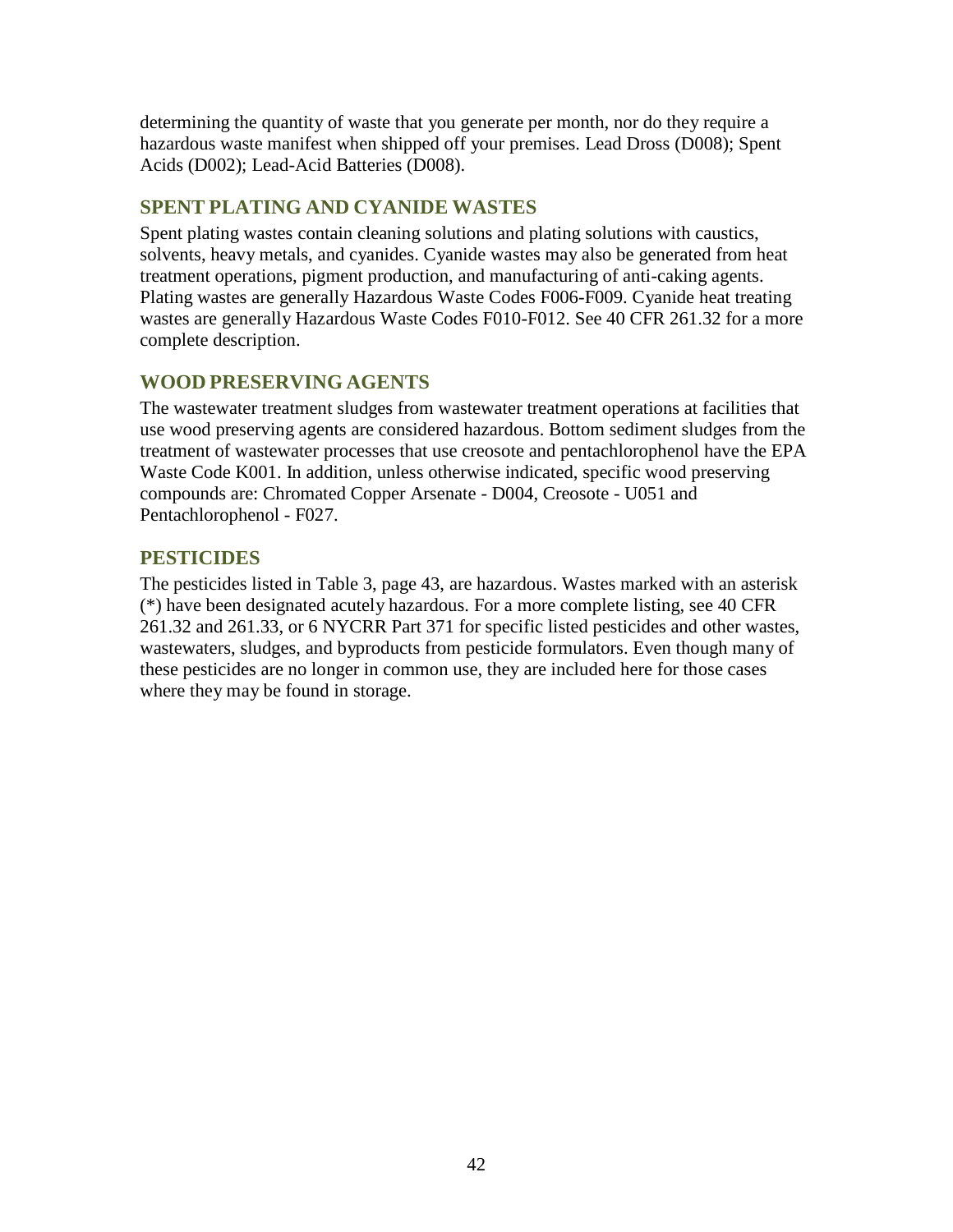determining the quantity of waste that you generate per month, nor do they require a hazardous waste manifest when shipped off your premises. Lead Dross (D008); Spent Acids (D002); Lead-Acid Batteries (D008).

## SPENT PLATING AND CYANIDE WASTES

Spent plating wastes contain cleaning solutions and plating solutions with caustics, solvents, heavy metals, and cyanides. Cyanide wastes may also be generated from heat treatment operations, pigment production, and manufacturing of anti-caking agents. Plating wastes are generally Hazardous Waste Codes F006-F009. Cyanide heat treating wastes are generally Hazardous Waste Codes F010-F012. See 40 CFR 261.32 for a more complete description.

## WOOD PRESERVING AGENTS

The wastewater treatment sludges from wastewater treatment operations at facilities that use wood preserving agents are considered hazardous. Bottom sediment sludges from the treatment of wastewater processes that use creosote and pentachlorophenol have the EPA Waste Code K001. In addition, unless otherwise indicated, specific wood preserving compounds are: Chromated Copper Arsenate - D004, Creosote - U051 and Pentachlorophenol - F027.

## PESTICIDES

The pesticides listed in Table 3, page 43, are hazardous. Wastes marked with an asterisk (*) have been designated acutely hazardous. For a more complete listing, see 40 CFR 261.32 and 261.33, or 6 NYCRR Part 371 for specific listed pesticides and other wastes, wastewaters, sludges, and byproducts from pesticide formulators. Even though many of these pesticides are no longer in common use, they are included here for those cases where they may be found in storage.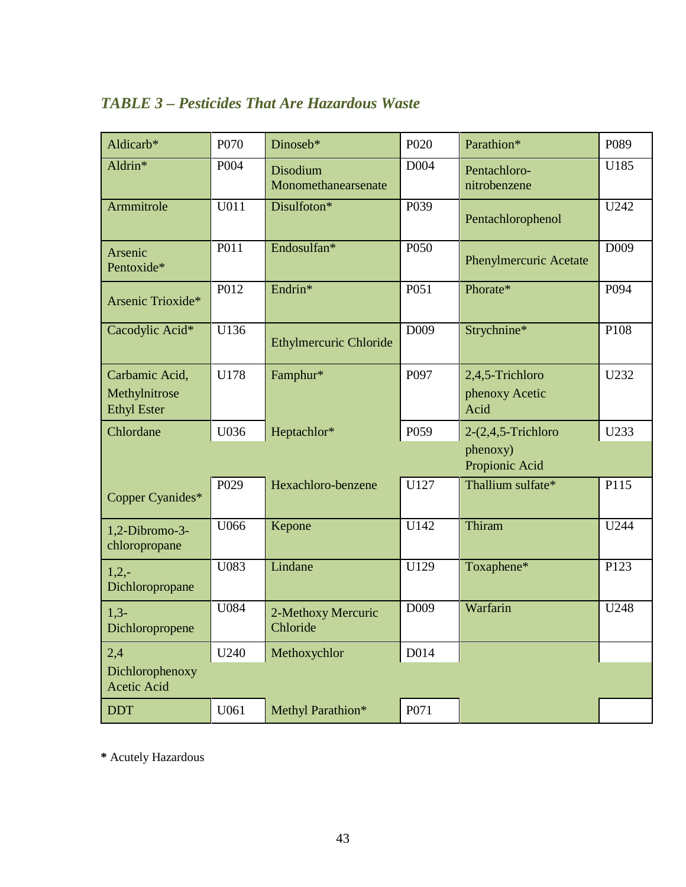## *TABLE 3 – Pesticides That Are Hazardous Waste*

| | | | | | |
|---|---|---|---|---|---|
| Aldicarb* | P070 | Dinoseb* | P020 | Parathion* | P089 |
| Aldrin* | P004 | Disodium Monomethanearsenate | D004 | Pentachloro-nitrobenzene | U185 |
| Armmitrole | U011 | Disulfoton* | P039 | Pentachlorophenol | U242 |
| Arsenic Pentoxide* | P011 | Endosulfan* | P050 | Phenylmercuric Acetate | D009 |
| Arsenic Trioxide* | P012 | Endrin* | P051 | Phorate* | P094 |
| Cacodylic Acid* | U136 | Ethylmercuric Chloride | D009 | Strychnine* | P108 |
| Carbamic Acid, Methylnitrose Ethyl Ester | U178 | Famphur* | P097 | 2,4,5-Trichloro phenoxy Acetic Acid | U232 |
| Chlordane | U036 | Heptachlor* | P059 | 2-(2,4,5-Trichloro phenoxy) Propionic Acid | U233 |
| Copper Cyanides* | P029 | Hexachloro-benzene | U127 | Thallium sulfate* | P115 |
| 1,2-Dibromo-3-chloropropane | U066 | Kepone | U142 | Thiram | U244 |
| 1,2,-Dichloropropane | U083 | Lindane | U129 | Toxaphene* | P123 |
| 1,3-Dichloropropene | U084 | 2-Methoxy Mercuric Chloride | D009 | Warfarin | U248 |
| 2,4 Dichlorophenoxy Acetic Acid | U240 | Methoxychlor | D014 | | |
| DDT | U061 | Methyl Parathion* | P071 | | |

**\*** Acutely Hazardous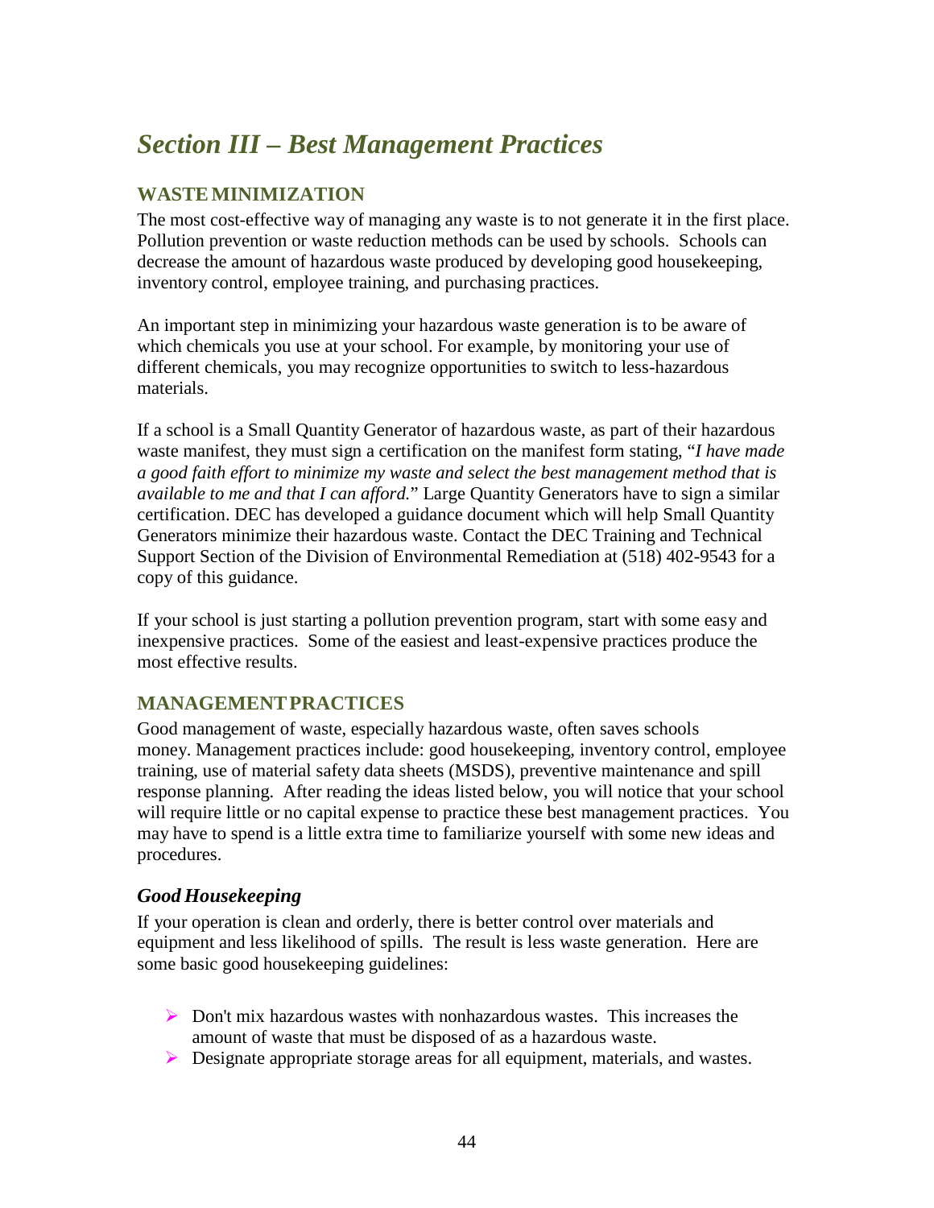# *Section III – Best Management Practices*

## WASTE MINIMIZATION

The most cost-effective way of managing any waste is to not generate it in the first place. Pollution prevention or waste reduction methods can be used by schools. Schools can decrease the amount of hazardous waste produced by developing good housekeeping, inventory control, employee training, and purchasing practices.

An important step in minimizing your hazardous waste generation is to be aware of which chemicals you use at your school. For example, by monitoring your use of different chemicals, you may recognize opportunities to switch to less-hazardous materials.

If a school is a Small Quantity Generator of hazardous waste, as part of their hazardous waste manifest, they must sign a certification on the manifest form stating, "*I have made a good faith effort to minimize my waste and select the best management method that is available to me and that I can afford.*" Large Quantity Generators have to sign a similar certification. DEC has developed a guidance document which will help Small Quantity Generators minimize their hazardous waste. Contact the DEC Training and Technical Support Section of the Division of Environmental Remediation at (518) 402-9543 for a copy of this guidance.

If your school is just starting a pollution prevention program, start with some easy and inexpensive practices. Some of the easiest and least-expensive practices produce the most effective results.

## MANAGEMENT PRACTICES

Good management of waste, especially hazardous waste, often saves schools money. Management practices include: good housekeeping, inventory control, employee training, use of material safety data sheets (MSDS), preventive maintenance and spill response planning. After reading the ideas listed below, you will notice that your school will require little or no capital expense to practice these best management practices. You may have to spend is a little extra time to familiarize yourself with some new ideas and procedures.

### *Good Housekeeping*

If your operation is clean and orderly, there is better control over materials and equipment and less likelihood of spills. The result is less waste generation. Here are some basic good housekeeping guidelines:

- Don't mix hazardous wastes with nonhazardous wastes. This increases the amount of waste that must be disposed of as a hazardous waste.
- Designate appropriate storage areas for all equipment, materials, and wastes.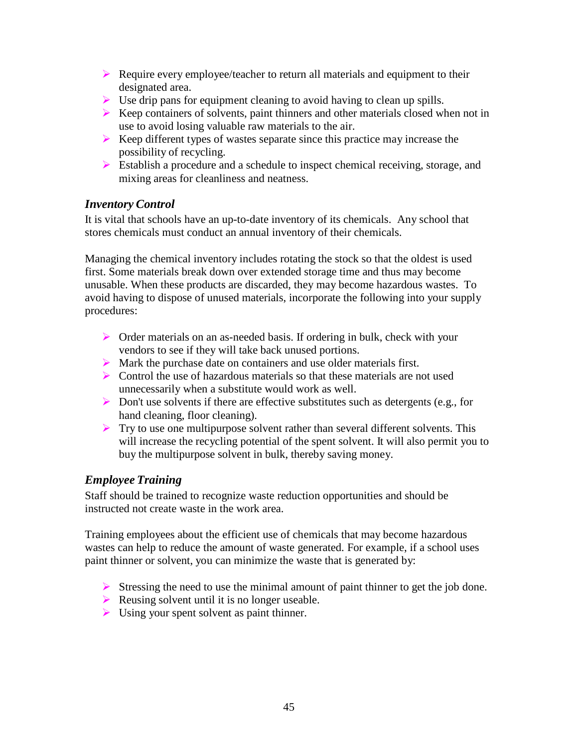- Require every employee/teacher to return all materials and equipment to their designated area.
- Use drip pans for equipment cleaning to avoid having to clean up spills.
- Keep containers of solvents, paint thinners and other materials closed when not in use to avoid losing valuable raw materials to the air.
- Keep different types of wastes separate since this practice may increase the possibility of recycling.
- Establish a procedure and a schedule to inspect chemical receiving, storage, and mixing areas for cleanliness and neatness.

### *Inventory Control*

It is vital that schools have an up-to-date inventory of its chemicals. Any school that stores chemicals must conduct an annual inventory of their chemicals.

Managing the chemical inventory includes rotating the stock so that the oldest is used first. Some materials break down over extended storage time and thus may become unusable. When these products are discarded, they may become hazardous wastes. To avoid having to dispose of unused materials, incorporate the following into your supply procedures:

- Order materials on an as-needed basis. If ordering in bulk, check with your vendors to see if they will take back unused portions.
- Mark the purchase date on containers and use older materials first.
- Control the use of hazardous materials so that these materials are not used unnecessarily when a substitute would work as well.
- Don't use solvents if there are effective substitutes such as detergents (e.g., for hand cleaning, floor cleaning).
- Try to use one multipurpose solvent rather than several different solvents. This will increase the recycling potential of the spent solvent. It will also permit you to buy the multipurpose solvent in bulk, thereby saving money.

### *Employee Training*

Staff should be trained to recognize waste reduction opportunities and should be instructed not create waste in the work area.

Training employees about the efficient use of chemicals that may become hazardous wastes can help to reduce the amount of waste generated. For example, if a school uses paint thinner or solvent, you can minimize the waste that is generated by:

- Stressing the need to use the minimal amount of paint thinner to get the job done.
- Reusing solvent until it is no longer useable.
- Using your spent solvent as paint thinner.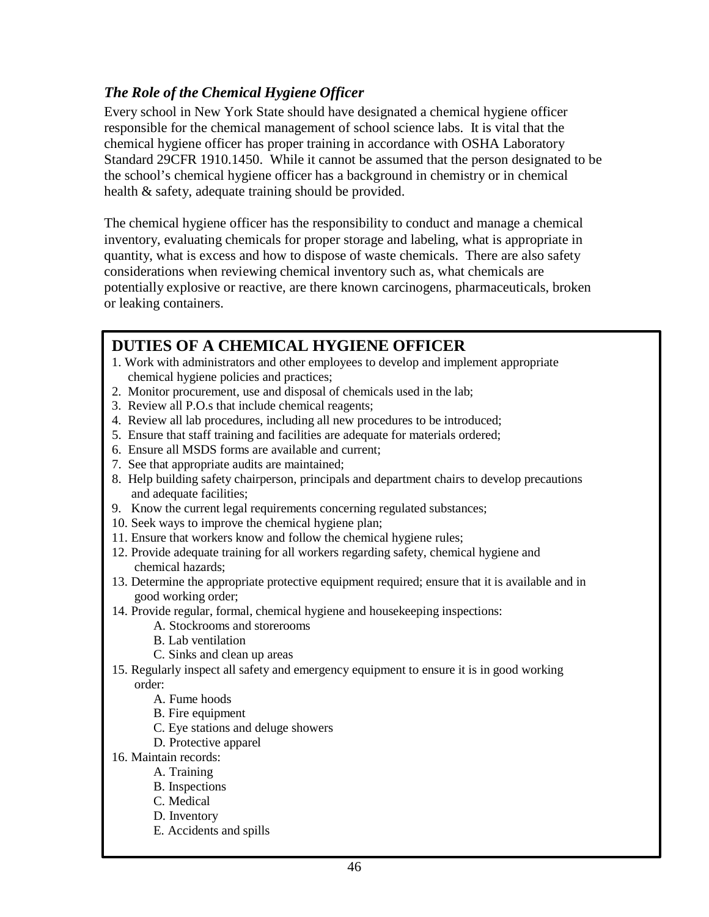### *The Role of the Chemical Hygiene Officer*

Every school in New York State should have designated a chemical hygiene officer responsible for the chemical management of school science labs. It is vital that the chemical hygiene officer has proper training in accordance with OSHA Laboratory Standard 29CFR 1910.1450. While it cannot be assumed that the person designated to be the school's chemical hygiene officer has a background in chemistry or in chemical health & safety, adequate training should be provided.

The chemical hygiene officer has the responsibility to conduct and manage a chemical inventory, evaluating chemicals for proper storage and labeling, what is appropriate in quantity, what is excess and how to dispose of waste chemicals. There are also safety considerations when reviewing chemical inventory such as, what chemicals are potentially explosive or reactive, are there known carcinogens, pharmaceuticals, broken or leaking containers.

## DUTIES OF A CHEMICAL HYGIENE OFFICER

1. Work with administrators and other employees to develop and implement appropriate chemical hygiene policies and practices;
2. Monitor procurement, use and disposal of chemicals used in the lab;
3. Review all P.O.s that include chemical reagents;
4. Review all lab procedures, including all new procedures to be introduced;
5. Ensure that staff training and facilities are adequate for materials ordered;
6. Ensure all MSDS forms are available and current;
7. See that appropriate audits are maintained;
8. Help building safety chairperson, principals and department chairs to develop precautions and adequate facilities;
9. Know the current legal requirements concerning regulated substances;
10. Seek ways to improve the chemical hygiene plan;
11. Ensure that workers know and follow the chemical hygiene rules;
12. Provide adequate training for all workers regarding safety, chemical hygiene and chemical hazards;
13. Determine the appropriate protective equipment required; ensure that it is available and in good working order;
14. Provide regular, formal, chemical hygiene and housekeeping inspections:
    - A. Stockrooms and storerooms
    - B. Lab ventilation
    - C. Sinks and clean up areas
15. Regularly inspect all safety and emergency equipment to ensure it is in good working order:
    - A. Fume hoods
    - B. Fire equipment
    - C. Eye stations and deluge showers
    - D. Protective apparel
16. Maintain records:
    - A. Training
    - B. Inspections
    - C. Medical
    - D. Inventory
    - E. Accidents and spills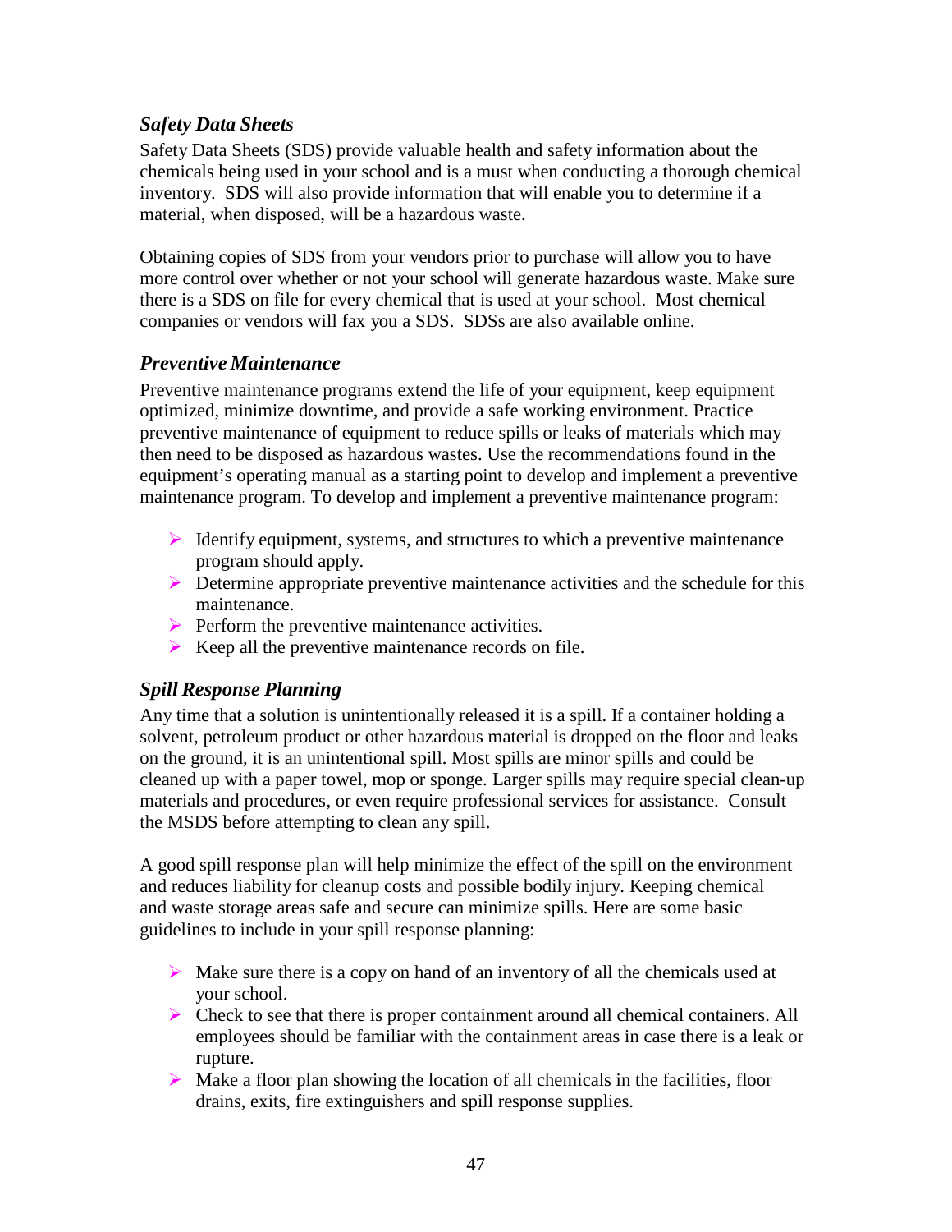### *Safety Data Sheets*

Safety Data Sheets (SDS) provide valuable health and safety information about the chemicals being used in your school and is a must when conducting a thorough chemical inventory. SDS will also provide information that will enable you to determine if a material, when disposed, will be a hazardous waste.

Obtaining copies of SDS from your vendors prior to purchase will allow you to have more control over whether or not your school will generate hazardous waste. Make sure there is a SDS on file for every chemical that is used at your school. Most chemical companies or vendors will fax you a SDS. SDSs are also available online.

### *Preventive Maintenance*

Preventive maintenance programs extend the life of your equipment, keep equipment optimized, minimize downtime, and provide a safe working environment. Practice preventive maintenance of equipment to reduce spills or leaks of materials which may then need to be disposed as hazardous wastes. Use the recommendations found in the equipment's operating manual as a starting point to develop and implement a preventive maintenance program. To develop and implement a preventive maintenance program:

- Identify equipment, systems, and structures to which a preventive maintenance program should apply.
- Determine appropriate preventive maintenance activities and the schedule for this maintenance.
- Perform the preventive maintenance activities.
- Keep all the preventive maintenance records on file.

### *Spill Response Planning*

Any time that a solution is unintentionally released it is a spill. If a container holding a solvent, petroleum product or other hazardous material is dropped on the floor and leaks on the ground, it is an unintentional spill. Most spills are minor spills and could be cleaned up with a paper towel, mop or sponge. Larger spills may require special clean-up materials and procedures, or even require professional services for assistance. Consult the MSDS before attempting to clean any spill.

A good spill response plan will help minimize the effect of the spill on the environment and reduces liability for cleanup costs and possible bodily injury. Keeping chemical and waste storage areas safe and secure can minimize spills. Here are some basic guidelines to include in your spill response planning:

- Make sure there is a copy on hand of an inventory of all the chemicals used at your school.
- Check to see that there is proper containment around all chemical containers. All employees should be familiar with the containment areas in case there is a leak or rupture.
- Make a floor plan showing the location of all chemicals in the facilities, floor drains, exits, fire extinguishers and spill response supplies.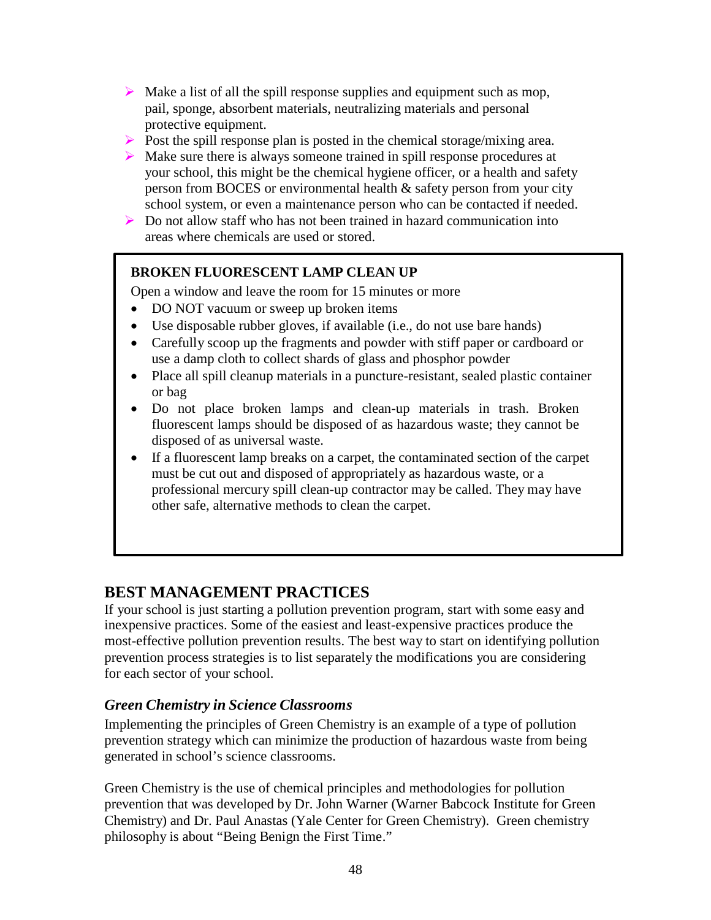- Make a list of all the spill response supplies and equipment such as mop, pail, sponge, absorbent materials, neutralizing materials and personal protective equipment.
- Post the spill response plan is posted in the chemical storage/mixing area.
- Make sure there is always someone trained in spill response procedures at your school, this might be the chemical hygiene officer, or a health and safety person from BOCES or environmental health & safety person from your city school system, or even a maintenance person who can be contacted if needed.
- Do not allow staff who has not been trained in hazard communication into areas where chemicals are used or stored.

> **BROKEN FLUORESCENT LAMP CLEAN UP**
>
> Open a window and leave the room for 15 minutes or more
>
> - DO NOT vacuum or sweep up broken items
> - Use disposable rubber gloves, if available (i.e., do not use bare hands)
> - Carefully scoop up the fragments and powder with stiff paper or cardboard or use a damp cloth to collect shards of glass and phosphor powder
> - Place all spill cleanup materials in a puncture-resistant, sealed plastic container or bag
> - Do not place broken lamps and clean-up materials in trash. Broken fluorescent lamps should be disposed of as hazardous waste; they cannot be disposed of as universal waste.
> - If a fluorescent lamp breaks on a carpet, the contaminated section of the carpet must be cut out and disposed of appropriately as hazardous waste, or a professional mercury spill clean-up contractor may be called. They may have other safe, alternative methods to clean the carpet.

## BEST MANAGEMENT PRACTICES

If your school is just starting a pollution prevention program, start with some easy and inexpensive practices. Some of the easiest and least-expensive practices produce the most-effective pollution prevention results. The best way to start on identifying pollution prevention process strategies is to list separately the modifications you are considering for each sector of your school.

### *Green Chemistry in Science Classrooms*

Implementing the principles of Green Chemistry is an example of a type of pollution prevention strategy which can minimize the production of hazardous waste from being generated in school's science classrooms.

Green Chemistry is the use of chemical principles and methodologies for pollution prevention that was developed by Dr. John Warner (Warner Babcock Institute for Green Chemistry) and Dr. Paul Anastas (Yale Center for Green Chemistry). Green chemistry philosophy is about "Being Benign the First Time."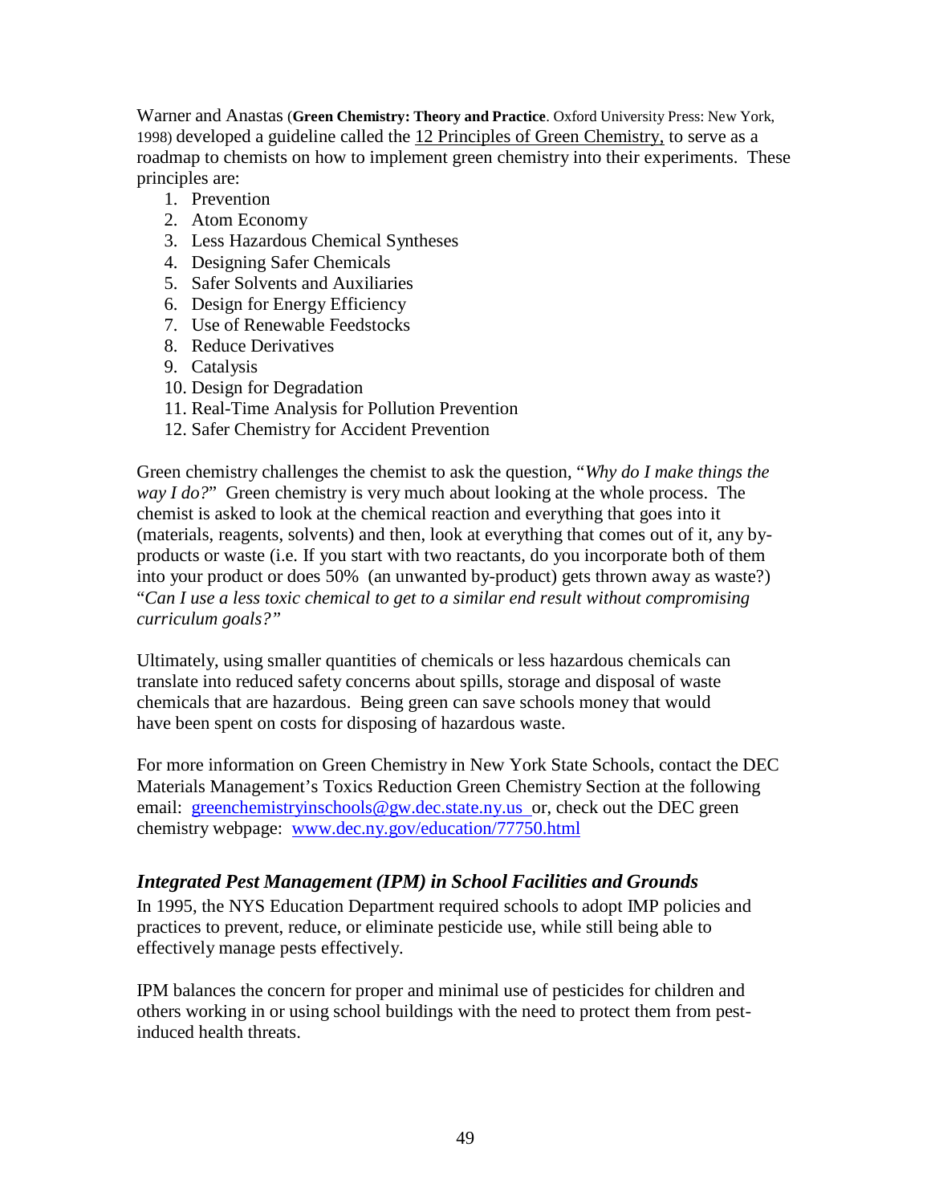Warner and Anastas (**Green Chemistry: Theory and Practice**. Oxford University Press: New York, 1998) developed a guideline called the 12 Principles of Green Chemistry, to serve as a roadmap to chemists on how to implement green chemistry into their experiments. These principles are:

1. Prevention
2. Atom Economy
3. Less Hazardous Chemical Syntheses
4. Designing Safer Chemicals
5. Safer Solvents and Auxiliaries
6. Design for Energy Efficiency
7. Use of Renewable Feedstocks
8. Reduce Derivatives
9. Catalysis
10. Design for Degradation
11. Real-Time Analysis for Pollution Prevention
12. Safer Chemistry for Accident Prevention

Green chemistry challenges the chemist to ask the question, "*Why do I make things the way I do?*" Green chemistry is very much about looking at the whole process. The chemist is asked to look at the chemical reaction and everything that goes into it (materials, reagents, solvents) and then, look at everything that comes out of it, any by-products or waste (i.e. If you start with two reactants, do you incorporate both of them into your product or does 50% (an unwanted by-product) gets thrown away as waste?) "*Can I use a less toxic chemical to get to a similar end result without compromising curriculum goals?"*

Ultimately, using smaller quantities of chemicals or less hazardous chemicals can translate into reduced safety concerns about spills, storage and disposal of waste chemicals that are hazardous. Being green can save schools money that would have been spent on costs for disposing of hazardous waste.

For more information on Green Chemistry in New York State Schools, contact the DEC Materials Management's Toxics Reduction Green Chemistry Section at the following email: greenchemistryinschools@gw.dec.state.ny.us or, check out the DEC green chemistry webpage: www.dec.ny.gov/education/77750.html

### *Integrated Pest Management (IPM) in School Facilities and Grounds*

In 1995, the NYS Education Department required schools to adopt IMP policies and practices to prevent, reduce, or eliminate pesticide use, while still being able to effectively manage pests effectively.

IPM balances the concern for proper and minimal use of pesticides for children and others working in or using school buildings with the need to protect them from pest-induced health threats.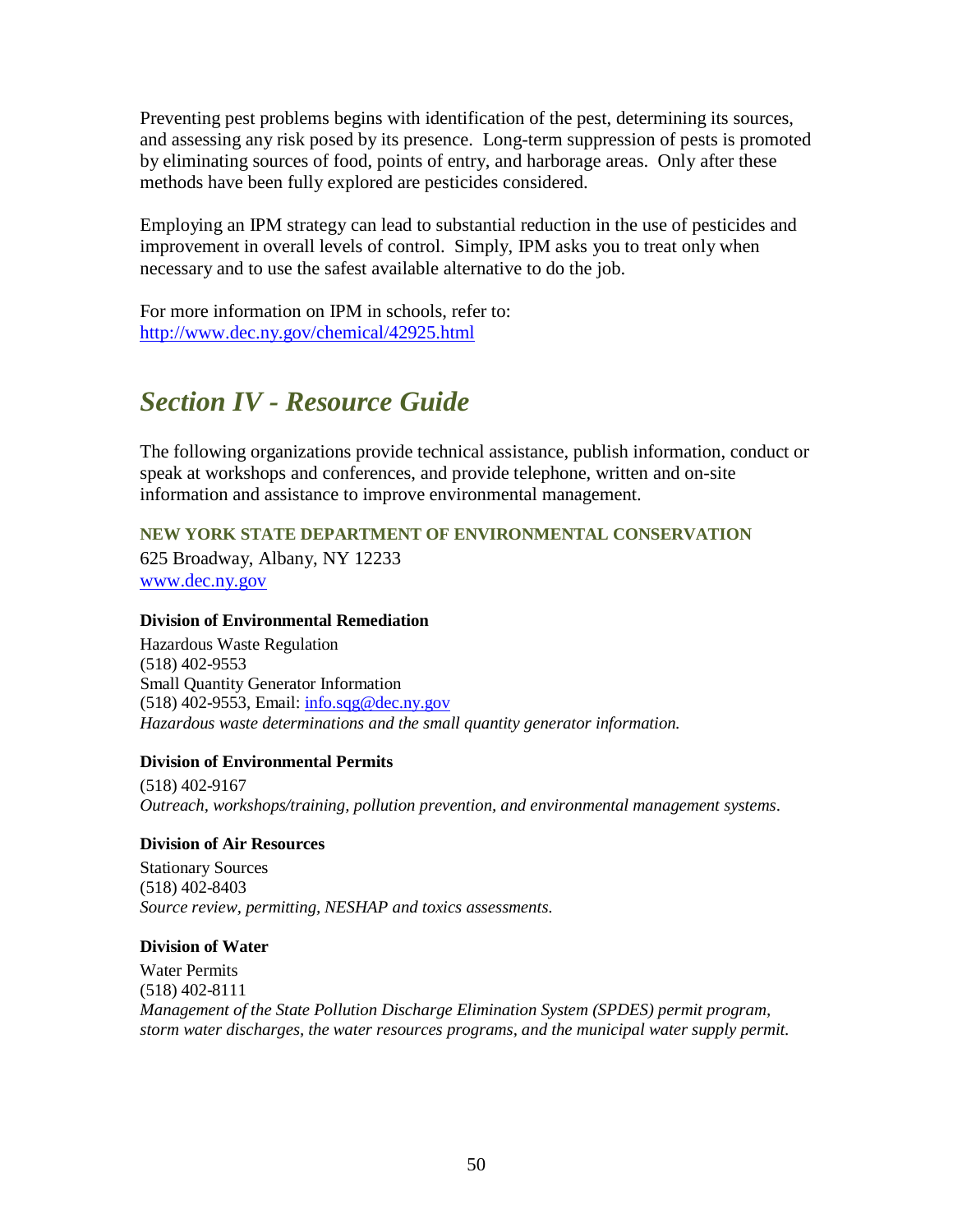Preventing pest problems begins with identification of the pest, determining its sources, and assessing any risk posed by its presence. Long-term suppression of pests is promoted by eliminating sources of food, points of entry, and harborage areas. Only after these methods have been fully explored are pesticides considered.

Employing an IPM strategy can lead to substantial reduction in the use of pesticides and improvement in overall levels of control. Simply, IPM asks you to treat only when necessary and to use the safest available alternative to do the job.

For more information on IPM in schools, refer to:
http://www.dec.ny.gov/chemical/42925.html

# *Section IV - Resource Guide*

The following organizations provide technical assistance, publish information, conduct or speak at workshops and conferences, and provide telephone, written and on-site information and assistance to improve environmental management.

### NEW YORK STATE DEPARTMENT OF ENVIRONMENTAL CONSERVATION

625 Broadway, Albany, NY 12233
www.dec.ny.gov

**Division of Environmental Remediation**

Hazardous Waste Regulation
(518) 402-9553
Small Quantity Generator Information
(518) 402-9553, Email: info.sqg@dec.ny.gov
*Hazardous waste determinations and the small quantity generator information.*

**Division of Environmental Permits**

(518) 402-9167
*Outreach, workshops/training, pollution prevention, and environmental management systems*.

**Division of Air Resources**

Stationary Sources
(518) 402-8403
*Source review, permitting, NESHAP and toxics assessments.*

**Division of Water**

Water Permits
(518) 402-8111
*Management of the State Pollution Discharge Elimination System (SPDES) permit program, storm water discharges, the water resources programs, and the municipal water supply permit.*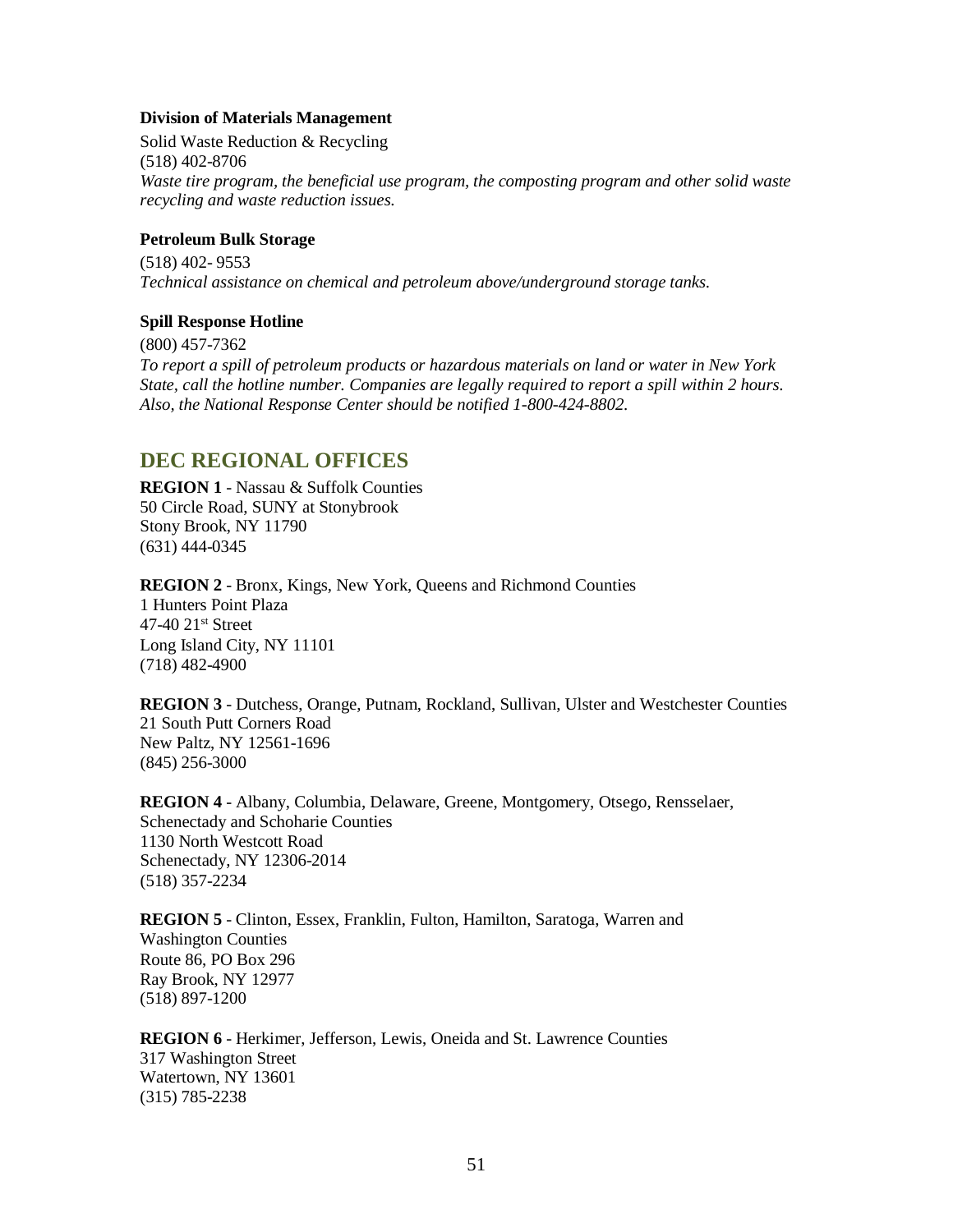**Division of Materials Management**

Solid Waste Reduction & Recycling
(518) 402-8706
*Waste tire program, the beneficial use program, the composting program and other solid waste recycling and waste reduction issues.*

**Petroleum Bulk Storage**

(518) 402- 9553
*Technical assistance on chemical and petroleum above/underground storage tanks.*

**Spill Response Hotline**

(800) 457-7362
*To report a spill of petroleum products or hazardous materials on land or water in New York State, call the hotline number. Companies are legally required to report a spill within 2 hours. Also, the National Response Center should be notified 1-800-424-8802.*

## DEC REGIONAL OFFICES

**REGION 1** - Nassau & Suffolk Counties
50 Circle Road, SUNY at Stonybrook
Stony Brook, NY 11790
(631) 444-0345

**REGION 2** - Bronx, Kings, New York, Queens and Richmond Counties
1 Hunters Point Plaza
47-40 21st Street
Long Island City, NY 11101
(718) 482-4900

**REGION 3** - Dutchess, Orange, Putnam, Rockland, Sullivan, Ulster and Westchester Counties
21 South Putt Corners Road
New Paltz, NY 12561-1696
(845) 256-3000

**REGION 4** - Albany, Columbia, Delaware, Greene, Montgomery, Otsego, Rensselaer, Schenectady and Schoharie Counties
1130 North Westcott Road
Schenectady, NY 12306-2014
(518) 357-2234

**REGION 5** - Clinton, Essex, Franklin, Fulton, Hamilton, Saratoga, Warren and Washington Counties
Route 86, PO Box 296
Ray Brook, NY 12977
(518) 897-1200

**REGION 6** - Herkimer, Jefferson, Lewis, Oneida and St. Lawrence Counties
317 Washington Street
Watertown, NY 13601
(315) 785-2238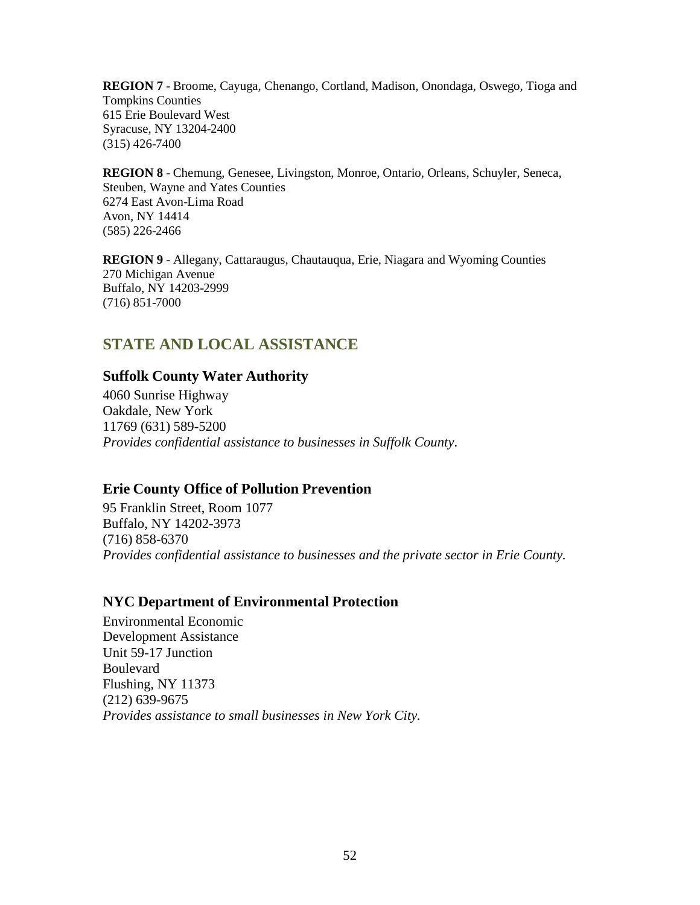**REGION 7** - Broome, Cayuga, Chenango, Cortland, Madison, Onondaga, Oswego, Tioga and Tompkins Counties
615 Erie Boulevard West
Syracuse, NY 13204-2400
(315) 426-7400

**REGION 8** - Chemung, Genesee, Livingston, Monroe, Ontario, Orleans, Schuyler, Seneca, Steuben, Wayne and Yates Counties
6274 East Avon-Lima Road
Avon, NY 14414
(585) 226-2466

**REGION 9** - Allegany, Cattaraugus, Chautauqua, Erie, Niagara and Wyoming Counties
270 Michigan Avenue
Buffalo, NY 14203-2999
(716) 851-7000

## STATE AND LOCAL ASSISTANCE

### Suffolk County Water Authority

4060 Sunrise Highway
Oakdale, New York
11769 (631) 589-5200
*Provides confidential assistance to businesses in Suffolk County*.

### Erie County Office of Pollution Prevention

95 Franklin Street, Room 1077
Buffalo, NY 14202-3973
(716) 858-6370
*Provides confidential assistance to businesses and the private sector in Erie County.*

### NYC Department of Environmental Protection

Environmental Economic
Development Assistance
Unit 59-17 Junction
Boulevard
Flushing, NY 11373
(212) 639-9675
*Provides assistance to small businesses in New York City.*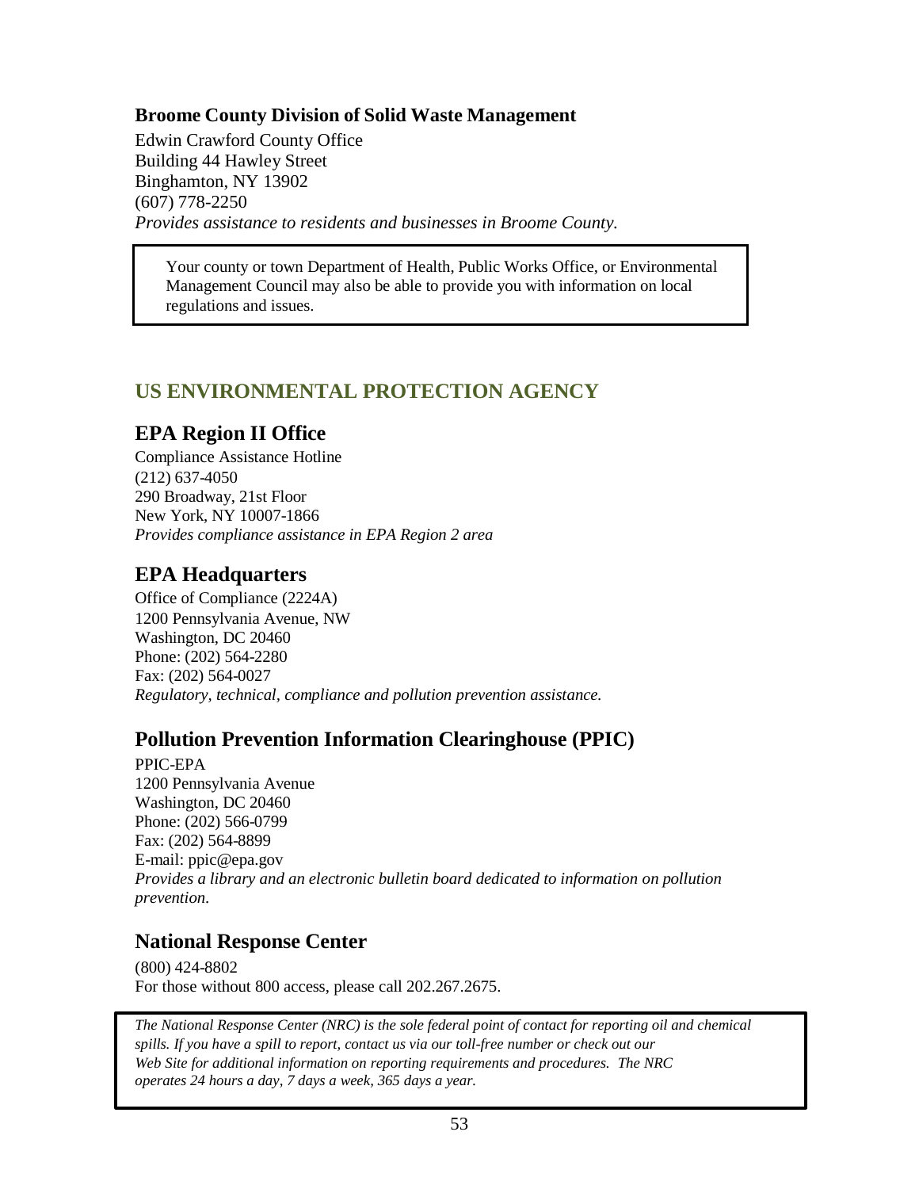### Broome County Division of Solid Waste Management

Edwin Crawford County Office
Building 44 Hawley Street
Binghamton, NY 13902
(607) 778-2250
*Provides assistance to residents and businesses in Broome County.*

> Your county or town Department of Health, Public Works Office, or Environmental Management Council may also be able to provide you with information on local regulations and issues.

## US ENVIRONMENTAL PROTECTION AGENCY

### EPA Region II Office

Compliance Assistance Hotline
(212) 637-4050
290 Broadway, 21st Floor
New York, NY 10007-1866
*Provides compliance assistance in EPA Region 2 area*

### EPA Headquarters

Office of Compliance (2224A)
1200 Pennsylvania Avenue, NW
Washington, DC 20460
Phone: (202) 564-2280
Fax: (202) 564-0027
*Regulatory, technical, compliance and pollution prevention assistance.*

### Pollution Prevention Information Clearinghouse (PPIC)

PPIC-EPA
1200 Pennsylvania Avenue
Washington, DC 20460
Phone: (202) 566-0799
Fax: (202) 564-8899
E-mail: ppic@epa.gov
*Provides a library and an electronic bulletin board dedicated to information on pollution prevention.*

### National Response Center

(800) 424-8802
For those without 800 access, please call 202.267.2675.

> *The National Response Center (NRC) is the sole federal point of contact for reporting oil and chemical spills. If you have a spill to report, contact us via our toll-free number or check out our Web Site for additional information on reporting requirements and procedures. The NRC operates 24 hours a day, 7 days a week, 365 days a year.*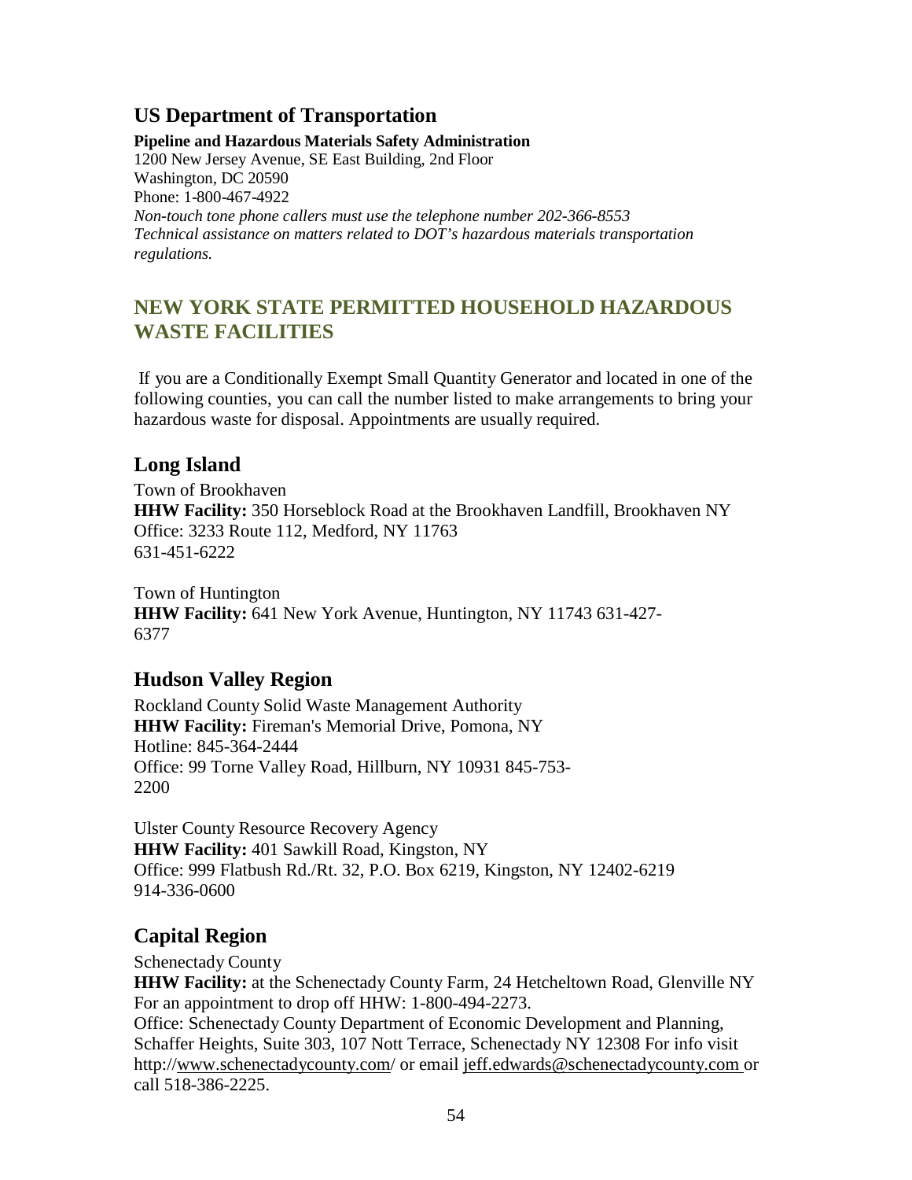## US Department of Transportation

**Pipeline and Hazardous Materials Safety Administration**
1200 New Jersey Avenue, SE East Building, 2nd Floor
Washington, DC 20590
Phone: 1-800-467-4922
*Non-touch tone phone callers must use the telephone number 202-366-8553*
*Technical assistance on matters related to DOT's hazardous materials transportation regulations.*

## NEW YORK STATE PERMITTED HOUSEHOLD HAZARDOUS WASTE FACILITIES

If you are a Conditionally Exempt Small Quantity Generator and located in one of the following counties, you can call the number listed to make arrangements to bring your hazardous waste for disposal. Appointments are usually required.

## Long Island

Town of Brookhaven
**HHW Facility:** 350 Horseblock Road at the Brookhaven Landfill, Brookhaven NY
Office: 3233 Route 112, Medford, NY 11763
631-451-6222

Town of Huntington
**HHW Facility:** 641 New York Avenue, Huntington, NY 11743 631-427-6377

## Hudson Valley Region

Rockland County Solid Waste Management Authority
**HHW Facility:** Fireman's Memorial Drive, Pomona, NY
Hotline: 845-364-2444
Office: 99 Torne Valley Road, Hillburn, NY 10931 845-753-2200

Ulster County Resource Recovery Agency
**HHW Facility:** 401 Sawkill Road, Kingston, NY
Office: 999 Flatbush Rd./Rt. 32, P.O. Box 6219, Kingston, NY 12402-6219
914-336-0600

## Capital Region

Schenectady County
**HHW Facility:** at the Schenectady County Farm, 24 Hetcheltown Road, Glenville NY
For an appointment to drop off HHW: 1-800-494-2273.
Office: Schenectady County Department of Economic Development and Planning, Schaffer Heights, Suite 303, 107 Nott Terrace, Schenectady NY 12308 For info visit http://www.schenectadycounty.com/ or email jeff.edwards@schenectadycounty.com or call 518-386-2225.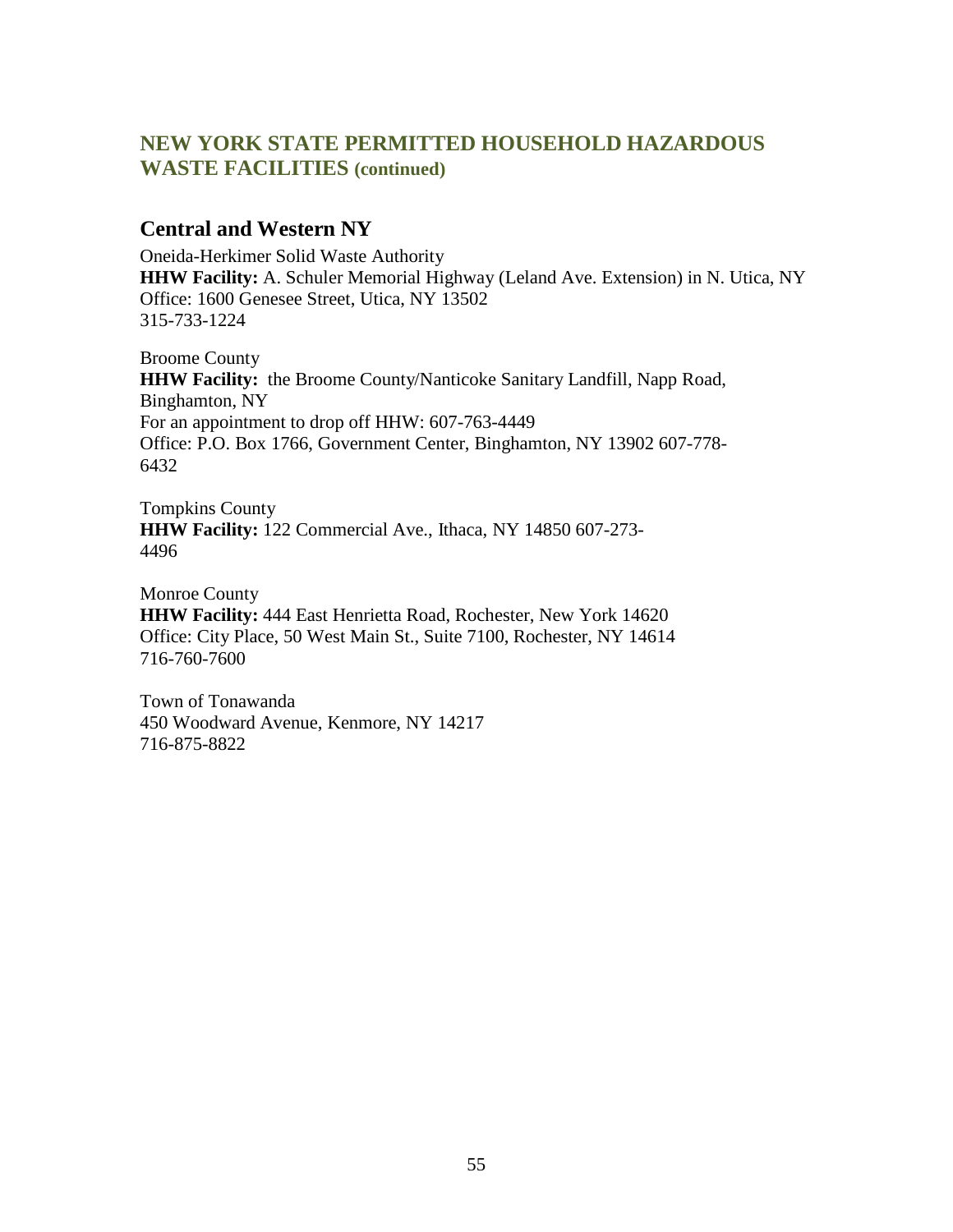## NEW YORK STATE PERMITTED HOUSEHOLD HAZARDOUS WASTE FACILITIES (continued)

### Central and Western NY

Oneida-Herkimer Solid Waste Authority
**HHW Facility:** A. Schuler Memorial Highway (Leland Ave. Extension) in N. Utica, NY
Office: 1600 Genesee Street, Utica, NY 13502
315-733-1224

Broome County
**HHW Facility:** the Broome County/Nanticoke Sanitary Landfill, Napp Road, Binghamton, NY
For an appointment to drop off HHW: 607-763-4449
Office: P.O. Box 1766, Government Center, Binghamton, NY 13902 607-778-6432

Tompkins County
**HHW Facility:** 122 Commercial Ave., Ithaca, NY 14850 607-273-4496

Monroe County
**HHW Facility:** 444 East Henrietta Road, Rochester, New York 14620
Office: City Place, 50 West Main St., Suite 7100, Rochester, NY 14614
716-760-7600

Town of Tonawanda
450 Woodward Avenue, Kenmore, NY 14217
716-875-8822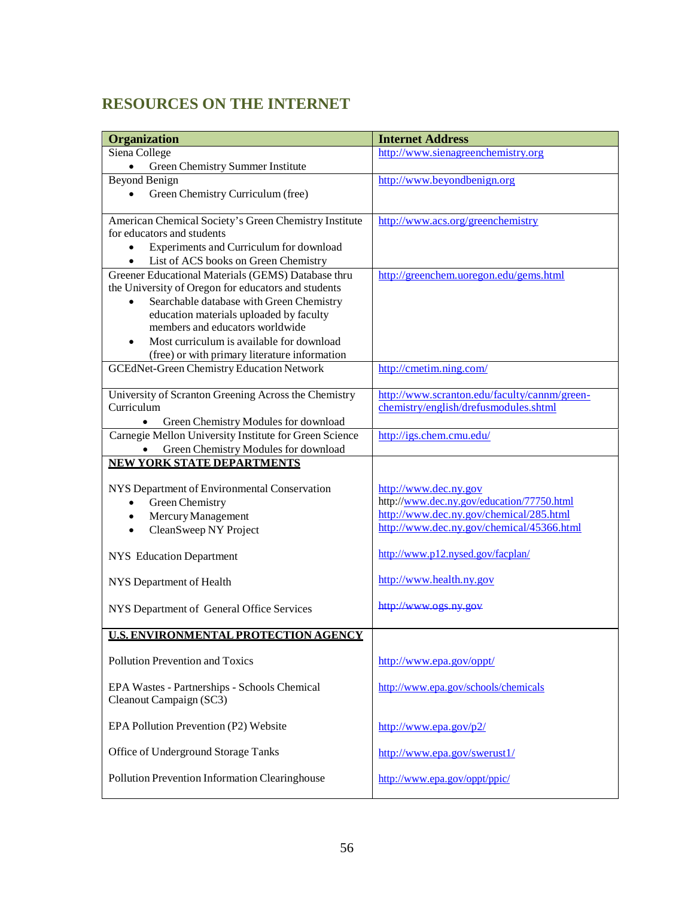## RESOURCES ON THE INTERNET

| Organization | Internet Address |
|---|---|
| Siena College<br>• Green Chemistry Summer Institute | http://www.sienagreenchemistry.org |
| Beyond Benign<br>• Green Chemistry Curriculum (free) | http://www.beyondbenign.org |
| American Chemical Society's Green Chemistry Institute for educators and students<br>• Experiments and Curriculum for download<br>• List of ACS books on Green Chemistry | http://www.acs.org/greenchemistry |
| Greener Educational Materials (GEMS) Database thru the University of Oregon for educators and students<br>• Searchable database with Green Chemistry education materials uploaded by faculty members and educators worldwide<br>• Most curriculum is available for download (free) or with primary literature information | http://greenchem.uoregon.edu/gems.html |
| GCEdNet-Green Chemistry Education Network | http://cmetim.ning.com/ |
| University of Scranton Greening Across the Chemistry Curriculum<br>• Green Chemistry Modules for download | http://www.scranton.edu/faculty/cannm/green-chemistry/english/drefusmodules.shtml |
| Carnegie Mellon University Institute for Green Science<br>• Green Chemistry Modules for download | http://igs.chem.cmu.edu/ |
| **NEW YORK STATE DEPARTMENTS** | |
| NYS Department of Environmental Conservation<br>• Green Chemistry<br>• Mercury Management<br>• CleanSweep NY Project | http://www.dec.ny.gov<br>http://www.dec.ny.gov/education/77750.html<br>http://www.dec.ny.gov/chemical/285.html<br>http://www.dec.ny.gov/chemical/45366.html |
| NYS Education Department | http://www.p12.nysed.gov/facplan/ |
| NYS Department of Health | http://www.health.ny.gov |
| NYS Department of General Office Services | http://www.ogs.ny.gov |
| **U.S. ENVIRONMENTAL PROTECTION AGENCY** | |
| Pollution Prevention and Toxics | http://www.epa.gov/oppt/ |
| EPA Wastes - Partnerships - Schools Chemical Cleanout Campaign (SC3) | http://www.epa.gov/schools/chemicals |
| EPA Pollution Prevention (P2) Website | http://www.epa.gov/p2/ |
| Office of Underground Storage Tanks | http://www.epa.gov/swerust1/ |
| Pollution Prevention Information Clearinghouse | http://www.epa.gov/oppt/ppic/ |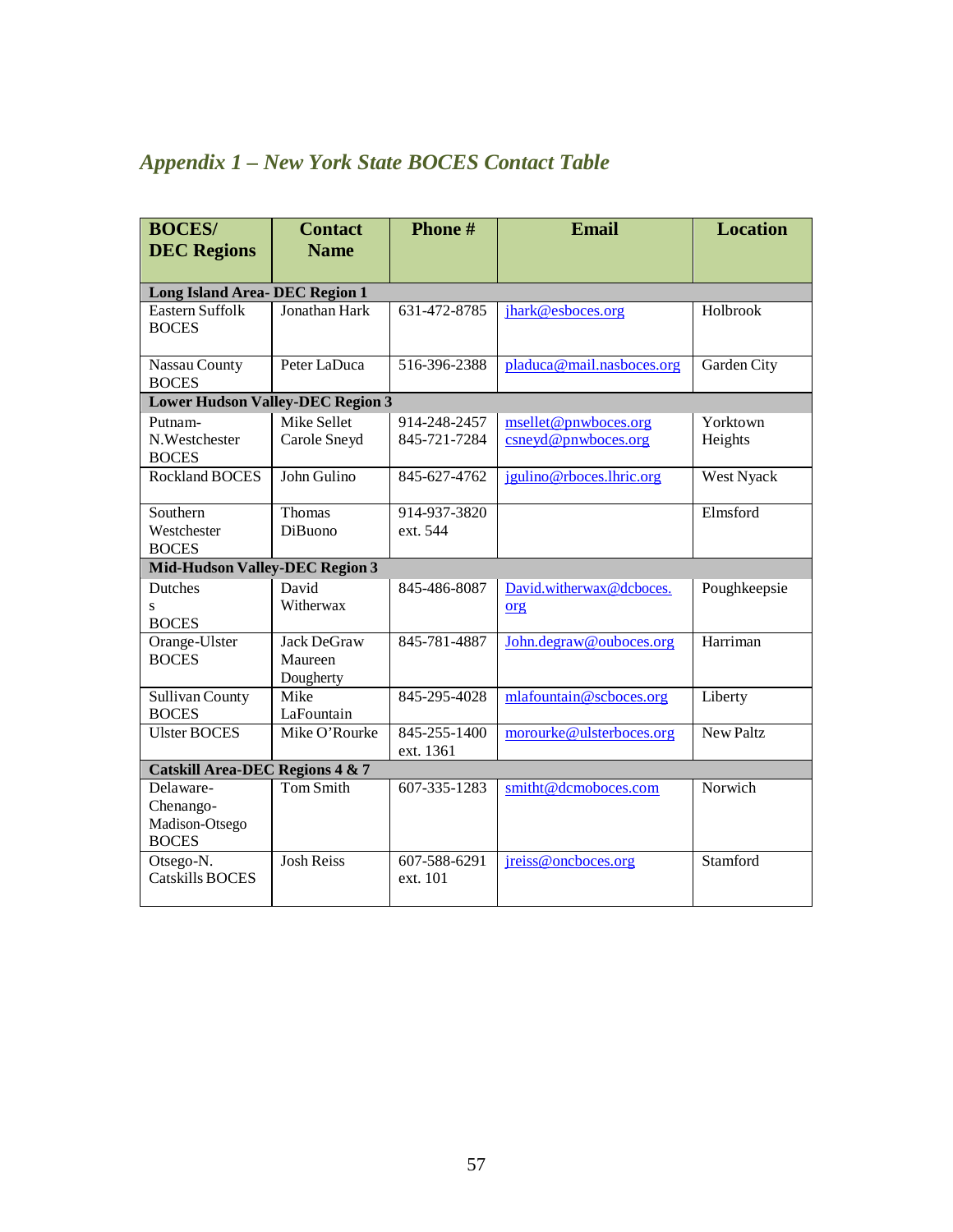## *Appendix 1 – New York State BOCES Contact Table*

| BOCES/ DEC Regions | Contact Name | Phone # | Email | Location |
|---|---|---|---|---|
| **Long Island Area- DEC Region 1** | | | | |
| Eastern Suffolk BOCES | Jonathan Hark | 631-472-8785 | jhark@esboces.org | Holbrook |
| Nassau County BOCES | Peter LaDuca | 516-396-2388 | pladuca@mail.nasboces.org | Garden City |
| **Lower Hudson Valley-DEC Region 3** | | | | |
| Putnam-N.Westchester BOCES | Mike Sellet<br>Carole Sneyd | 914-248-2457<br>845-721-7284 | msellet@pnwboces.org<br>csneyd@pnwboces.org | Yorktown Heights |
| Rockland BOCES | John Gulino | 845-627-4762 | jgulino@rboces.lhric.org | West Nyack |
| Southern Westchester BOCES | Thomas DiBuono | 914-937-3820 ext. 544 | | Elmsford |
| **Mid-Hudson Valley-DEC Region 3** | | | | |
| Dutches s BOCES | David Witherwax | 845-486-8087 | David.witherwax@dcboces.org | Poughkeepsie |
| Orange-Ulster BOCES | Jack DeGraw<br>Maureen Dougherty | 845-781-4887 | John.degraw@ouboces.org | Harriman |
| Sullivan County BOCES | Mike LaFountain | 845-295-4028 | mlafountain@scboces.org | Liberty |
| Ulster BOCES | Mike O'Rourke | 845-255-1400 ext. 1361 | morourke@ulsterboces.org | New Paltz |
| **Catskill Area-DEC Regions 4 & 7** | | | | |
| Delaware-Chenango-Madison-Otsego BOCES | Tom Smith | 607-335-1283 | smitht@dcmoboces.com | Norwich |
| Otsego-N. Catskills BOCES | Josh Reiss | 607-588-6291 ext. 101 | jreiss@oncboces.org | Stamford |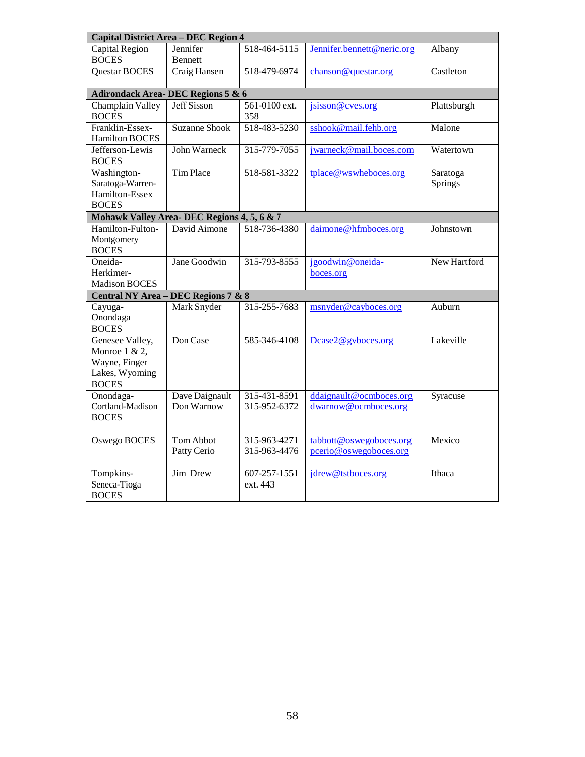| Capital District Area – DEC Region 4 | | | | |
|---|---|---|---|---|
| Capital Region BOCES | Jennifer Bennett | 518-464-5115 | Jennifer.bennett@neric.org | Albany |
| Questar BOCES | Craig Hansen | 518-479-6974 | chanson@questar.org | Castleton |
| **Adirondack Area- DEC Regions 5 & 6** | | | | |
| Champlain Valley BOCES | Jeff Sisson | 561-0100 ext. 358 | jsisson@cves.org | Plattsburgh |
| Franklin-Essex-Hamilton BOCES | Suzanne Shook | 518-483-5230 | sshook@mail.fehb.org | Malone |
| Jefferson-Lewis BOCES | John Warneck | 315-779-7055 | jwarneck@mail.boces.com | Watertown |
| Washington-Saratoga-Warren-Hamilton-Essex BOCES | Tim Place | 518-581-3322 | tplace@wswheboces.org | Saratoga Springs |
| **Mohawk Valley Area- DEC Regions 4, 5, 6 & 7** | | | | |
| Hamilton-Fulton-Montgomery BOCES | David Aimone | 518-736-4380 | daimone@hfmboces.org | Johnstown |
| Oneida-Herkimer-Madison BOCES | Jane Goodwin | 315-793-8555 | jgoodwin@oneida-boces.org | New Hartford |
| **Central NY Area – DEC Regions 7 & 8** | | | | |
| Cayuga-Onondaga BOCES | Mark Snyder | 315-255-7683 | msnyder@cayboces.org | Auburn |
| Genesee Valley, Monroe 1 & 2, Wayne, Finger Lakes, Wyoming BOCES | Don Case | 585-346-4108 | Dcase2@gvboces.org | Lakeville |
| Onondaga-Cortland-Madison BOCES | Dave Daignault<br>Don Warnow | 315-431-8591<br>315-952-6372 | ddaignault@ocmboces.org<br>dwarnow@ocmboces.org | Syracuse |
| Oswego BOCES | Tom Abbot<br>Patty Cerio | 315-963-4271<br>315-963-4476 | tabbott@oswegoboces.org<br>pcerio@oswegoboces.org | Mexico |
| Tompkins-Seneca-Tioga BOCES | Jim Drew | 607-257-1551 ext. 443 | jdrew@tstboces.org | Ithaca |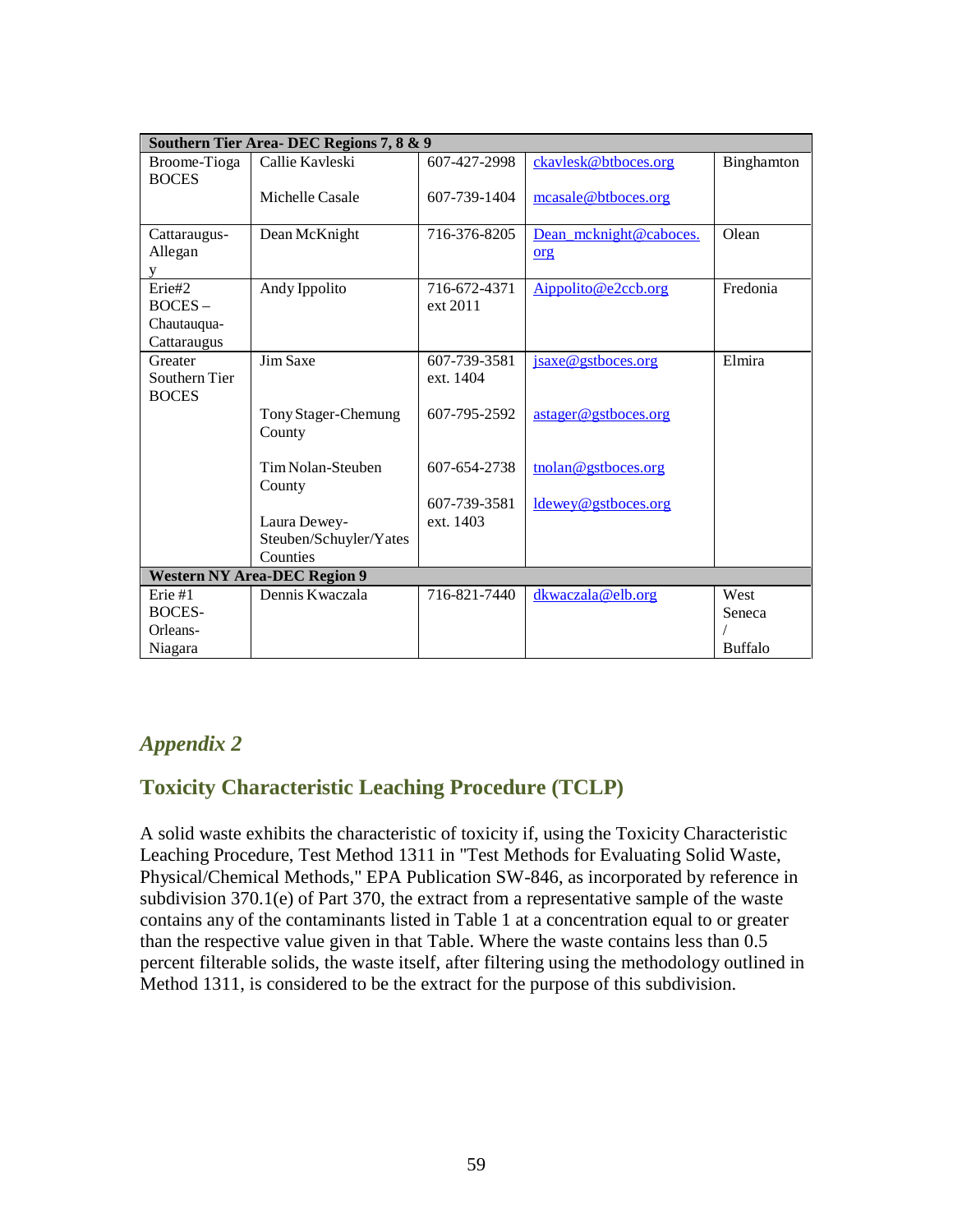| Southern Tier Area- DEC Regions 7, 8 & 9 | | | | |
|---|---|---|---|---|
| Broome-Tioga BOCES | Callie Kavleski<br><br>Michelle Casale | 607-427-2998<br><br>607-739-1404 | ckavlesk@btboces.org<br><br>mcasale@btboces.org | Binghamton |
| Cattaraugus-Allegany | Dean McKnight | 716-376-8205 | Dean_mcknight@caboces.org | Olean |
| Erie#2 BOCES – Chautauqua-Cattaraugus | Andy Ippolito | 716-672-4371 ext 2011 | Aippolito@e2ccb.org | Fredonia |
| Greater Southern Tier BOCES | Jim Saxe<br><br>Tony Stager-Chemung County<br><br>Tim Nolan-Steuben County<br><br>Laura Dewey-Steuben/Schuyler/Yates Counties | 607-739-3581 ext. 1404<br><br>607-795-2592<br><br>607-654-2738<br><br>607-739-3581 ext. 1403 | jsaxe@gstboces.org<br><br>astager@gstboces.org<br><br>tnolan@gstboces.org<br><br>ldewey@gstboces.org | Elmira |
| **Western NY Area-DEC Region 9** | | | | |
| Erie #1 BOCES-Orleans-Niagara | Dennis Kwaczala | 716-821-7440 | dkwaczala@elb.org | West Seneca / Buffalo |

## *Appendix 2*

## Toxicity Characteristic Leaching Procedure (TCLP)

A solid waste exhibits the characteristic of toxicity if, using the Toxicity Characteristic Leaching Procedure, Test Method 1311 in "Test Methods for Evaluating Solid Waste, Physical/Chemical Methods," EPA Publication SW-846, as incorporated by reference in subdivision 370.1(e) of Part 370, the extract from a representative sample of the waste contains any of the contaminants listed in Table 1 at a concentration equal to or greater than the respective value given in that Table. Where the waste contains less than 0.5 percent filterable solids, the waste itself, after filtering using the methodology outlined in Method 1311, is considered to be the extract for the purpose of this subdivision.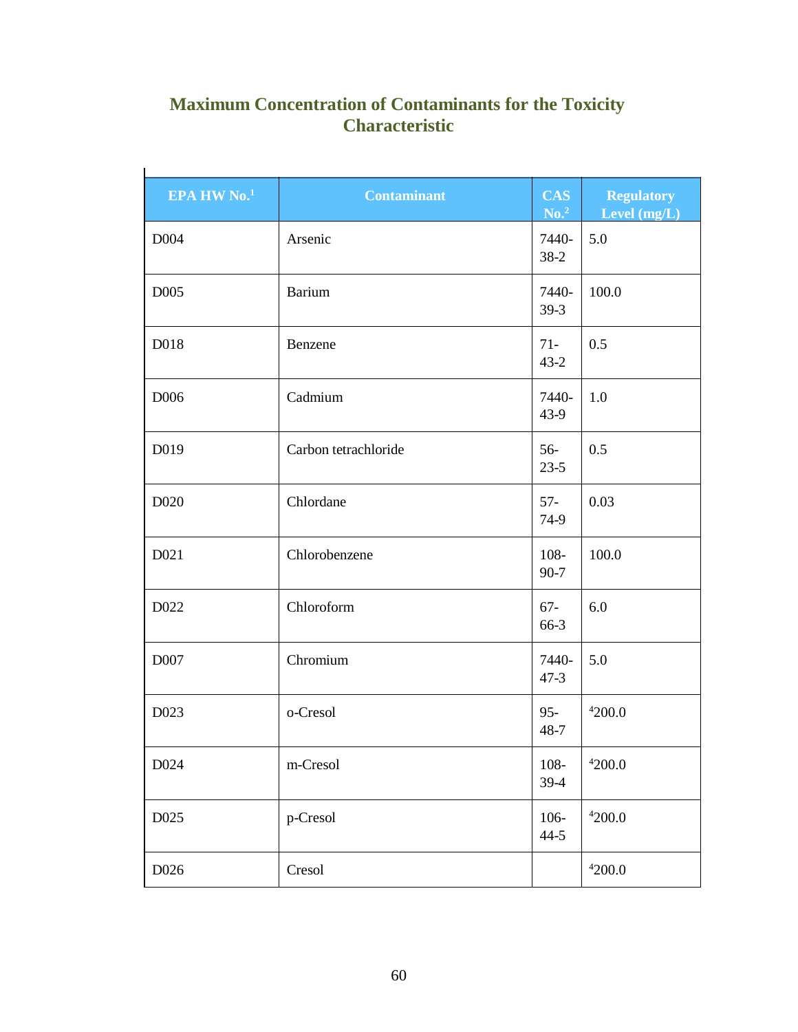## Maximum Concentration of Contaminants for the Toxicity Characteristic

| EPA HW No.[1] | Contaminant | CAS No.[2] | Regulatory Level (mg/L) |
|---|---|---|---|
| D004 | Arsenic | 7440-38-2 | 5.0 |
| D005 | Barium | 7440-39-3 | 100.0 |
| D018 | Benzene | 71-43-2 | 0.5 |
| D006 | Cadmium | 7440-43-9 | 1.0 |
| D019 | Carbon tetrachloride | 56-23-5 | 0.5 |
| D020 | Chlordane | 57-74-9 | 0.03 |
| D021 | Chlorobenzene | 108-90-7 | 100.0 |
| D022 | Chloroform | 67-66-3 | 6.0 |
| D007 | Chromium | 7440-47-3 | 5.0 |
| D023 | o-Cresol | 95-48-7 | [4]200.0 |
| D024 | m-Cresol | 108-39-4 | [4]200.0 |
| D025 | p-Cresol | 106-44-5 | [4]200.0 |
| D026 | Cresol | | [4]200.0 |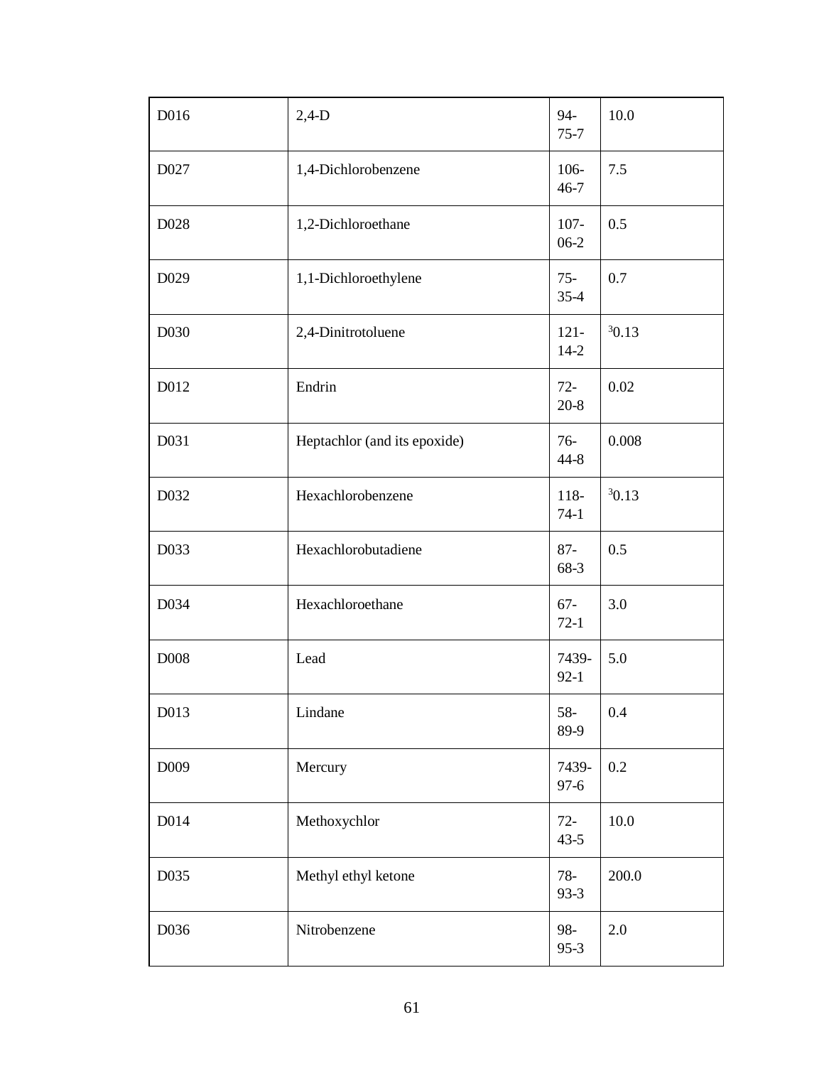| D016 | 2,4-D | 94-75-7 | 10.0 |
|---|---|---|---|
| D027 | 1,4-Dichlorobenzene | 106-46-7 | 7.5 |
| D028 | 1,2-Dichloroethane | 107-06-2 | 0.5 |
| D029 | 1,1-Dichloroethylene | 75-35-4 | 0.7 |
| D030 | 2,4-Dinitrotoluene | 121-14-2 | [3]0.13 |
| D012 | Endrin | 72-20-8 | 0.02 |
| D031 | Heptachlor (and its epoxide) | 76-44-8 | 0.008 |
| D032 | Hexachlorobenzene | 118-74-1 | [3]0.13 |
| D033 | Hexachlorobutadiene | 87-68-3 | 0.5 |
| D034 | Hexachloroethane | 67-72-1 | 3.0 |
| D008 | Lead | 7439-92-1 | 5.0 |
| D013 | Lindane | 58-89-9 | 0.4 |
| D009 | Mercury | 7439-97-6 | 0.2 |
| D014 | Methoxychlor | 72-43-5 | 10.0 |
| D035 | Methyl ethyl ketone | 78-93-3 | 200.0 |
| D036 | Nitrobenzene | 98-95-3 | 2.0 |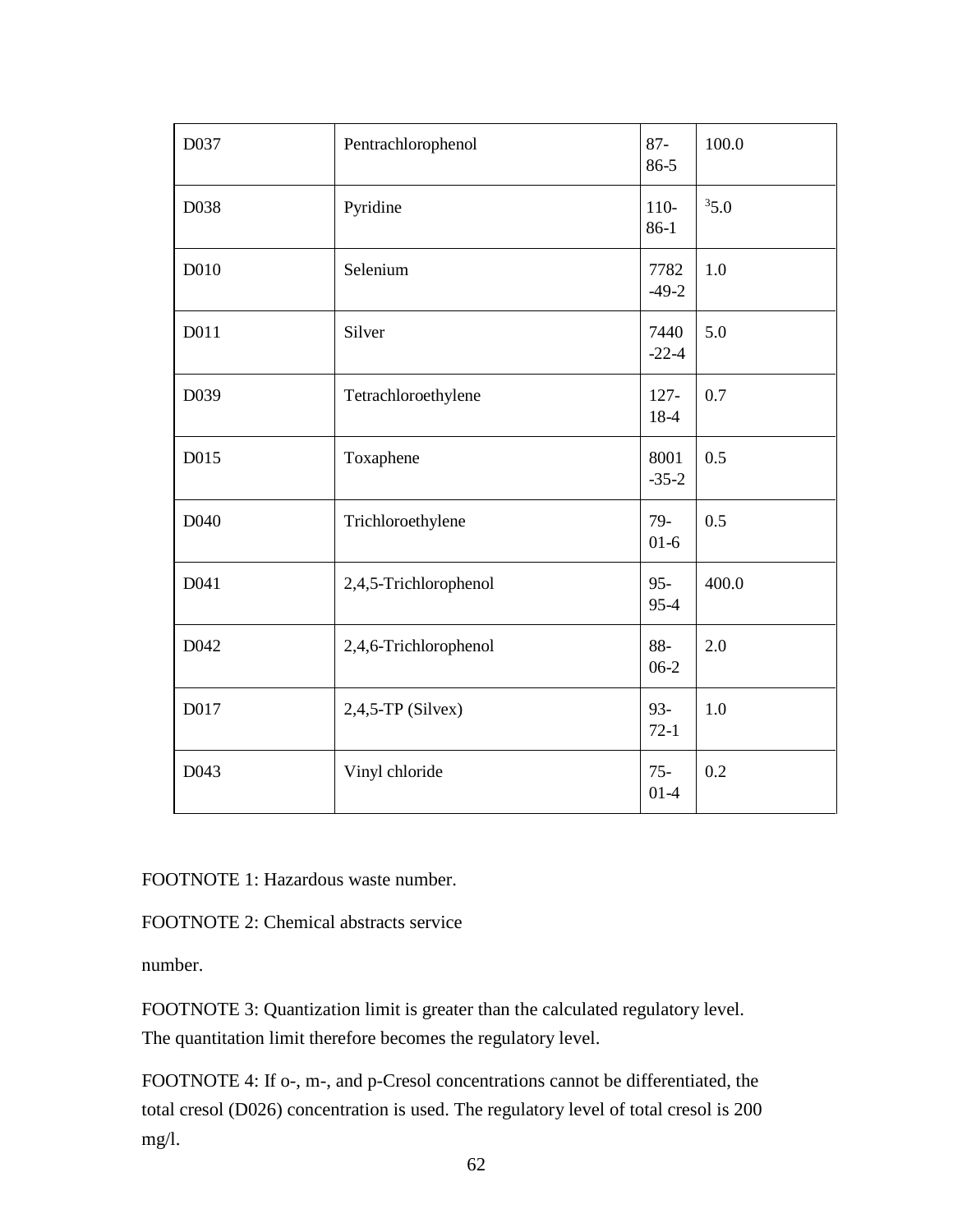| | | | |
|---|---|---|---|
| D037 | Pentrachlorophenol | 87-86-5 | 100.0 |
| D038 | Pyridine | 110-86-1 | [3]5.0 |
| D010 | Selenium | 7782-49-2 | 1.0 |
| D011 | Silver | 7440-22-4 | 5.0 |
| D039 | Tetrachloroethylene | 127-18-4 | 0.7 |
| D015 | Toxaphene | 8001-35-2 | 0.5 |
| D040 | Trichloroethylene | 79-01-6 | 0.5 |
| D041 | 2,4,5-Trichlorophenol | 95-95-4 | 400.0 |
| D042 | 2,4,6-Trichlorophenol | 88-06-2 | 2.0 |
| D017 | 2,4,5-TP (Silvex) | 93-72-1 | 1.0 |
| D043 | Vinyl chloride | 75-01-4 | 0.2 |

FOOTNOTE 1: Hazardous waste number.

FOOTNOTE 2: Chemical abstracts service

number.

FOOTNOTE 3: Quantization limit is greater than the calculated regulatory level. The quantitation limit therefore becomes the regulatory level.

FOOTNOTE 4: If o-, m-, and p-Cresol concentrations cannot be differentiated, the total cresol (D026) concentration is used. The regulatory level of total cresol is 200 mg/l.